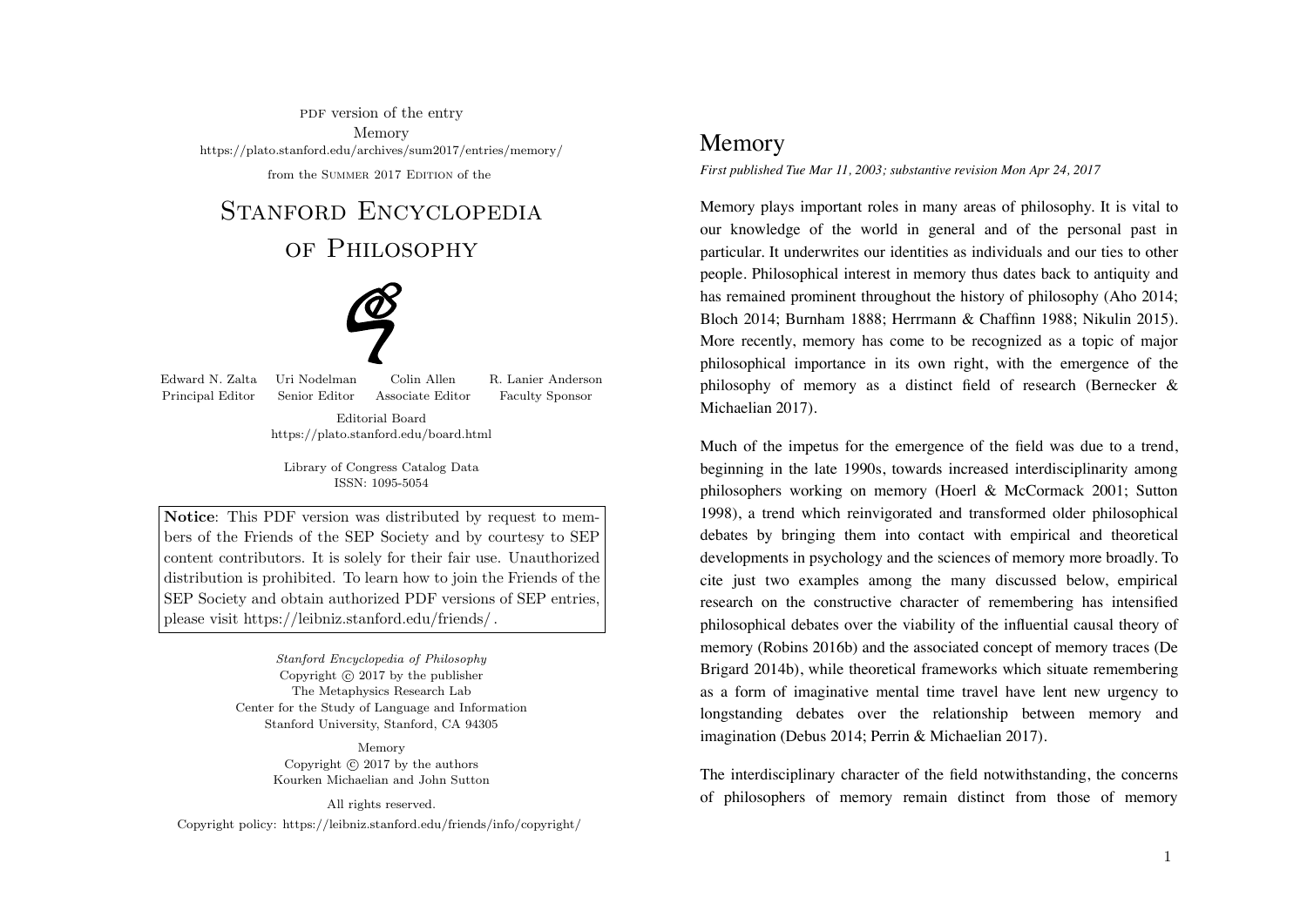PDF version of the entry
Memory
https://plato.stanford.edu/archives/sum2017/entries/memory/

from the SUMMER 2017 EDITION of the

# STANFORD ENCYCLOPEDIA OF PHILOSOPHY

| Edward N. Zalta | Uri Nodelman | Colin Allen | R. Lanier Anderson |
| --- | --- | --- | --- |
| Principal Editor | Senior Editor | Associate Editor | Faculty Sponsor |

Editorial Board
https://plato.stanford.edu/board.html

Library of Congress Catalog Data
ISSN: 1095-5054

**Notice**: This PDF version was distributed by request to members of the Friends of the SEP Society and by courtesy to SEP content contributors. It is solely for their fair use. Unauthorized distribution is prohibited. To learn how to join the Friends of the SEP Society and obtain authorized PDF versions of SEP entries, please visit https://leibniz.stanford.edu/friends/ .

*Stanford Encyclopedia of Philosophy*
Copyright © 2017 by the publisher
The Metaphysics Research Lab
Center for the Study of Language and Information
Stanford University, Stanford, CA 94305

Memory
Copyright © 2017 by the authors
Kourken Michaelian and John Sutton

All rights reserved.

Copyright policy: https://leibniz.stanford.edu/friends/info/copyright/

# Memory

*First published Tue Mar 11, 2003; substantive revision Mon Apr 24, 2017*

Memory plays important roles in many areas of philosophy. It is vital to our knowledge of the world in general and of the personal past in particular. It underwrites our identities as individuals and our ties to other people. Philosophical interest in memory thus dates back to antiquity and has remained prominent throughout the history of philosophy (Aho 2014; Bloch 2014; Burnham 1888; Herrmann & Chaffinn 1988; Nikulin 2015). More recently, memory has come to be recognized as a topic of major philosophical importance in its own right, with the emergence of the philosophy of memory as a distinct field of research (Bernecker & Michaelian 2017).

Much of the impetus for the emergence of the field was due to a trend, beginning in the late 1990s, towards increased interdisciplinarity among philosophers working on memory (Hoerl & McCormack 2001; Sutton 1998), a trend which reinvigorated and transformed older philosophical debates by bringing them into contact with empirical and theoretical developments in psychology and the sciences of memory more broadly. To cite just two examples among the many discussed below, empirical research on the constructive character of remembering has intensified philosophical debates over the viability of the influential causal theory of memory (Robins 2016b) and the associated concept of memory traces (De Brigard 2014b), while theoretical frameworks which situate remembering as a form of imaginative mental time travel have lent new urgency to longstanding debates over the relationship between memory and imagination (Debus 2014; Perrin & Michaelian 2017).

The interdisciplinary character of the field notwithstanding, the concerns of philosophers of memory remain distinct from those of memory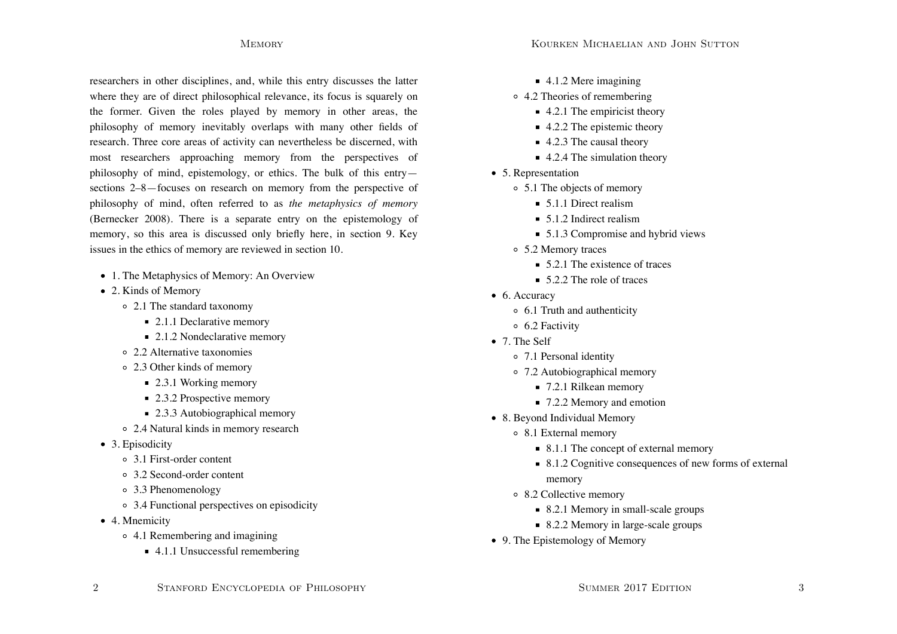researchers in other disciplines, and, while this entry discusses the latter where they are of direct philosophical relevance, its focus is squarely on the former. Given the roles played by memory in other areas, the philosophy of memory inevitably overlaps with many other fields of research. Three core areas of activity can nevertheless be discerned, with most researchers approaching memory from the perspectives of philosophy of mind, epistemology, or ethics. The bulk of this entry—sections 2–8—focuses on research on memory from the perspective of philosophy of mind, often referred to as *the metaphysics of memory* (Bernecker 2008). There is a separate entry on the epistemology of memory, so this area is discussed only briefly here, in section 9. Key issues in the ethics of memory are reviewed in section 10.

- 1. The Metaphysics of Memory: An Overview
- 2. Kinds of Memory
  - 2.1 The standard taxonomy
    - 2.1.1 Declarative memory
    - 2.1.2 Nondeclarative memory
  - 2.2 Alternative taxonomies
  - 2.3 Other kinds of memory
    - 2.3.1 Working memory
    - 2.3.2 Prospective memory
    - 2.3.3 Autobiographical memory
  - 2.4 Natural kinds in memory research
- 3. Episodicity
  - 3.1 First-order content
  - 3.2 Second-order content
  - 3.3 Phenomenology
  - 3.4 Functional perspectives on episodicity
- 4. Mnemicity
  - 4.1 Remembering and imagining
    - 4.1.1 Unsuccessful remembering
    - 4.1.2 Mere imagining
  - 4.2 Theories of remembering
    - 4.2.1 The empiricist theory
    - 4.2.2 The epistemic theory
    - 4.2.3 The causal theory
    - 4.2.4 The simulation theory
- 5. Representation
  - 5.1 The objects of memory
    - 5.1.1 Direct realism
    - 5.1.2 Indirect realism
    - 5.1.3 Compromise and hybrid views
  - 5.2 Memory traces
    - 5.2.1 The existence of traces
    - 5.2.2 The role of traces
- 6. Accuracy
  - 6.1 Truth and authenticity
  - 6.2 Factivity
- 7. The Self
  - 7.1 Personal identity
  - 7.2 Autobiographical memory
    - 7.2.1 Rilkean memory
    - 7.2.2 Memory and emotion
- 8. Beyond Individual Memory
  - 8.1 External memory
    - 8.1.1 The concept of external memory
    - 8.1.2 Cognitive consequences of new forms of external memory
  - 8.2 Collective memory
    - 8.2.1 Memory in small-scale groups
    - 8.2.2 Memory in large-scale groups
- 9. The Epistemology of Memory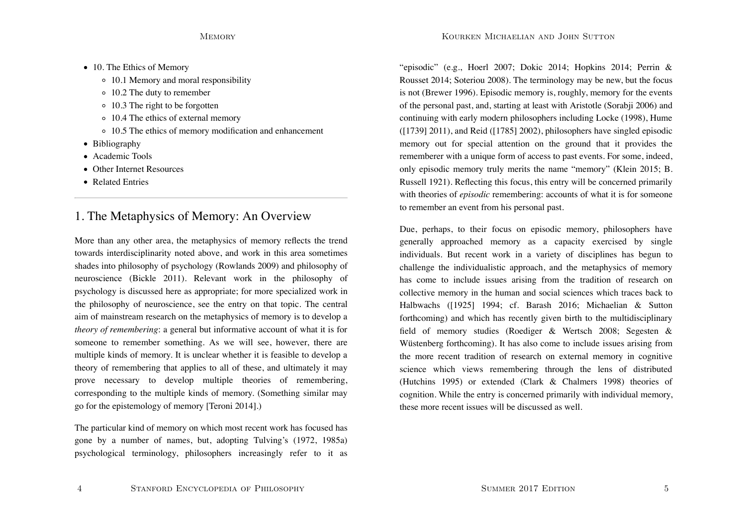- 10. The Ethics of Memory
  - 10.1 Memory and moral responsibility
  - 10.2 The duty to remember
  - 10.3 The right to be forgotten
  - 10.4 The ethics of external memory
  - 10.5 The ethics of memory modification and enhancement
- Bibliography
- Academic Tools
- Other Internet Resources
- Related Entries

---

## 1. The Metaphysics of Memory: An Overview

More than any other area, the metaphysics of memory reflects the trend towards interdisciplinarity noted above, and work in this area sometimes shades into philosophy of psychology (Rowlands 2009) and philosophy of neuroscience (Bickle 2011). Relevant work in the philosophy of psychology is discussed here as appropriate; for more specialized work in the philosophy of neuroscience, see the entry on that topic. The central aim of mainstream research on the metaphysics of memory is to develop a *theory of remembering*: a general but informative account of what it is for someone to remember something. As we will see, however, there are multiple kinds of memory. It is unclear whether it is feasible to develop a theory of remembering that applies to all of these, and ultimately it may prove necessary to develop multiple theories of remembering, corresponding to the multiple kinds of memory. (Something similar may go for the epistemology of memory [Teroni 2014].)

The particular kind of memory on which most recent work has focused has gone by a number of names, but, adopting Tulving's (1972, 1985a) psychological terminology, philosophers increasingly refer to it as "episodic" (e.g., Hoerl 2007; Dokic 2014; Hopkins 2014; Perrin & Rousset 2014; Soteriou 2008). The terminology may be new, but the focus is not (Brewer 1996). Episodic memory is, roughly, memory for the events of the personal past, and, starting at least with Aristotle (Sorabji 2006) and continuing with early modern philosophers including Locke (1998), Hume ([1739] 2011), and Reid ([1785] 2002), philosophers have singled episodic memory out for special attention on the ground that it provides the rememberer with a unique form of access to past events. For some, indeed, only episodic memory truly merits the name "memory" (Klein 2015; B. Russell 1921). Reflecting this focus, this entry will be concerned primarily with theories of *episodic* remembering: accounts of what it is for someone to remember an event from his personal past.

Due, perhaps, to their focus on episodic memory, philosophers have generally approached memory as a capacity exercised by single individuals. But recent work in a variety of disciplines has begun to challenge the individualistic approach, and the metaphysics of memory has come to include issues arising from the tradition of research on collective memory in the human and social sciences which traces back to Halbwachs ([1925] 1994; cf. Barash 2016; Michaelian & Sutton forthcoming) and which has recently given birth to the multidisciplinary field of memory studies (Roediger & Wertsch 2008; Segesten & Wüstenberg forthcoming). It has also come to include issues arising from the more recent tradition of research on external memory in cognitive science which views remembering through the lens of distributed (Hutchins 1995) or extended (Clark & Chalmers 1998) theories of cognition. While the entry is concerned primarily with individual memory, these more recent issues will be discussed as well.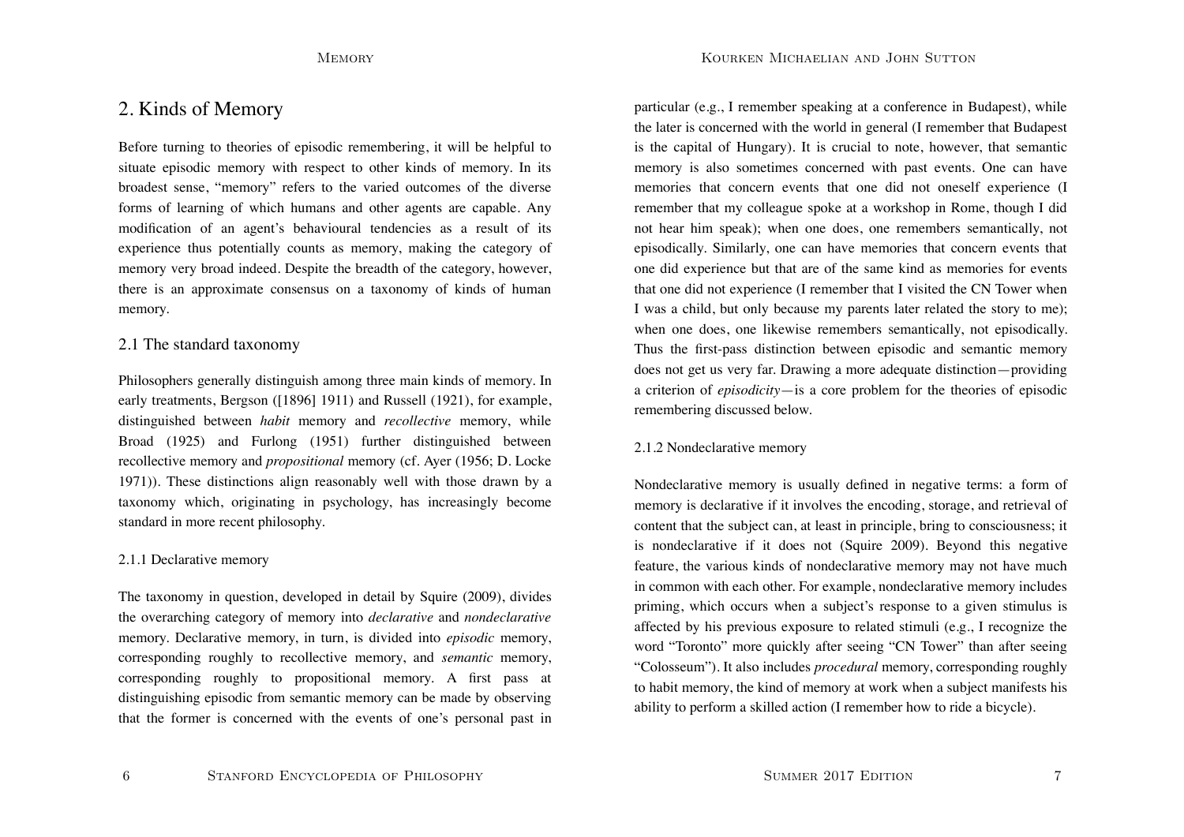## 2. Kinds of Memory

Before turning to theories of episodic remembering, it will be helpful to situate episodic memory with respect to other kinds of memory. In its broadest sense, "memory" refers to the varied outcomes of the diverse forms of learning of which humans and other agents are capable. Any modification of an agent's behavioural tendencies as a result of its experience thus potentially counts as memory, making the category of memory very broad indeed. Despite the breadth of the category, however, there is an approximate consensus on a taxonomy of kinds of human memory.

### 2.1 The standard taxonomy

Philosophers generally distinguish among three main kinds of memory. In early treatments, Bergson ([1896] 1911) and Russell (1921), for example, distinguished between *habit* memory and *recollective* memory, while Broad (1925) and Furlong (1951) further distinguished between recollective memory and *propositional* memory (cf. Ayer (1956; D. Locke 1971)). These distinctions align reasonably well with those drawn by a taxonomy which, originating in psychology, has increasingly become standard in more recent philosophy.

#### 2.1.1 Declarative memory

The taxonomy in question, developed in detail by Squire (2009), divides the overarching category of memory into *declarative* and *nondeclarative* memory. Declarative memory, in turn, is divided into *episodic* memory, corresponding roughly to recollective memory, and *semantic* memory, corresponding roughly to propositional memory. A first pass at distinguishing episodic from semantic memory can be made by observing that the former is concerned with the events of one's personal past in particular (e.g., I remember speaking at a conference in Budapest), while the later is concerned with the world in general (I remember that Budapest is the capital of Hungary). It is crucial to note, however, that semantic memory is also sometimes concerned with past events. One can have memories that concern events that one did not oneself experience (I remember that my colleague spoke at a workshop in Rome, though I did not hear him speak); when one does, one remembers semantically, not episodically. Similarly, one can have memories that concern events that one did experience but that are of the same kind as memories for events that one did not experience (I remember that I visited the CN Tower when I was a child, but only because my parents later related the story to me); when one does, one likewise remembers semantically, not episodically. Thus the first-pass distinction between episodic and semantic memory does not get us very far. Drawing a more adequate distinction—providing a criterion of *episodicity*—is a core problem for the theories of episodic remembering discussed below.

#### 2.1.2 Nondeclarative memory

Nondeclarative memory is usually defined in negative terms: a form of memory is declarative if it involves the encoding, storage, and retrieval of content that the subject can, at least in principle, bring to consciousness; it is nondeclarative if it does not (Squire 2009). Beyond this negative feature, the various kinds of nondeclarative memory may not have much in common with each other. For example, nondeclarative memory includes priming, which occurs when a subject's response to a given stimulus is affected by his previous exposure to related stimuli (e.g., I recognize the word "Toronto" more quickly after seeing "CN Tower" than after seeing "Colosseum"). It also includes *procedural* memory, corresponding roughly to habit memory, the kind of memory at work when a subject manifests his ability to perform a skilled action (I remember how to ride a bicycle).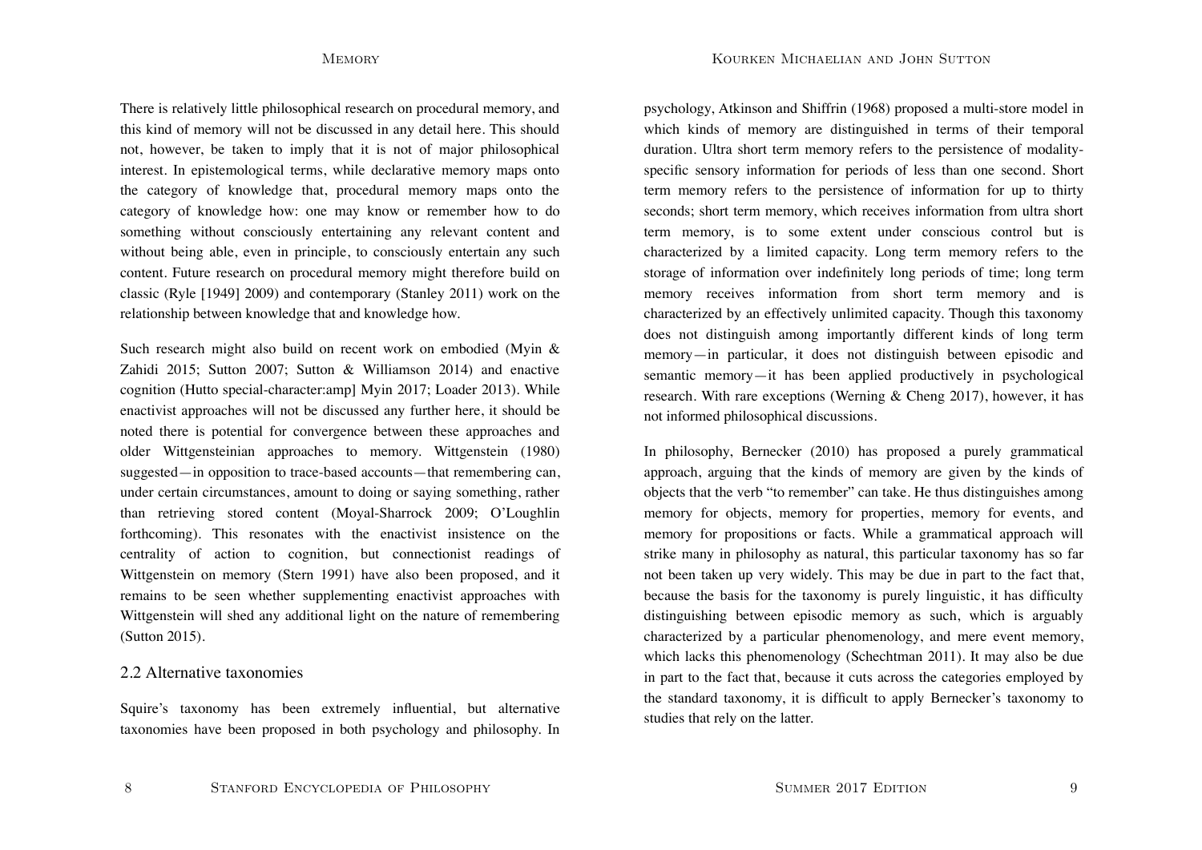There is relatively little philosophical research on procedural memory, and this kind of memory will not be discussed in any detail here. This should not, however, be taken to imply that it is not of major philosophical interest. In epistemological terms, while declarative memory maps onto the category of knowledge that, procedural memory maps onto the category of knowledge how: one may know or remember how to do something without consciously entertaining any relevant content and without being able, even in principle, to consciously entertain any such content. Future research on procedural memory might therefore build on classic (Ryle [1949] 2009) and contemporary (Stanley 2011) work on the relationship between knowledge that and knowledge how.

Such research might also build on recent work on embodied (Myin & Zahidi 2015; Sutton 2007; Sutton & Williamson 2014) and enactive cognition (Hutto special-character:amp] Myin 2017; Loader 2013). While enactivist approaches will not be discussed any further here, it should be noted there is potential for convergence between these approaches and older Wittgensteinian approaches to memory. Wittgenstein (1980) suggested—in opposition to trace-based accounts—that remembering can, under certain circumstances, amount to doing or saying something, rather than retrieving stored content (Moyal-Sharrock 2009; O'Loughlin forthcoming). This resonates with the enactivist insistence on the centrality of action to cognition, but connectionist readings of Wittgenstein on memory (Stern 1991) have also been proposed, and it remains to be seen whether supplementing enactivist approaches with Wittgenstein will shed any additional light on the nature of remembering (Sutton 2015).

## 2.2 Alternative taxonomies

Squire's taxonomy has been extremely influential, but alternative taxonomies have been proposed in both psychology and philosophy. In psychology, Atkinson and Shiffrin (1968) proposed a multi-store model in which kinds of memory are distinguished in terms of their temporal duration. Ultra short term memory refers to the persistence of modality-specific sensory information for periods of less than one second. Short term memory refers to the persistence of information for up to thirty seconds; short term memory, which receives information from ultra short term memory, is to some extent under conscious control but is characterized by a limited capacity. Long term memory refers to the storage of information over indefinitely long periods of time; long term memory receives information from short term memory and is characterized by an effectively unlimited capacity. Though this taxonomy does not distinguish among importantly different kinds of long term memory—in particular, it does not distinguish between episodic and semantic memory—it has been applied productively in psychological research. With rare exceptions (Werning & Cheng 2017), however, it has not informed philosophical discussions.

In philosophy, Bernecker (2010) has proposed a purely grammatical approach, arguing that the kinds of memory are given by the kinds of objects that the verb "to remember" can take. He thus distinguishes among memory for objects, memory for properties, memory for events, and memory for propositions or facts. While a grammatical approach will strike many in philosophy as natural, this particular taxonomy has so far not been taken up very widely. This may be due in part to the fact that, because the basis for the taxonomy is purely linguistic, it has difficulty distinguishing between episodic memory as such, which is arguably characterized by a particular phenomenology, and mere event memory, which lacks this phenomenology (Schechtman 2011). It may also be due in part to the fact that, because it cuts across the categories employed by the standard taxonomy, it is difficult to apply Bernecker's taxonomy to studies that rely on the latter.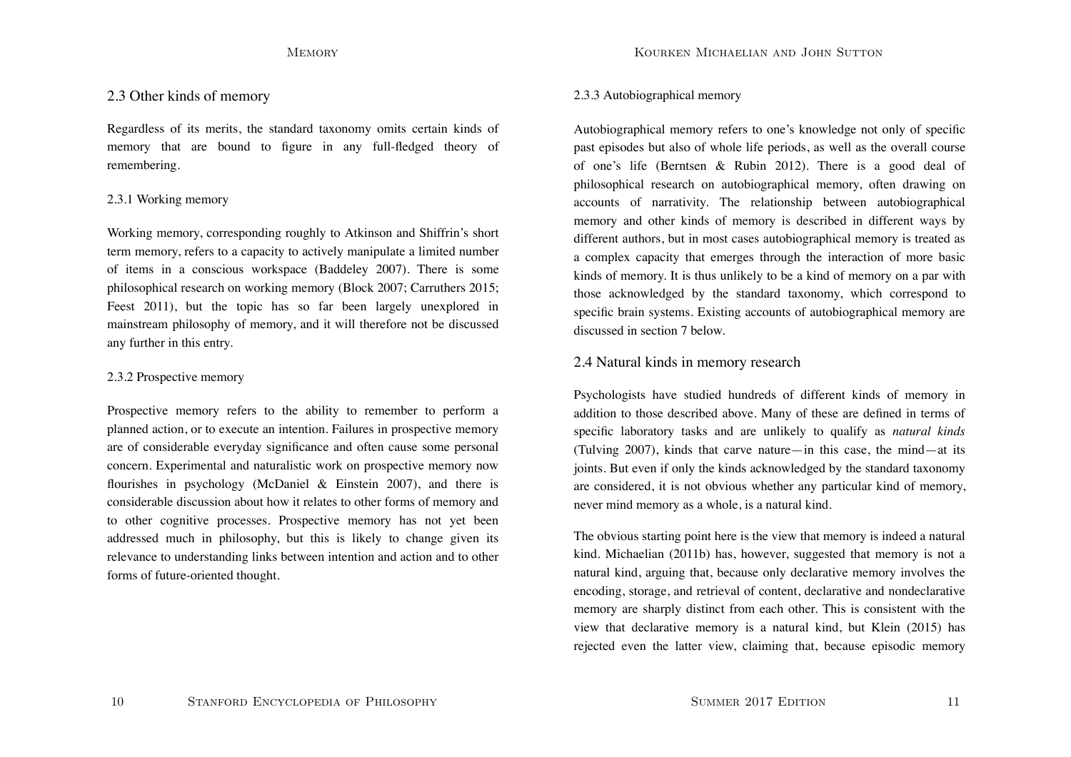## 2.3 Other kinds of memory

Regardless of its merits, the standard taxonomy omits certain kinds of memory that are bound to figure in any full-fledged theory of remembering.

### 2.3.1 Working memory

Working memory, corresponding roughly to Atkinson and Shiffrin's short term memory, refers to a capacity to actively manipulate a limited number of items in a conscious workspace (Baddeley 2007). There is some philosophical research on working memory (Block 2007; Carruthers 2015; Feest 2011), but the topic has so far been largely unexplored in mainstream philosophy of memory, and it will therefore not be discussed any further in this entry.

### 2.3.2 Prospective memory

Prospective memory refers to the ability to remember to perform a planned action, or to execute an intention. Failures in prospective memory are of considerable everyday significance and often cause some personal concern. Experimental and naturalistic work on prospective memory now flourishes in psychology (McDaniel & Einstein 2007), and there is considerable discussion about how it relates to other forms of memory and to other cognitive processes. Prospective memory has not yet been addressed much in philosophy, but this is likely to change given its relevance to understanding links between intention and action and to other forms of future-oriented thought.

### 2.3.3 Autobiographical memory

Autobiographical memory refers to one's knowledge not only of specific past episodes but also of whole life periods, as well as the overall course of one's life (Berntsen & Rubin 2012). There is a good deal of philosophical research on autobiographical memory, often drawing on accounts of narrativity. The relationship between autobiographical memory and other kinds of memory is described in different ways by different authors, but in most cases autobiographical memory is treated as a complex capacity that emerges through the interaction of more basic kinds of memory. It is thus unlikely to be a kind of memory on a par with those acknowledged by the standard taxonomy, which correspond to specific brain systems. Existing accounts of autobiographical memory are discussed in section 7 below.

## 2.4 Natural kinds in memory research

Psychologists have studied hundreds of different kinds of memory in addition to those described above. Many of these are defined in terms of specific laboratory tasks and are unlikely to qualify as *natural kinds* (Tulving 2007), kinds that carve nature—in this case, the mind—at its joints. But even if only the kinds acknowledged by the standard taxonomy are considered, it is not obvious whether any particular kind of memory, never mind memory as a whole, is a natural kind.

The obvious starting point here is the view that memory is indeed a natural kind. Michaelian (2011b) has, however, suggested that memory is not a natural kind, arguing that, because only declarative memory involves the encoding, storage, and retrieval of content, declarative and nondeclarative memory are sharply distinct from each other. This is consistent with the view that declarative memory is a natural kind, but Klein (2015) has rejected even the latter view, claiming that, because episodic memory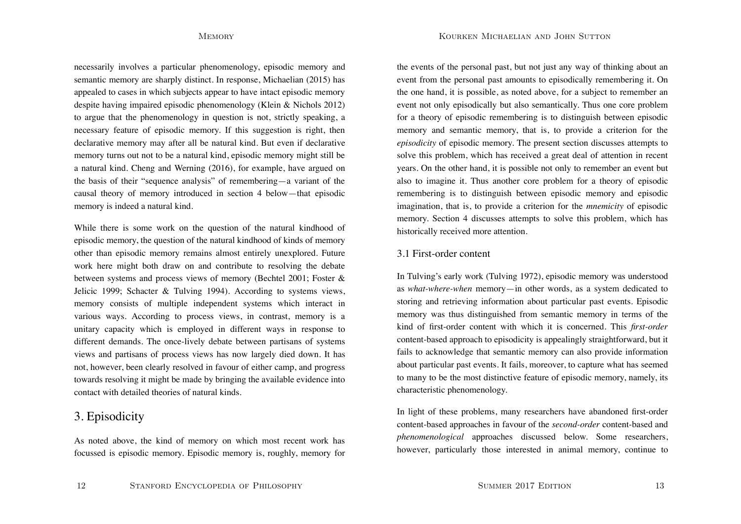necessarily involves a particular phenomenology, episodic memory and semantic memory are sharply distinct. In response, Michaelian (2015) has appealed to cases in which subjects appear to have intact episodic memory despite having impaired episodic phenomenology (Klein & Nichols 2012) to argue that the phenomenology in question is not, strictly speaking, a necessary feature of episodic memory. If this suggestion is right, then declarative memory may after all be natural kind. But even if declarative memory turns out not to be a natural kind, episodic memory might still be a natural kind. Cheng and Werning (2016), for example, have argued on the basis of their "sequence analysis" of remembering—a variant of the causal theory of memory introduced in section 4 below—that episodic memory is indeed a natural kind.

While there is some work on the question of the natural kindhood of episodic memory, the question of the natural kindhood of kinds of memory other than episodic memory remains almost entirely unexplored. Future work here might both draw on and contribute to resolving the debate between systems and process views of memory (Bechtel 2001; Foster & Jelicic 1999; Schacter & Tulving 1994). According to systems views, memory consists of multiple independent systems which interact in various ways. According to process views, in contrast, memory is a unitary capacity which is employed in different ways in response to different demands. The once-lively debate between partisans of systems views and partisans of process views has now largely died down. It has not, however, been clearly resolved in favour of either camp, and progress towards resolving it might be made by bringing the available evidence into contact with detailed theories of natural kinds.

## 3. Episodicity

As noted above, the kind of memory on which most recent work has focussed is episodic memory. Episodic memory is, roughly, memory for the events of the personal past, but not just any way of thinking about an event from the personal past amounts to episodically remembering it. On the one hand, it is possible, as noted above, for a subject to remember an event not only episodically but also semantically. Thus one core problem for a theory of episodic remembering is to distinguish between episodic memory and semantic memory, that is, to provide a criterion for the *episodicity* of episodic memory. The present section discusses attempts to solve this problem, which has received a great deal of attention in recent years. On the other hand, it is possible not only to remember an event but also to imagine it. Thus another core problem for a theory of episodic remembering is to distinguish between episodic memory and episodic imagination, that is, to provide a criterion for the *mnemicity* of episodic memory. Section 4 discusses attempts to solve this problem, which has historically received more attention.

### 3.1 First-order content

In Tulving's early work (Tulving 1972), episodic memory was understood as *what-where-when* memory—in other words, as a system dedicated to storing and retrieving information about particular past events. Episodic memory was thus distinguished from semantic memory in terms of the kind of first-order content with which it is concerned. This *first-order* content-based approach to episodicity is appealingly straightforward, but it fails to acknowledge that semantic memory can also provide information about particular past events. It fails, moreover, to capture what has seemed to many to be the most distinctive feature of episodic memory, namely, its characteristic phenomenology.

In light of these problems, many researchers have abandoned first-order content-based approaches in favour of the *second-order* content-based and *phenomenological* approaches discussed below. Some researchers, however, particularly those interested in animal memory, continue to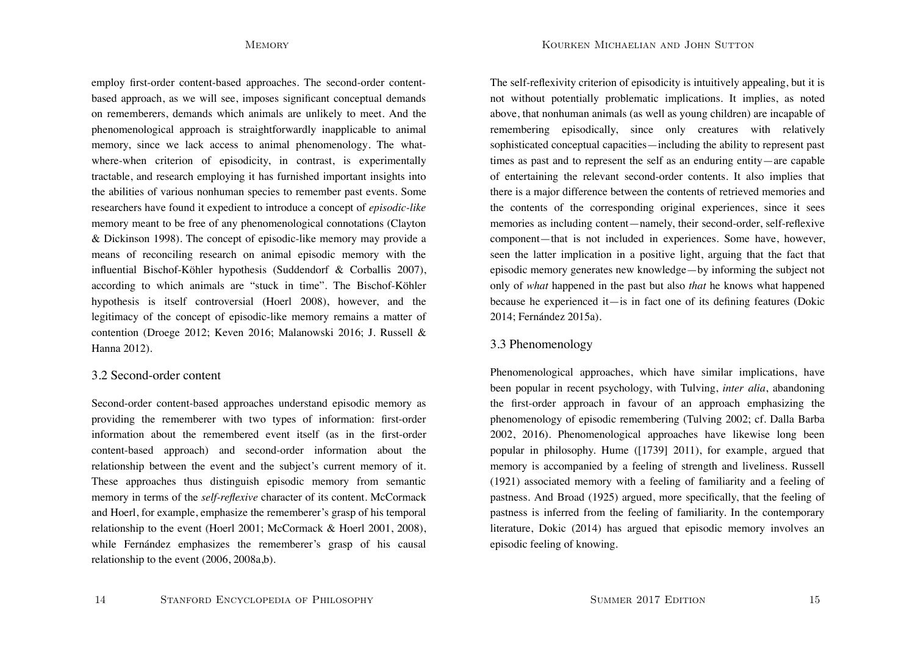employ first-order content-based approaches. The second-order content-based approach, as we will see, imposes significant conceptual demands on rememberers, demands which animals are unlikely to meet. And the phenomenological approach is straightforwardly inapplicable to animal memory, since we lack access to animal phenomenology. The what-where-when criterion of episodicity, in contrast, is experimentally tractable, and research employing it has furnished important insights into the abilities of various nonhuman species to remember past events. Some researchers have found it expedient to introduce a concept of *episodic-like* memory meant to be free of any phenomenological connotations (Clayton & Dickinson 1998). The concept of episodic-like memory may provide a means of reconciling research on animal episodic memory with the influential Bischof-Köhler hypothesis (Suddendorf & Corballis 2007), according to which animals are "stuck in time". The Bischof-Köhler hypothesis is itself controversial (Hoerl 2008), however, and the legitimacy of the concept of episodic-like memory remains a matter of contention (Droege 2012; Keven 2016; Malanowski 2016; J. Russell & Hanna 2012).

### 3.2 Second-order content

Second-order content-based approaches understand episodic memory as providing the rememberer with two types of information: first-order information about the remembered event itself (as in the first-order content-based approach) and second-order information about the relationship between the event and the subject's current memory of it. These approaches thus distinguish episodic memory from semantic memory in terms of the *self-reflexive* character of its content. McCormack and Hoerl, for example, emphasize the rememberer's grasp of his temporal relationship to the event (Hoerl 2001; McCormack & Hoerl 2001, 2008), while Fernández emphasizes the rememberer's grasp of his causal relationship to the event (2006, 2008a,b).

The self-reflexivity criterion of episodicity is intuitively appealing, but it is not without potentially problematic implications. It implies, as noted above, that nonhuman animals (as well as young children) are incapable of remembering episodically, since only creatures with relatively sophisticated conceptual capacities—including the ability to represent past times as past and to represent the self as an enduring entity—are capable of entertaining the relevant second-order contents. It also implies that there is a major difference between the contents of retrieved memories and the contents of the corresponding original experiences, since it sees memories as including content—namely, their second-order, self-reflexive component—that is not included in experiences. Some have, however, seen the latter implication in a positive light, arguing that the fact that episodic memory generates new knowledge—by informing the subject not only of *what* happened in the past but also *that* he knows what happened because he experienced it—is in fact one of its defining features (Dokic 2014; Fernández 2015a).

### 3.3 Phenomenology

Phenomenological approaches, which have similar implications, have been popular in recent psychology, with Tulving, *inter alia*, abandoning the first-order approach in favour of an approach emphasizing the phenomenology of episodic remembering (Tulving 2002; cf. Dalla Barba 2002, 2016). Phenomenological approaches have likewise long been popular in philosophy. Hume ([1739] 2011), for example, argued that memory is accompanied by a feeling of strength and liveliness. Russell (1921) associated memory with a feeling of familiarity and a feeling of pastness. And Broad (1925) argued, more specifically, that the feeling of pastness is inferred from the feeling of familiarity. In the contemporary literature, Dokic (2014) has argued that episodic memory involves an episodic feeling of knowing.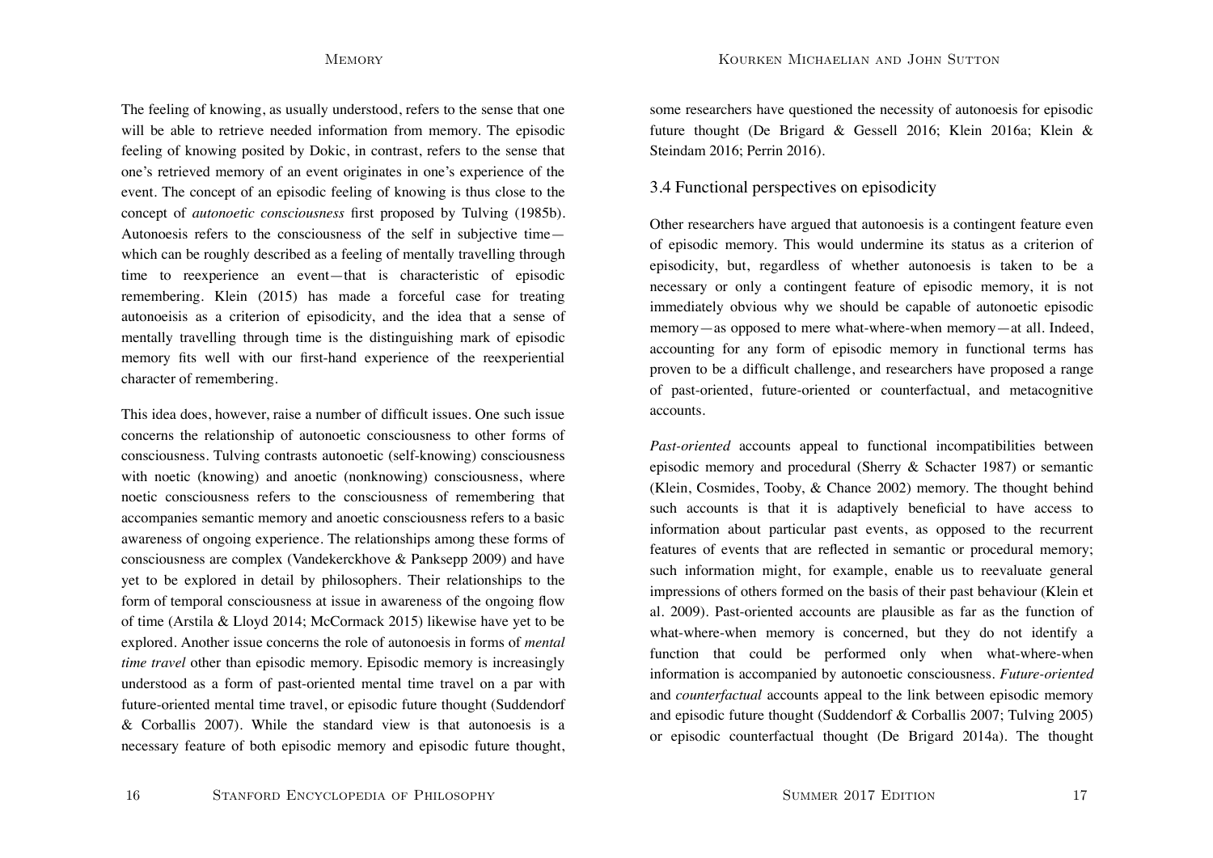The feeling of knowing, as usually understood, refers to the sense that one will be able to retrieve needed information from memory. The episodic feeling of knowing posited by Dokic, in contrast, refers to the sense that one's retrieved memory of an event originates in one's experience of the event. The concept of an episodic feeling of knowing is thus close to the concept of *autonoetic consciousness* first proposed by Tulving (1985b). Autonoesis refers to the consciousness of the self in subjective time—which can be roughly described as a feeling of mentally travelling through time to reexperience an event—that is characteristic of episodic remembering. Klein (2015) has made a forceful case for treating autonoeisis as a criterion of episodicity, and the idea that a sense of mentally travelling through time is the distinguishing mark of episodic memory fits well with our first-hand experience of the reexperiential character of remembering.

This idea does, however, raise a number of difficult issues. One such issue concerns the relationship of autonoetic consciousness to other forms of consciousness. Tulving contrasts autonoetic (self-knowing) consciousness with noetic (knowing) and anoetic (nonknowing) consciousness, where noetic consciousness refers to the consciousness of remembering that accompanies semantic memory and anoetic consciousness refers to a basic awareness of ongoing experience. The relationships among these forms of consciousness are complex (Vandekerckhove & Panksepp 2009) and have yet to be explored in detail by philosophers. Their relationships to the form of temporal consciousness at issue in awareness of the ongoing flow of time (Arstila & Lloyd 2014; McCormack 2015) likewise have yet to be explored. Another issue concerns the role of autonoesis in forms of *mental time travel* other than episodic memory. Episodic memory is increasingly understood as a form of past-oriented mental time travel on a par with future-oriented mental time travel, or episodic future thought (Suddendorf & Corballis 2007). While the standard view is that autonoesis is a necessary feature of both episodic memory and episodic future thought, some researchers have questioned the necessity of autonoesis for episodic future thought (De Brigard & Gessell 2016; Klein 2016a; Klein & Steindam 2016; Perrin 2016).

### 3.4 Functional perspectives on episodicity

Other researchers have argued that autonoesis is a contingent feature even of episodic memory. This would undermine its status as a criterion of episodicity, but, regardless of whether autonoesis is taken to be a necessary or only a contingent feature of episodic memory, it is not immediately obvious why we should be capable of autonoetic episodic memory—as opposed to mere what-where-when memory—at all. Indeed, accounting for any form of episodic memory in functional terms has proven to be a difficult challenge, and researchers have proposed a range of past-oriented, future-oriented or counterfactual, and metacognitive accounts.

*Past-oriented* accounts appeal to functional incompatibilities between episodic memory and procedural (Sherry & Schacter 1987) or semantic (Klein, Cosmides, Tooby, & Chance 2002) memory. The thought behind such accounts is that it is adaptively beneficial to have access to information about particular past events, as opposed to the recurrent features of events that are reflected in semantic or procedural memory; such information might, for example, enable us to reevaluate general impressions of others formed on the basis of their past behaviour (Klein et al. 2009). Past-oriented accounts are plausible as far as the function of what-where-when memory is concerned, but they do not identify a function that could be performed only when what-where-when information is accompanied by autonoetic consciousness. *Future-oriented* and *counterfactual* accounts appeal to the link between episodic memory and episodic future thought (Suddendorf & Corballis 2007; Tulving 2005) or episodic counterfactual thought (De Brigard 2014a). The thought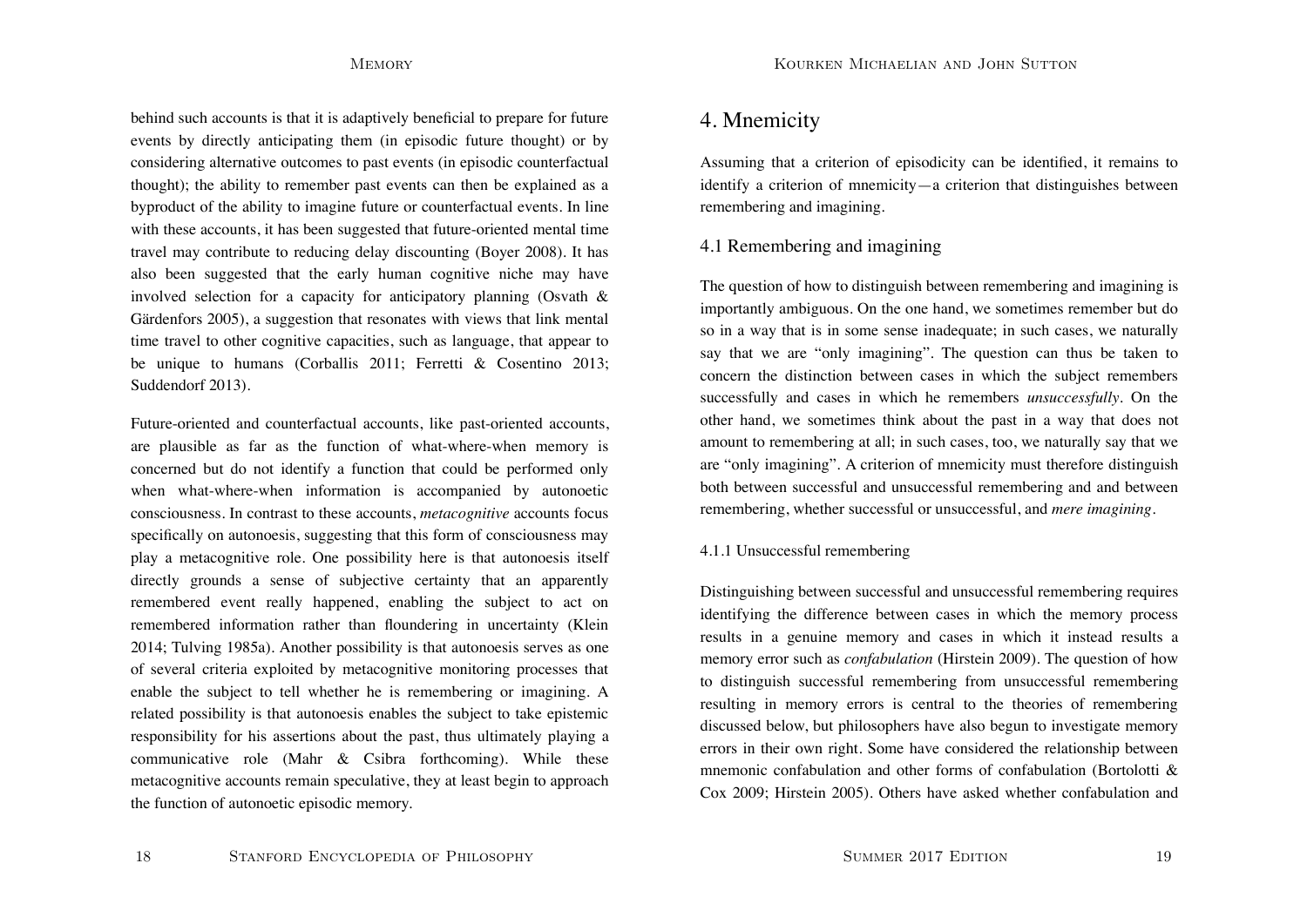behind such accounts is that it is adaptively beneficial to prepare for future events by directly anticipating them (in episodic future thought) or by considering alternative outcomes to past events (in episodic counterfactual thought); the ability to remember past events can then be explained as a byproduct of the ability to imagine future or counterfactual events. In line with these accounts, it has been suggested that future-oriented mental time travel may contribute to reducing delay discounting (Boyer 2008). It has also been suggested that the early human cognitive niche may have involved selection for a capacity for anticipatory planning (Osvath & Gärdenfors 2005), a suggestion that resonates with views that link mental time travel to other cognitive capacities, such as language, that appear to be unique to humans (Corballis 2011; Ferretti & Cosentino 2013; Suddendorf 2013).

Future-oriented and counterfactual accounts, like past-oriented accounts, are plausible as far as the function of what-where-when memory is concerned but do not identify a function that could be performed only when what-where-when information is accompanied by autonoetic consciousness. In contrast to these accounts, *metacognitive* accounts focus specifically on autonoesis, suggesting that this form of consciousness may play a metacognitive role. One possibility here is that autonoesis itself directly grounds a sense of subjective certainty that an apparently remembered event really happened, enabling the subject to act on remembered information rather than floundering in uncertainty (Klein 2014; Tulving 1985a). Another possibility is that autonoesis serves as one of several criteria exploited by metacognitive monitoring processes that enable the subject to tell whether he is remembering or imagining. A related possibility is that autonoesis enables the subject to take epistemic responsibility for his assertions about the past, thus ultimately playing a communicative role (Mahr & Csibra forthcoming). While these metacognitive accounts remain speculative, they at least begin to approach the function of autonoetic episodic memory.

# 4. Mnemicity

Assuming that a criterion of episodicity can be identified, it remains to identify a criterion of mnemicity—a criterion that distinguishes between remembering and imagining.

## 4.1 Remembering and imagining

The question of how to distinguish between remembering and imagining is importantly ambiguous. On the one hand, we sometimes remember but do so in a way that is in some sense inadequate; in such cases, we naturally say that we are "only imagining". The question can thus be taken to concern the distinction between cases in which the subject remembers successfully and cases in which he remembers *unsuccessfully*. On the other hand, we sometimes think about the past in a way that does not amount to remembering at all; in such cases, too, we naturally say that we are "only imagining". A criterion of mnemicity must therefore distinguish both between successful and unsuccessful remembering and and between remembering, whether successful or unsuccessful, and *mere imagining*.

### 4.1.1 Unsuccessful remembering

Distinguishing between successful and unsuccessful remembering requires identifying the difference between cases in which the memory process results in a genuine memory and cases in which it instead results a memory error such as *confabulation* (Hirstein 2009). The question of how to distinguish successful remembering from unsuccessful remembering resulting in memory errors is central to the theories of remembering discussed below, but philosophers have also begun to investigate memory errors in their own right. Some have considered the relationship between mnemonic confabulation and other forms of confabulation (Bortolotti & Cox 2009; Hirstein 2005). Others have asked whether confabulation and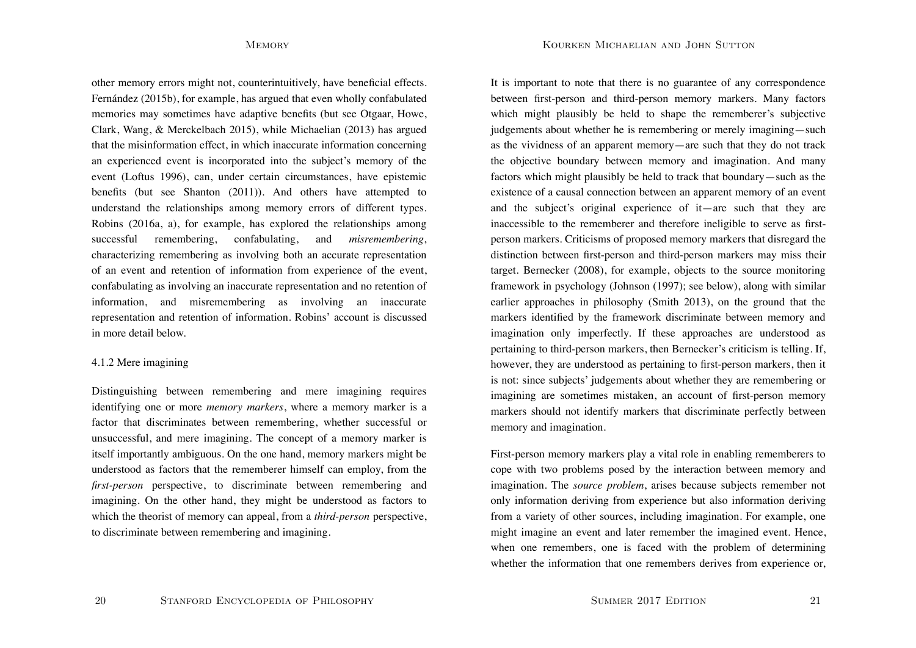other memory errors might not, counterintuitively, have beneficial effects. Fernández (2015b), for example, has argued that even wholly confabulated memories may sometimes have adaptive benefits (but see Otgaar, Howe, Clark, Wang, & Merckelbach 2015), while Michaelian (2013) has argued that the misinformation effect, in which inaccurate information concerning an experienced event is incorporated into the subject's memory of the event (Loftus 1996), can, under certain circumstances, have epistemic benefits (but see Shanton (2011)). And others have attempted to understand the relationships among memory errors of different types. Robins (2016a, a), for example, has explored the relationships among successful remembering, confabulating, and *misremembering*, characterizing remembering as involving both an accurate representation of an event and retention of information from experience of the event, confabulating as involving an inaccurate representation and no retention of information, and misremembering as involving an inaccurate representation and retention of information. Robins' account is discussed in more detail below.

#### 4.1.2 Mere imagining

Distinguishing between remembering and mere imagining requires identifying one or more *memory markers*, where a memory marker is a factor that discriminates between remembering, whether successful or unsuccessful, and mere imagining. The concept of a memory marker is itself importantly ambiguous. On the one hand, memory markers might be understood as factors that the rememberer himself can employ, from the *first-person* perspective, to discriminate between remembering and imagining. On the other hand, they might be understood as factors to which the theorist of memory can appeal, from a *third-person* perspective, to discriminate between remembering and imagining.

It is important to note that there is no guarantee of any correspondence between first-person and third-person memory markers. Many factors which might plausibly be held to shape the rememberer's subjective judgements about whether he is remembering or merely imagining—such as the vividness of an apparent memory—are such that they do not track the objective boundary between memory and imagination. And many factors which might plausibly be held to track that boundary—such as the existence of a causal connection between an apparent memory of an event and the subject's original experience of it—are such that they are inaccessible to the rememberer and therefore ineligible to serve as first-person markers. Criticisms of proposed memory markers that disregard the distinction between first-person and third-person markers may miss their target. Bernecker (2008), for example, objects to the source monitoring framework in psychology (Johnson (1997); see below), along with similar earlier approaches in philosophy (Smith 2013), on the ground that the markers identified by the framework discriminate between memory and imagination only imperfectly. If these approaches are understood as pertaining to third-person markers, then Bernecker's criticism is telling. If, however, they are understood as pertaining to first-person markers, then it is not: since subjects' judgements about whether they are remembering or imagining are sometimes mistaken, an account of first-person memory markers should not identify markers that discriminate perfectly between memory and imagination.

First-person memory markers play a vital role in enabling rememberers to cope with two problems posed by the interaction between memory and imagination. The *source problem*, arises because subjects remember not only information deriving from experience but also information deriving from a variety of other sources, including imagination. For example, one might imagine an event and later remember the imagined event. Hence, when one remembers, one is faced with the problem of determining whether the information that one remembers derives from experience or,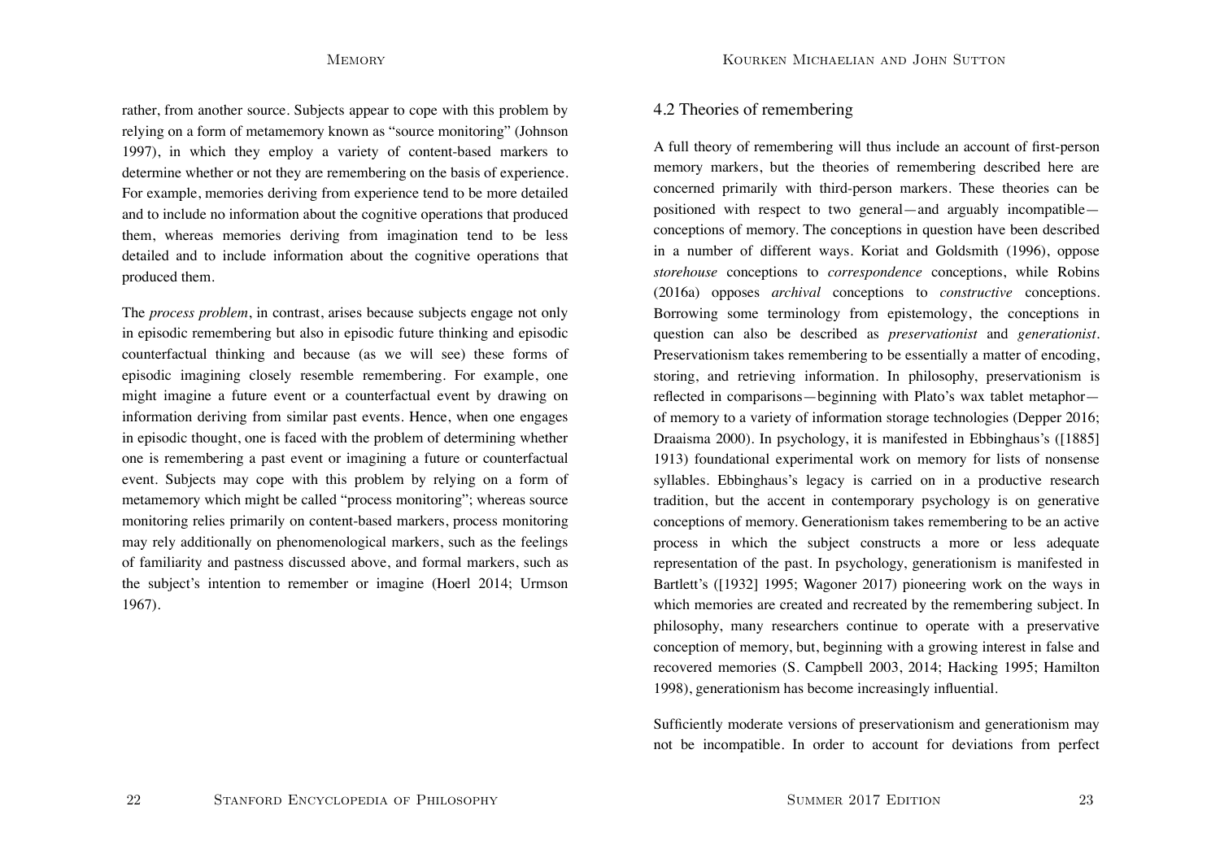rather, from another source. Subjects appear to cope with this problem by relying on a form of metamemory known as "source monitoring" (Johnson 1997), in which they employ a variety of content-based markers to determine whether or not they are remembering on the basis of experience. For example, memories deriving from experience tend to be more detailed and to include no information about the cognitive operations that produced them, whereas memories deriving from imagination tend to be less detailed and to include information about the cognitive operations that produced them.

The *process problem*, in contrast, arises because subjects engage not only in episodic remembering but also in episodic future thinking and episodic counterfactual thinking and because (as we will see) these forms of episodic imagining closely resemble remembering. For example, one might imagine a future event or a counterfactual event by drawing on information deriving from similar past events. Hence, when one engages in episodic thought, one is faced with the problem of determining whether one is remembering a past event or imagining a future or counterfactual event. Subjects may cope with this problem by relying on a form of metamemory which might be called "process monitoring"; whereas source monitoring relies primarily on content-based markers, process monitoring may rely additionally on phenomenological markers, such as the feelings of familiarity and pastness discussed above, and formal markers, such as the subject's intention to remember or imagine (Hoerl 2014; Urmson 1967).

### 4.2 Theories of remembering

A full theory of remembering will thus include an account of first-person memory markers, but the theories of remembering described here are concerned primarily with third-person markers. These theories can be positioned with respect to two general—and arguably incompatible—conceptions of memory. The conceptions in question have been described in a number of different ways. Koriat and Goldsmith (1996), oppose *storehouse* conceptions to *correspondence* conceptions, while Robins (2016a) opposes *archival* conceptions to *constructive* conceptions. Borrowing some terminology from epistemology, the conceptions in question can also be described as *preservationist* and *generationist*. Preservationism takes remembering to be essentially a matter of encoding, storing, and retrieving information. In philosophy, preservationism is reflected in comparisons—beginning with Plato's wax tablet metaphor—of memory to a variety of information storage technologies (Depper 2016; Draaisma 2000). In psychology, it is manifested in Ebbinghaus's ([1885] 1913) foundational experimental work on memory for lists of nonsense syllables. Ebbinghaus's legacy is carried on in a productive research tradition, but the accent in contemporary psychology is on generative conceptions of memory. Generationism takes remembering to be an active process in which the subject constructs a more or less adequate representation of the past. In psychology, generationism is manifested in Bartlett's ([1932] 1995; Wagoner 2017) pioneering work on the ways in which memories are created and recreated by the remembering subject. In philosophy, many researchers continue to operate with a preservative conception of memory, but, beginning with a growing interest in false and recovered memories (S. Campbell 2003, 2014; Hacking 1995; Hamilton 1998), generationism has become increasingly influential.

Sufficiently moderate versions of preservationism and generationism may not be incompatible. In order to account for deviations from perfect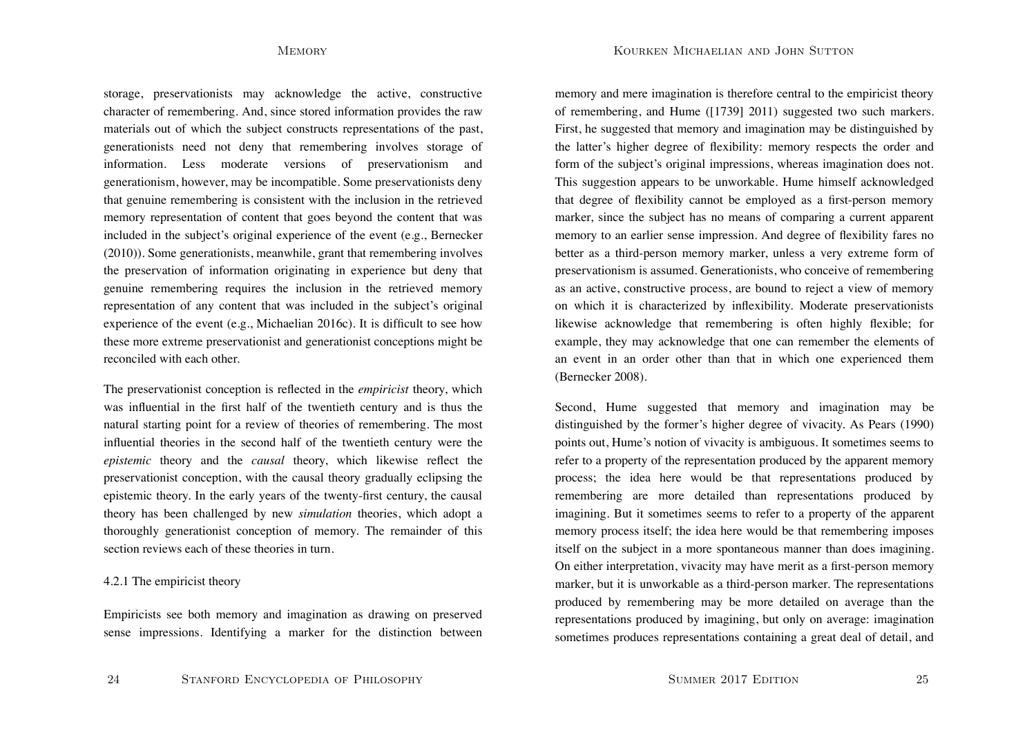storage, preservationists may acknowledge the active, constructive character of remembering. And, since stored information provides the raw materials out of which the subject constructs representations of the past, generationists need not deny that remembering involves storage of information. Less moderate versions of preservationism and generationism, however, may be incompatible. Some preservationists deny that genuine remembering is consistent with the inclusion in the retrieved memory representation of content that goes beyond the content that was included in the subject's original experience of the event (e.g., Bernecker (2010)). Some generationists, meanwhile, grant that remembering involves the preservation of information originating in experience but deny that genuine remembering requires the inclusion in the retrieved memory representation of any content that was included in the subject's original experience of the event (e.g., Michaelian 2016c). It is difficult to see how these more extreme preservationist and generationist conceptions might be reconciled with each other.

The preservationist conception is reflected in the *empiricist* theory, which was influential in the first half of the twentieth century and is thus the natural starting point for a review of theories of remembering. The most influential theories in the second half of the twentieth century were the *epistemic* theory and the *causal* theory, which likewise reflect the preservationist conception, with the causal theory gradually eclipsing the epistemic theory. In the early years of the twenty-first century, the causal theory has been challenged by new *simulation* theories, which adopt a thoroughly generationist conception of memory. The remainder of this section reviews each of these theories in turn.

### 4.2.1 The empiricist theory

Empiricists see both memory and imagination as drawing on preserved sense impressions. Identifying a marker for the distinction between memory and mere imagination is therefore central to the empiricist theory of remembering, and Hume ([1739] 2011) suggested two such markers. First, he suggested that memory and imagination may be distinguished by the latter's higher degree of flexibility: memory respects the order and form of the subject's original impressions, whereas imagination does not. This suggestion appears to be unworkable. Hume himself acknowledged that degree of flexibility cannot be employed as a first-person memory marker, since the subject has no means of comparing a current apparent memory to an earlier sense impression. And degree of flexibility fares no better as a third-person memory marker, unless a very extreme form of preservationism is assumed. Generationists, who conceive of remembering as an active, constructive process, are bound to reject a view of memory on which it is characterized by inflexibility. Moderate preservationists likewise acknowledge that remembering is often highly flexible; for example, they may acknowledge that one can remember the elements of an event in an order other than that in which one experienced them (Bernecker 2008).

Second, Hume suggested that memory and imagination may be distinguished by the former's higher degree of vivacity. As Pears (1990) points out, Hume's notion of vivacity is ambiguous. It sometimes seems to refer to a property of the representation produced by the apparent memory process; the idea here would be that representations produced by remembering are more detailed than representations produced by imagining. But it sometimes seems to refer to a property of the apparent memory process itself; the idea here would be that remembering imposes itself on the subject in a more spontaneous manner than does imagining. On either interpretation, vivacity may have merit as a first-person memory marker, but it is unworkable as a third-person marker. The representations produced by remembering may be more detailed on average than the representations produced by imagining, but only on average: imagination sometimes produces representations containing a great deal of detail, and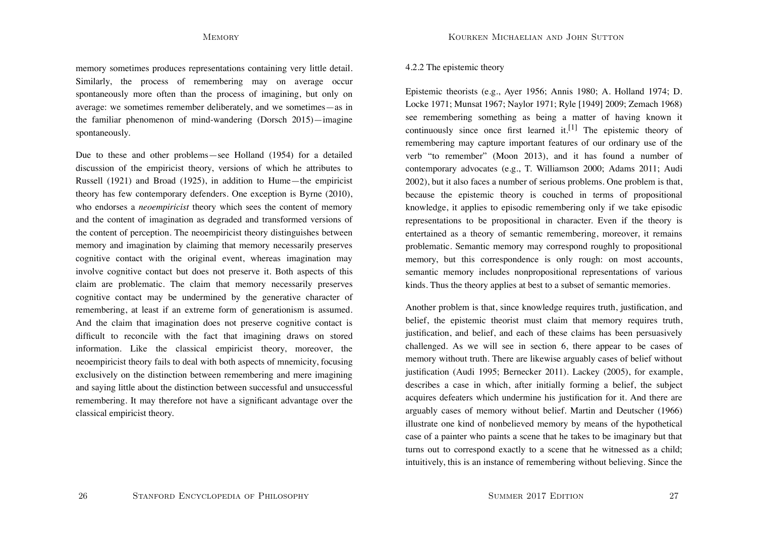memory sometimes produces representations containing very little detail. Similarly, the process of remembering may on average occur spontaneously more often than the process of imagining, but only on average: we sometimes remember deliberately, and we sometimes—as in the familiar phenomenon of mind-wandering (Dorsch 2015)—imagine spontaneously.

Due to these and other problems—see Holland (1954) for a detailed discussion of the empiricist theory, versions of which he attributes to Russell (1921) and Broad (1925), in addition to Hume—the empiricist theory has few contemporary defenders. One exception is Byrne (2010), who endorses a *neoempiricist* theory which sees the content of memory and the content of imagination as degraded and transformed versions of the content of perception. The neoempiricist theory distinguishes between memory and imagination by claiming that memory necessarily preserves cognitive contact with the original event, whereas imagination may involve cognitive contact but does not preserve it. Both aspects of this claim are problematic. The claim that memory necessarily preserves cognitive contact may be undermined by the generative character of remembering, at least if an extreme form of generationism is assumed. And the claim that imagination does not preserve cognitive contact is difficult to reconcile with the fact that imagining draws on stored information. Like the classical empiricist theory, moreover, the neoempiricist theory fails to deal with both aspects of mnemicity, focusing exclusively on the distinction between remembering and mere imagining and saying little about the distinction between successful and unsuccessful remembering. It may therefore not have a significant advantage over the classical empiricist theory.

#### 4.2.2 The epistemic theory

Epistemic theorists (e.g., Ayer 1956; Annis 1980; A. Holland 1974; D. Locke 1971; Munsat 1967; Naylor 1971; Ryle [1949] 2009; Zemach 1968) see remembering something as being a matter of having known it continuously since once first learned it.[1] The epistemic theory of remembering may capture important features of our ordinary use of the verb "to remember" (Moon 2013), and it has found a number of contemporary advocates (e.g., T. Williamson 2000; Adams 2011; Audi 2002), but it also faces a number of serious problems. One problem is that, because the epistemic theory is couched in terms of propositional knowledge, it applies to episodic remembering only if we take episodic representations to be propositional in character. Even if the theory is entertained as a theory of semantic remembering, moreover, it remains problematic. Semantic memory may correspond roughly to propositional memory, but this correspondence is only rough: on most accounts, semantic memory includes nonpropositional representations of various kinds. Thus the theory applies at best to a subset of semantic memories.

Another problem is that, since knowledge requires truth, justification, and belief, the epistemic theorist must claim that memory requires truth, justification, and belief, and each of these claims has been persuasively challenged. As we will see in section 6, there appear to be cases of memory without truth. There are likewise arguably cases of belief without justification (Audi 1995; Bernecker 2011). Lackey (2005), for example, describes a case in which, after initially forming a belief, the subject acquires defeaters which undermine his justification for it. And there are arguably cases of memory without belief. Martin and Deutscher (1966) illustrate one kind of nonbelieved memory by means of the hypothetical case of a painter who paints a scene that he takes to be imaginary but that turns out to correspond exactly to a scene that he witnessed as a child; intuitively, this is an instance of remembering without believing. Since the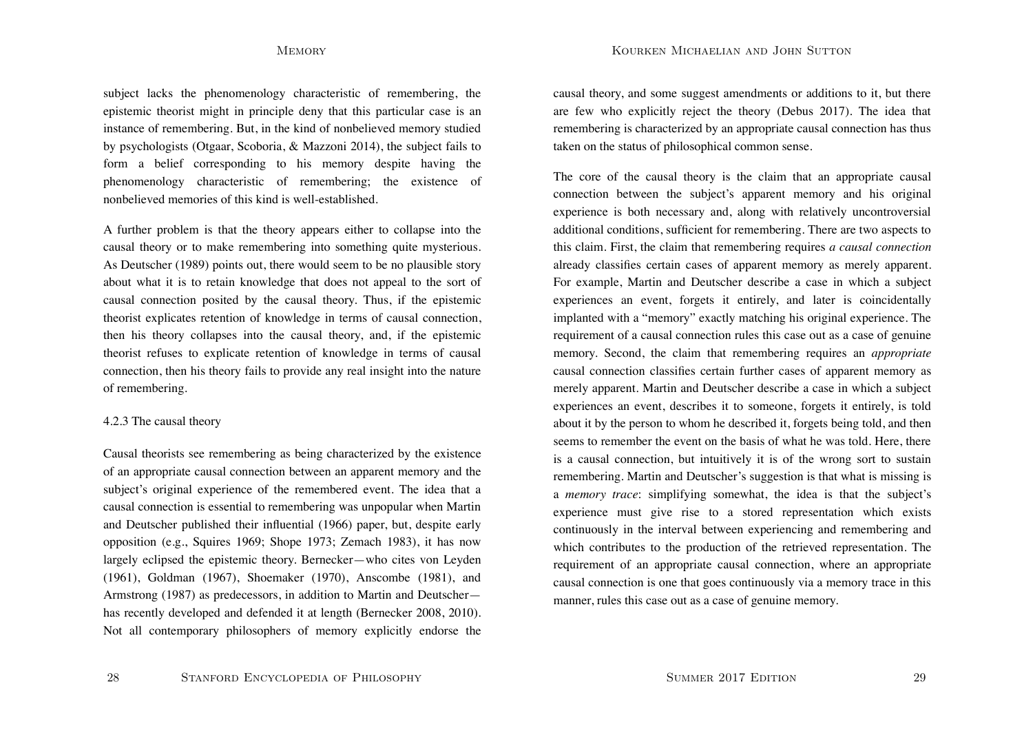subject lacks the phenomenology characteristic of remembering, the epistemic theorist might in principle deny that this particular case is an instance of remembering. But, in the kind of nonbelieved memory studied by psychologists (Otgaar, Scoboria, & Mazzoni 2014), the subject fails to form a belief corresponding to his memory despite having the phenomenology characteristic of remembering; the existence of nonbelieved memories of this kind is well-established.

A further problem is that the theory appears either to collapse into the causal theory or to make remembering into something quite mysterious. As Deutscher (1989) points out, there would seem to be no plausible story about what it is to retain knowledge that does not appeal to the sort of causal connection posited by the causal theory. Thus, if the epistemic theorist explicates retention of knowledge in terms of causal connection, then his theory collapses into the causal theory, and, if the epistemic theorist refuses to explicate retention of knowledge in terms of causal connection, then his theory fails to provide any real insight into the nature of remembering.

#### 4.2.3 The causal theory

Causal theorists see remembering as being characterized by the existence of an appropriate causal connection between an apparent memory and the subject's original experience of the remembered event. The idea that a causal connection is essential to remembering was unpopular when Martin and Deutscher published their influential (1966) paper, but, despite early opposition (e.g., Squires 1969; Shope 1973; Zemach 1983), it has now largely eclipsed the epistemic theory. Bernecker—who cites von Leyden (1961), Goldman (1967), Shoemaker (1970), Anscombe (1981), and Armstrong (1987) as predecessors, in addition to Martin and Deutscher—has recently developed and defended it at length (Bernecker 2008, 2010). Not all contemporary philosophers of memory explicitly endorse the causal theory, and some suggest amendments or additions to it, but there are few who explicitly reject the theory (Debus 2017). The idea that remembering is characterized by an appropriate causal connection has thus taken on the status of philosophical common sense.

The core of the causal theory is the claim that an appropriate causal connection between the subject's apparent memory and his original experience is both necessary and, along with relatively uncontroversial additional conditions, sufficient for remembering. There are two aspects to this claim. First, the claim that remembering requires *a causal connection* already classifies certain cases of apparent memory as merely apparent. For example, Martin and Deutscher describe a case in which a subject experiences an event, forgets it entirely, and later is coincidentally implanted with a "memory" exactly matching his original experience. The requirement of a causal connection rules this case out as a case of genuine memory. Second, the claim that remembering requires an *appropriate* causal connection classifies certain further cases of apparent memory as merely apparent. Martin and Deutscher describe a case in which a subject experiences an event, describes it to someone, forgets it entirely, is told about it by the person to whom he described it, forgets being told, and then seems to remember the event on the basis of what he was told. Here, there is a causal connection, but intuitively it is of the wrong sort to sustain remembering. Martin and Deutscher's suggestion is that what is missing is a *memory trace*: simplifying somewhat, the idea is that the subject's experience must give rise to a stored representation which exists continuously in the interval between experiencing and remembering and which contributes to the production of the retrieved representation. The requirement of an appropriate causal connection, where an appropriate causal connection is one that goes continuously via a memory trace in this manner, rules this case out as a case of genuine memory.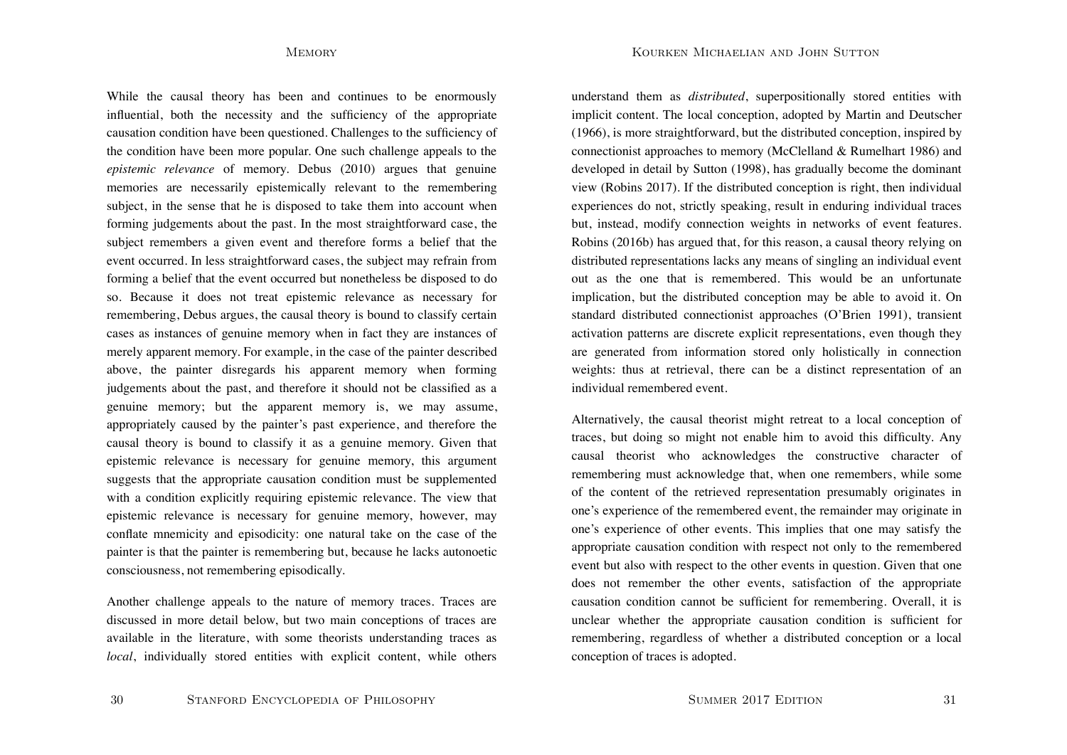While the causal theory has been and continues to be enormously influential, both the necessity and the sufficiency of the appropriate causation condition have been questioned. Challenges to the sufficiency of the condition have been more popular. One such challenge appeals to the *epistemic relevance* of memory. Debus (2010) argues that genuine memories are necessarily epistemically relevant to the remembering subject, in the sense that he is disposed to take them into account when forming judgements about the past. In the most straightforward case, the subject remembers a given event and therefore forms a belief that the event occurred. In less straightforward cases, the subject may refrain from forming a belief that the event occurred but nonetheless be disposed to do so. Because it does not treat epistemic relevance as necessary for remembering, Debus argues, the causal theory is bound to classify certain cases as instances of genuine memory when in fact they are instances of merely apparent memory. For example, in the case of the painter described above, the painter disregards his apparent memory when forming judgements about the past, and therefore it should not be classified as a genuine memory; but the apparent memory is, we may assume, appropriately caused by the painter's past experience, and therefore the causal theory is bound to classify it as a genuine memory. Given that epistemic relevance is necessary for genuine memory, this argument suggests that the appropriate causation condition must be supplemented with a condition explicitly requiring epistemic relevance. The view that epistemic relevance is necessary for genuine memory, however, may conflate mnemicity and episodicity: one natural take on the case of the painter is that the painter is remembering but, because he lacks autonoetic consciousness, not remembering episodically.

Another challenge appeals to the nature of memory traces. Traces are discussed in more detail below, but two main conceptions of traces are available in the literature, with some theorists understanding traces as *local*, individually stored entities with explicit content, while others understand them as *distributed*, superpositionally stored entities with implicit content. The local conception, adopted by Martin and Deutscher (1966), is more straightforward, but the distributed conception, inspired by connectionist approaches to memory (McClelland & Rumelhart 1986) and developed in detail by Sutton (1998), has gradually become the dominant view (Robins 2017). If the distributed conception is right, then individual experiences do not, strictly speaking, result in enduring individual traces but, instead, modify connection weights in networks of event features. Robins (2016b) has argued that, for this reason, a causal theory relying on distributed representations lacks any means of singling an individual event out as the one that is remembered. This would be an unfortunate implication, but the distributed conception may be able to avoid it. On standard distributed connectionist approaches (O'Brien 1991), transient activation patterns are discrete explicit representations, even though they are generated from information stored only holistically in connection weights: thus at retrieval, there can be a distinct representation of an individual remembered event.

Alternatively, the causal theorist might retreat to a local conception of traces, but doing so might not enable him to avoid this difficulty. Any causal theorist who acknowledges the constructive character of remembering must acknowledge that, when one remembers, while some of the content of the retrieved representation presumably originates in one's experience of the remembered event, the remainder may originate in one's experience of other events. This implies that one may satisfy the appropriate causation condition with respect not only to the remembered event but also with respect to the other events in question. Given that one does not remember the other events, satisfaction of the appropriate causation condition cannot be sufficient for remembering. Overall, it is unclear whether the appropriate causation condition is sufficient for remembering, regardless of whether a distributed conception or a local conception of traces is adopted.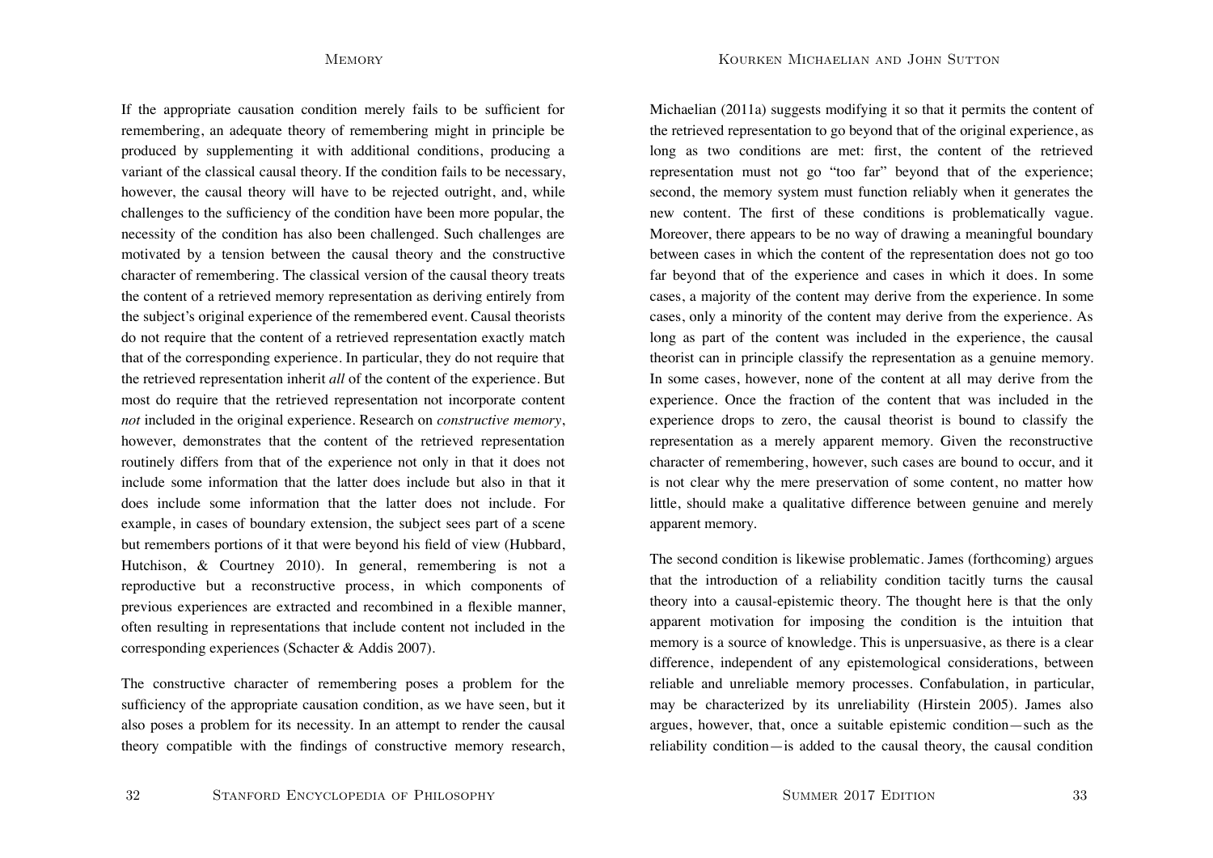If the appropriate causation condition merely fails to be sufficient for remembering, an adequate theory of remembering might in principle be produced by supplementing it with additional conditions, producing a variant of the classical causal theory. If the condition fails to be necessary, however, the causal theory will have to be rejected outright, and, while challenges to the sufficiency of the condition have been more popular, the necessity of the condition has also been challenged. Such challenges are motivated by a tension between the causal theory and the constructive character of remembering. The classical version of the causal theory treats the content of a retrieved memory representation as deriving entirely from the subject's original experience of the remembered event. Causal theorists do not require that the content of a retrieved representation exactly match that of the corresponding experience. In particular, they do not require that the retrieved representation inherit *all* of the content of the experience. But most do require that the retrieved representation not incorporate content *not* included in the original experience. Research on *constructive memory*, however, demonstrates that the content of the retrieved representation routinely differs from that of the experience not only in that it does not include some information that the latter does include but also in that it does include some information that the latter does not include. For example, in cases of boundary extension, the subject sees part of a scene but remembers portions of it that were beyond his field of view (Hubbard, Hutchison, & Courtney 2010). In general, remembering is not a reproductive but a reconstructive process, in which components of previous experiences are extracted and recombined in a flexible manner, often resulting in representations that include content not included in the corresponding experiences (Schacter & Addis 2007).

The constructive character of remembering poses a problem for the sufficiency of the appropriate causation condition, as we have seen, but it also poses a problem for its necessity. In an attempt to render the causal theory compatible with the findings of constructive memory research, Michaelian (2011a) suggests modifying it so that it permits the content of the retrieved representation to go beyond that of the original experience, as long as two conditions are met: first, the content of the retrieved representation must not go "too far" beyond that of the experience; second, the memory system must function reliably when it generates the new content. The first of these conditions is problematically vague. Moreover, there appears to be no way of drawing a meaningful boundary between cases in which the content of the representation does not go too far beyond that of the experience and cases in which it does. In some cases, a majority of the content may derive from the experience. In some cases, only a minority of the content may derive from the experience. As long as part of the content was included in the experience, the causal theorist can in principle classify the representation as a genuine memory. In some cases, however, none of the content at all may derive from the experience. Once the fraction of the content that was included in the experience drops to zero, the causal theorist is bound to classify the representation as a merely apparent memory. Given the reconstructive character of remembering, however, such cases are bound to occur, and it is not clear why the mere preservation of some content, no matter how little, should make a qualitative difference between genuine and merely apparent memory.

The second condition is likewise problematic. James (forthcoming) argues that the introduction of a reliability condition tacitly turns the causal theory into a causal-epistemic theory. The thought here is that the only apparent motivation for imposing the condition is the intuition that memory is a source of knowledge. This is unpersuasive, as there is a clear difference, independent of any epistemological considerations, between reliable and unreliable memory processes. Confabulation, in particular, may be characterized by its unreliability (Hirstein 2005). James also argues, however, that, once a suitable epistemic condition—such as the reliability condition—is added to the causal theory, the causal condition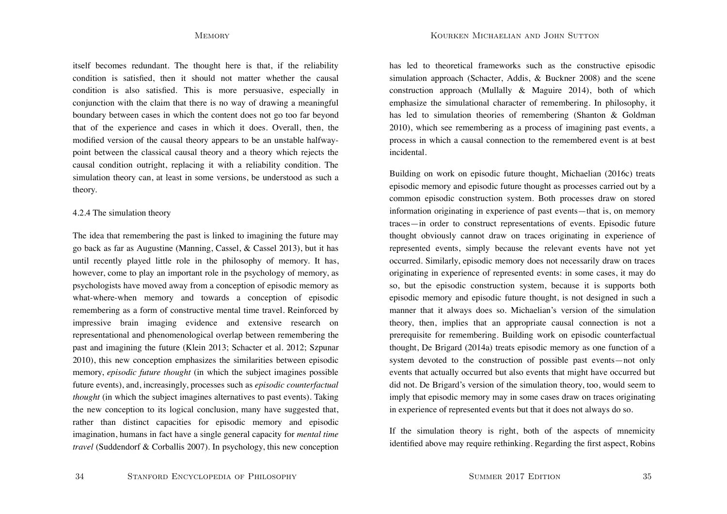itself becomes redundant. The thought here is that, if the reliability condition is satisfied, then it should not matter whether the causal condition is also satisfied. This is more persuasive, especially in conjunction with the claim that there is no way of drawing a meaningful boundary between cases in which the content does not go too far beyond that of the experience and cases in which it does. Overall, then, the modified version of the causal theory appears to be an unstable halfway-point between the classical causal theory and a theory which rejects the causal condition outright, replacing it with a reliability condition. The simulation theory can, at least in some versions, be understood as such a theory.

#### 4.2.4 The simulation theory

The idea that remembering the past is linked to imagining the future may go back as far as Augustine (Manning, Cassel, & Cassel 2013), but it has until recently played little role in the philosophy of memory. It has, however, come to play an important role in the psychology of memory, as psychologists have moved away from a conception of episodic memory as what-where-when memory and towards a conception of episodic remembering as a form of constructive mental time travel. Reinforced by impressive brain imaging evidence and extensive research on representational and phenomenological overlap between remembering the past and imagining the future (Klein 2013; Schacter et al. 2012; Szpunar 2010), this new conception emphasizes the similarities between episodic memory, *episodic future thought* (in which the subject imagines possible future events), and, increasingly, processes such as *episodic counterfactual thought* (in which the subject imagines alternatives to past events). Taking the new conception to its logical conclusion, many have suggested that, rather than distinct capacities for episodic memory and episodic imagination, humans in fact have a single general capacity for *mental time travel* (Suddendorf & Corballis 2007). In psychology, this new conception has led to theoretical frameworks such as the constructive episodic simulation approach (Schacter, Addis, & Buckner 2008) and the scene construction approach (Mullally & Maguire 2014), both of which emphasize the simulational character of remembering. In philosophy, it has led to simulation theories of remembering (Shanton & Goldman 2010), which see remembering as a process of imagining past events, a process in which a causal connection to the remembered event is at best incidental.

Building on work on episodic future thought, Michaelian (2016c) treats episodic memory and episodic future thought as processes carried out by a common episodic construction system. Both processes draw on stored information originating in experience of past events—that is, on memory traces—in order to construct representations of events. Episodic future thought obviously cannot draw on traces originating in experience of represented events, simply because the relevant events have not yet occurred. Similarly, episodic memory does not necessarily draw on traces originating in experience of represented events: in some cases, it may do so, but the episodic construction system, because it is supports both episodic memory and episodic future thought, is not designed in such a manner that it always does so. Michaelian's version of the simulation theory, then, implies that an appropriate causal connection is not a prerequisite for remembering. Building work on episodic counterfactual thought, De Brigard (2014a) treats episodic memory as one function of a system devoted to the construction of possible past events—not only events that actually occurred but also events that might have occurred but did not. De Brigard's version of the simulation theory, too, would seem to imply that episodic memory may in some cases draw on traces originating in experience of represented events but that it does not always do so.

If the simulation theory is right, both of the aspects of mnemicity identified above may require rethinking. Regarding the first aspect, Robins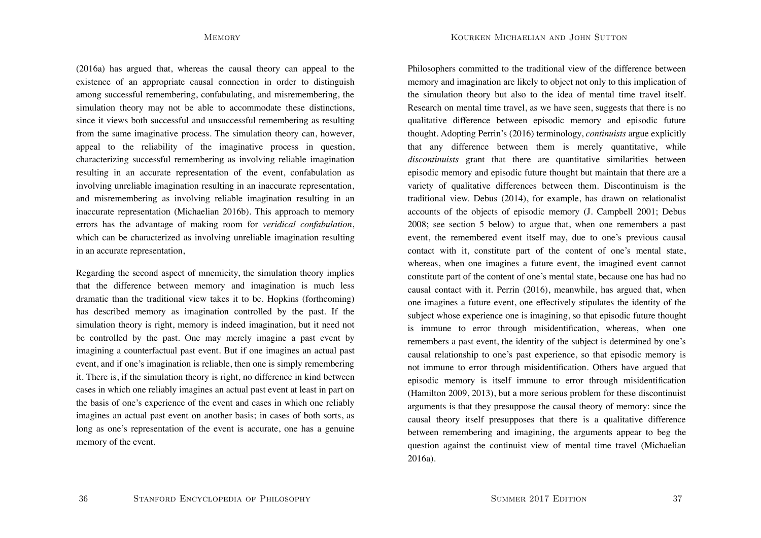(2016a) has argued that, whereas the causal theory can appeal to the existence of an appropriate causal connection in order to distinguish among successful remembering, confabulating, and misremembering, the simulation theory may not be able to accommodate these distinctions, since it views both successful and unsuccessful remembering as resulting from the same imaginative process. The simulation theory can, however, appeal to the reliability of the imaginative process in question, characterizing successful remembering as involving reliable imagination resulting in an accurate representation of the event, confabulation as involving unreliable imagination resulting in an inaccurate representation, and misremembering as involving reliable imagination resulting in an inaccurate representation (Michaelian 2016b). This approach to memory errors has the advantage of making room for *veridical confabulation*, which can be characterized as involving unreliable imagination resulting in an accurate representation,

Regarding the second aspect of mnemicity, the simulation theory implies that the difference between memory and imagination is much less dramatic than the traditional view takes it to be. Hopkins (forthcoming) has described memory as imagination controlled by the past. If the simulation theory is right, memory is indeed imagination, but it need not be controlled by the past. One may merely imagine a past event by imagining a counterfactual past event. But if one imagines an actual past event, and if one's imagination is reliable, then one is simply remembering it. There is, if the simulation theory is right, no difference in kind between cases in which one reliably imagines an actual past event at least in part on the basis of one's experience of the event and cases in which one reliably imagines an actual past event on another basis; in cases of both sorts, as long as one's representation of the event is accurate, one has a genuine memory of the event.

Philosophers committed to the traditional view of the difference between memory and imagination are likely to object not only to this implication of the simulation theory but also to the idea of mental time travel itself. Research on mental time travel, as we have seen, suggests that there is no qualitative difference between episodic memory and episodic future thought. Adopting Perrin's (2016) terminology, *continuists* argue explicitly that any difference between them is merely quantitative, while *discontinuists* grant that there are quantitative similarities between episodic memory and episodic future thought but maintain that there are a variety of qualitative differences between them. Discontinuism is the traditional view. Debus (2014), for example, has drawn on relationalist accounts of the objects of episodic memory (J. Campbell 2001; Debus 2008; see section 5 below) to argue that, when one remembers a past event, the remembered event itself may, due to one's previous causal contact with it, constitute part of the content of one's mental state, whereas, when one imagines a future event, the imagined event cannot constitute part of the content of one's mental state, because one has had no causal contact with it. Perrin (2016), meanwhile, has argued that, when one imagines a future event, one effectively stipulates the identity of the subject whose experience one is imagining, so that episodic future thought is immune to error through misidentification, whereas, when one remembers a past event, the identity of the subject is determined by one's causal relationship to one's past experience, so that episodic memory is not immune to error through misidentification. Others have argued that episodic memory is itself immune to error through misidentification (Hamilton 2009, 2013), but a more serious problem for these discontinuist arguments is that they presuppose the causal theory of memory: since the causal theory itself presupposes that there is a qualitative difference between remembering and imagining, the arguments appear to beg the question against the continuist view of mental time travel (Michaelian 2016a).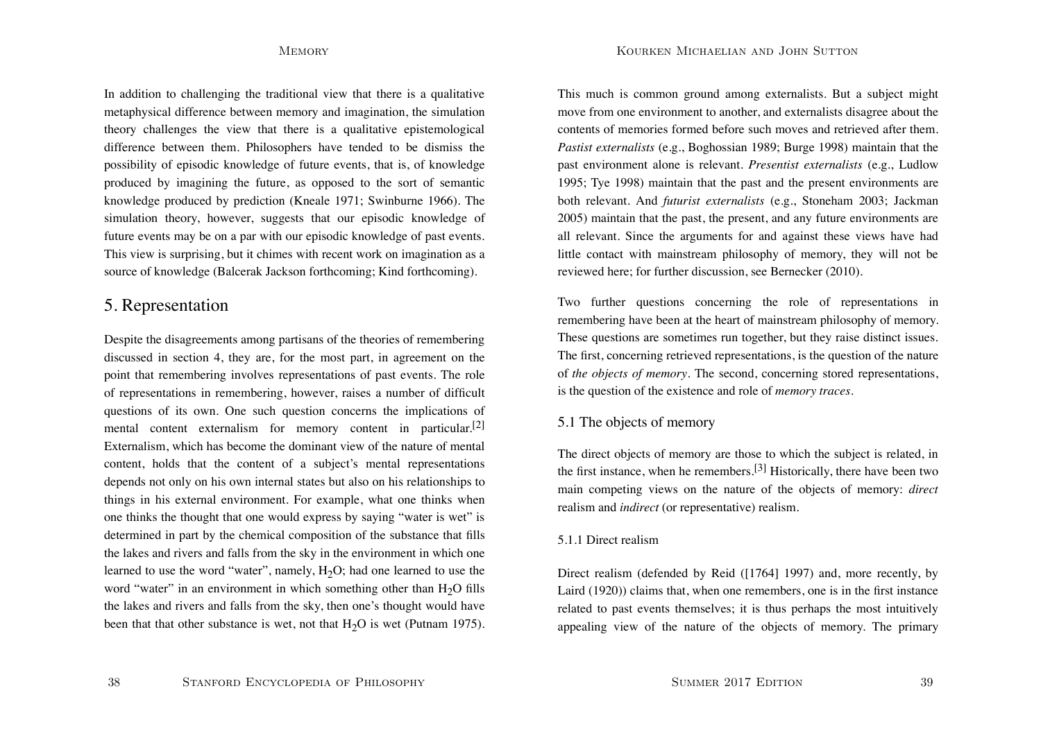In addition to challenging the traditional view that there is a qualitative metaphysical difference between memory and imagination, the simulation theory challenges the view that there is a qualitative epistemological difference between them. Philosophers have tended to be dismiss the possibility of episodic knowledge of future events, that is, of knowledge produced by imagining the future, as opposed to the sort of semantic knowledge produced by prediction (Kneale 1971; Swinburne 1966). The simulation theory, however, suggests that our episodic knowledge of future events may be on a par with our episodic knowledge of past events. This view is surprising, but it chimes with recent work on imagination as a source of knowledge (Balcerak Jackson forthcoming; Kind forthcoming).

## 5. Representation

Despite the disagreements among partisans of the theories of remembering discussed in section 4, they are, for the most part, in agreement on the point that remembering involves representations of past events. The role of representations in remembering, however, raises a number of difficult questions of its own. One such question concerns the implications of mental content externalism for memory content in particular.[2] Externalism, which has become the dominant view of the nature of mental content, holds that the content of a subject's mental representations depends not only on his own internal states but also on his relationships to things in his external environment. For example, what one thinks when one thinks the thought that one would express by saying "water is wet" is determined in part by the chemical composition of the substance that fills the lakes and rivers and falls from the sky in the environment in which one learned to use the word "water", namely, $H_2O$; had one learned to use the word "water" in an environment in which something other than $H_2O$ fills the lakes and rivers and falls from the sky, then one's thought would have been that that other substance is wet, not that $H_2O$ is wet (Putnam 1975).

This much is common ground among externalists. But a subject might move from one environment to another, and externalists disagree about the contents of memories formed before such moves and retrieved after them. *Pastist externalists* (e.g., Boghossian 1989; Burge 1998) maintain that the past environment alone is relevant. *Presentist externalists* (e.g., Ludlow 1995; Tye 1998) maintain that the past and the present environments are both relevant. And *futurist externalists* (e.g., Stoneham 2003; Jackman 2005) maintain that the past, the present, and any future environments are all relevant. Since the arguments for and against these views have had little contact with mainstream philosophy of memory, they will not be reviewed here; for further discussion, see Bernecker (2010).

Two further questions concerning the role of representations in remembering have been at the heart of mainstream philosophy of memory. These questions are sometimes run together, but they raise distinct issues. The first, concerning retrieved representations, is the question of the nature of *the objects of memory*. The second, concerning stored representations, is the question of the existence and role of *memory traces*.

### 5.1 The objects of memory

The direct objects of memory are those to which the subject is related, in the first instance, when he remembers.[3] Historically, there have been two main competing views on the nature of the objects of memory: *direct* realism and *indirect* (or representative) realism.

#### 5.1.1 Direct realism

Direct realism (defended by Reid ([1764] 1997) and, more recently, by Laird (1920)) claims that, when one remembers, one is in the first instance related to past events themselves; it is thus perhaps the most intuitively appealing view of the nature of the objects of memory. The primary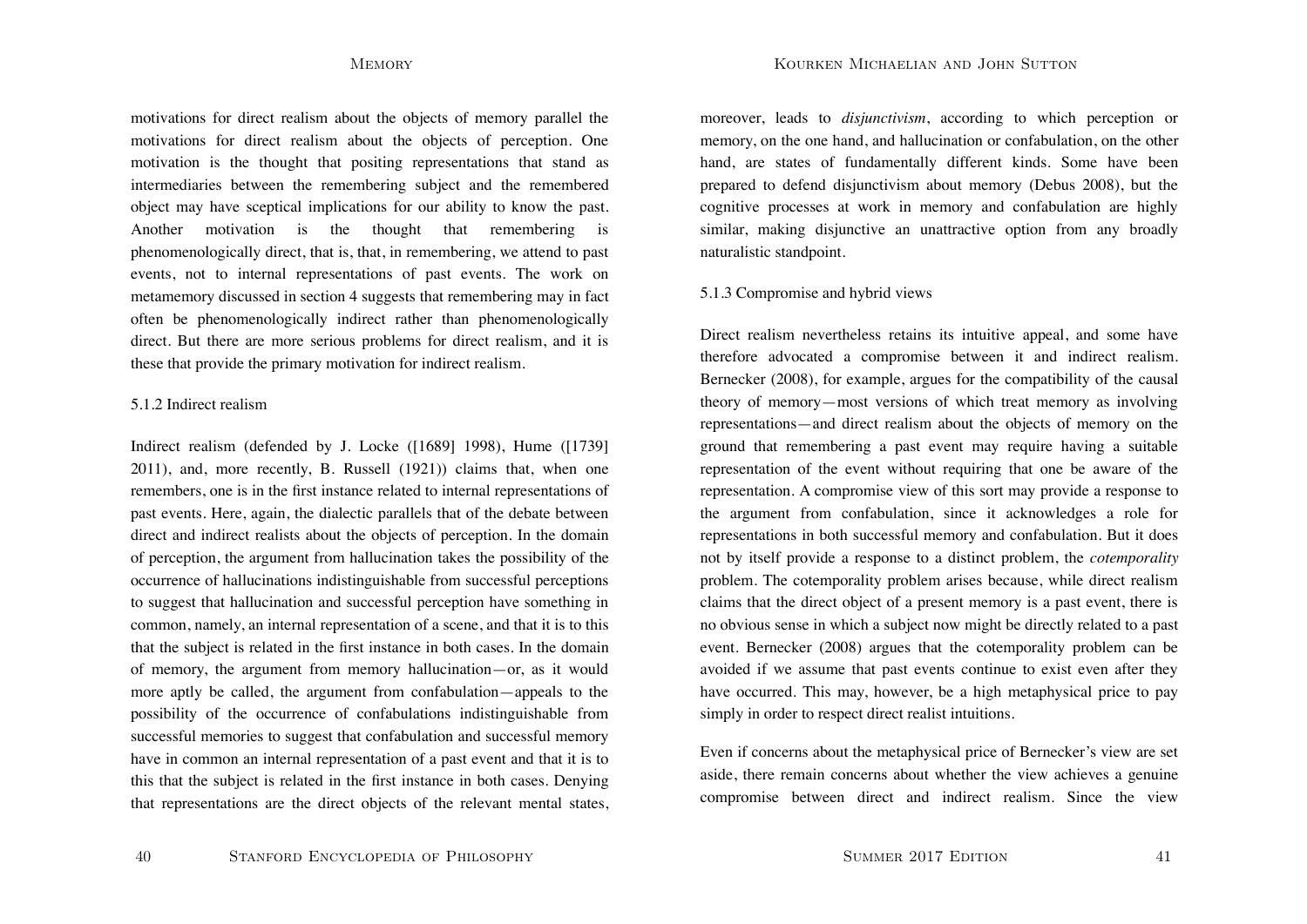motivations for direct realism about the objects of memory parallel the motivations for direct realism about the objects of perception. One motivation is the thought that positing representations that stand as intermediaries between the remembering subject and the remembered object may have sceptical implications for our ability to know the past. Another motivation is the thought that remembering is phenomenologically direct, that is, that, in remembering, we attend to past events, not to internal representations of past events. The work on metamemory discussed in section 4 suggests that remembering may in fact often be phenomenologically indirect rather than phenomenologically direct. But there are more serious problems for direct realism, and it is these that provide the primary motivation for indirect realism.

### 5.1.2 Indirect realism

Indirect realism (defended by J. Locke ([1689] 1998), Hume ([1739] 2011), and, more recently, B. Russell (1921)) claims that, when one remembers, one is in the first instance related to internal representations of past events. Here, again, the dialectic parallels that of the debate between direct and indirect realists about the objects of perception. In the domain of perception, the argument from hallucination takes the possibility of the occurrence of hallucinations indistinguishable from successful perceptions to suggest that hallucination and successful perception have something in common, namely, an internal representation of a scene, and that it is to this that the subject is related in the first instance in both cases. In the domain of memory, the argument from memory hallucination—or, as it would more aptly be called, the argument from confabulation—appeals to the possibility of the occurrence of confabulations indistinguishable from successful memories to suggest that confabulation and successful memory have in common an internal representation of a past event and that it is to this that the subject is related in the first instance in both cases. Denying that representations are the direct objects of the relevant mental states, moreover, leads to *disjunctivism*, according to which perception or memory, on the one hand, and hallucination or confabulation, on the other hand, are states of fundamentally different kinds. Some have been prepared to defend disjunctivism about memory (Debus 2008), but the cognitive processes at work in memory and confabulation are highly similar, making disjunctive an unattractive option from any broadly naturalistic standpoint.

### 5.1.3 Compromise and hybrid views

Direct realism nevertheless retains its intuitive appeal, and some have therefore advocated a compromise between it and indirect realism. Bernecker (2008), for example, argues for the compatibility of the causal theory of memory—most versions of which treat memory as involving representations—and direct realism about the objects of memory on the ground that remembering a past event may require having a suitable representation of the event without requiring that one be aware of the representation. A compromise view of this sort may provide a response to the argument from confabulation, since it acknowledges a role for representations in both successful memory and confabulation. But it does not by itself provide a response to a distinct problem, the *cotemporality* problem. The cotemporality problem arises because, while direct realism claims that the direct object of a present memory is a past event, there is no obvious sense in which a subject now might be directly related to a past event. Bernecker (2008) argues that the cotemporality problem can be avoided if we assume that past events continue to exist even after they have occurred. This may, however, be a high metaphysical price to pay simply in order to respect direct realist intuitions.

Even if concerns about the metaphysical price of Bernecker's view are set aside, there remain concerns about whether the view achieves a genuine compromise between direct and indirect realism. Since the view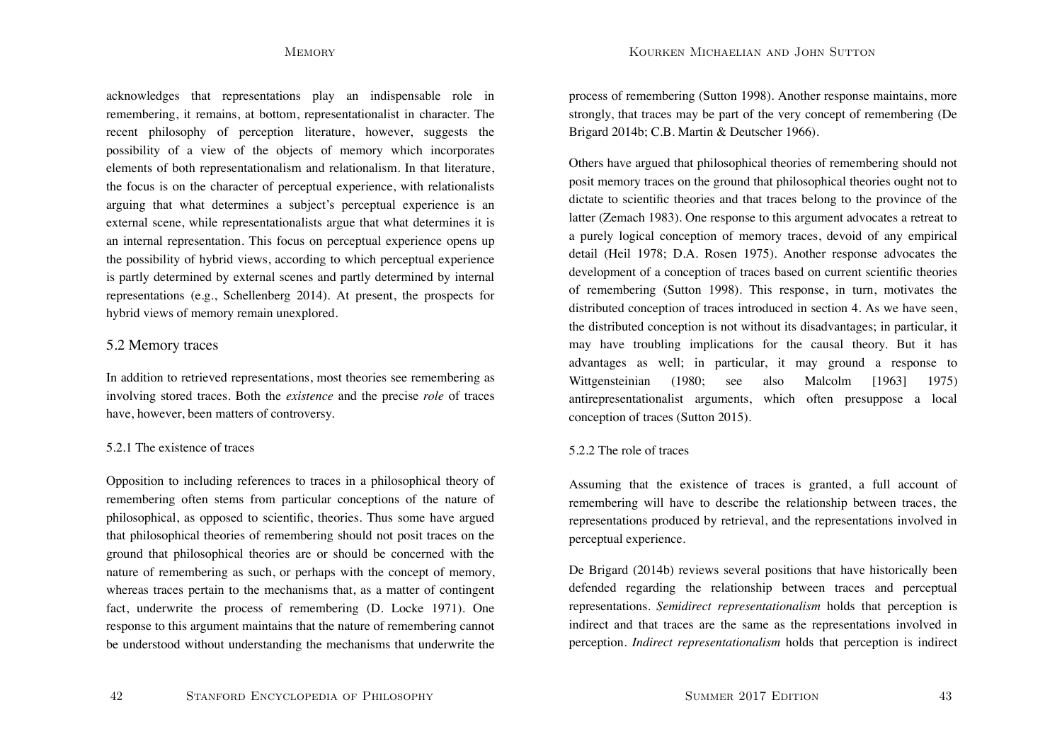acknowledges that representations play an indispensable role in remembering, it remains, at bottom, representationalist in character. The recent philosophy of perception literature, however, suggests the possibility of a view of the objects of memory which incorporates elements of both representationalism and relationalism. In that literature, the focus is on the character of perceptual experience, with relationalists arguing that what determines a subject's perceptual experience is an external scene, while representationalists argue that what determines it is an internal representation. This focus on perceptual experience opens up the possibility of hybrid views, according to which perceptual experience is partly determined by external scenes and partly determined by internal representations (e.g., Schellenberg 2014). At present, the prospects for hybrid views of memory remain unexplored.

## 5.2 Memory traces

In addition to retrieved representations, most theories see remembering as involving stored traces. Both the *existence* and the precise *role* of traces have, however, been matters of controversy.

### 5.2.1 The existence of traces

Opposition to including references to traces in a philosophical theory of remembering often stems from particular conceptions of the nature of philosophical, as opposed to scientific, theories. Thus some have argued that philosophical theories of remembering should not posit traces on the ground that philosophical theories are or should be concerned with the nature of remembering as such, or perhaps with the concept of memory, whereas traces pertain to the mechanisms that, as a matter of contingent fact, underwrite the process of remembering (D. Locke 1971). One response to this argument maintains that the nature of remembering cannot be understood without understanding the mechanisms that underwrite the process of remembering (Sutton 1998). Another response maintains, more strongly, that traces may be part of the very concept of remembering (De Brigard 2014b; C.B. Martin & Deutscher 1966).

Others have argued that philosophical theories of remembering should not posit memory traces on the ground that philosophical theories ought not to dictate to scientific theories and that traces belong to the province of the latter (Zemach 1983). One response to this argument advocates a retreat to a purely logical conception of memory traces, devoid of any empirical detail (Heil 1978; D.A. Rosen 1975). Another response advocates the development of a conception of traces based on current scientific theories of remembering (Sutton 1998). This response, in turn, motivates the distributed conception of traces introduced in section 4. As we have seen, the distributed conception is not without its disadvantages; in particular, it may have troubling implications for the causal theory. But it has advantages as well; in particular, it may ground a response to Wittgensteinian (1980; see also Malcolm [1963] 1975) antirepresentationalist arguments, which often presuppose a local conception of traces (Sutton 2015).

### 5.2.2 The role of traces

Assuming that the existence of traces is granted, a full account of remembering will have to describe the relationship between traces, the representations produced by retrieval, and the representations involved in perceptual experience.

De Brigard (2014b) reviews several positions that have historically been defended regarding the relationship between traces and perceptual representations. *Semidirect representationalism* holds that perception is indirect and that traces are the same as the representations involved in perception. *Indirect representationalism* holds that perception is indirect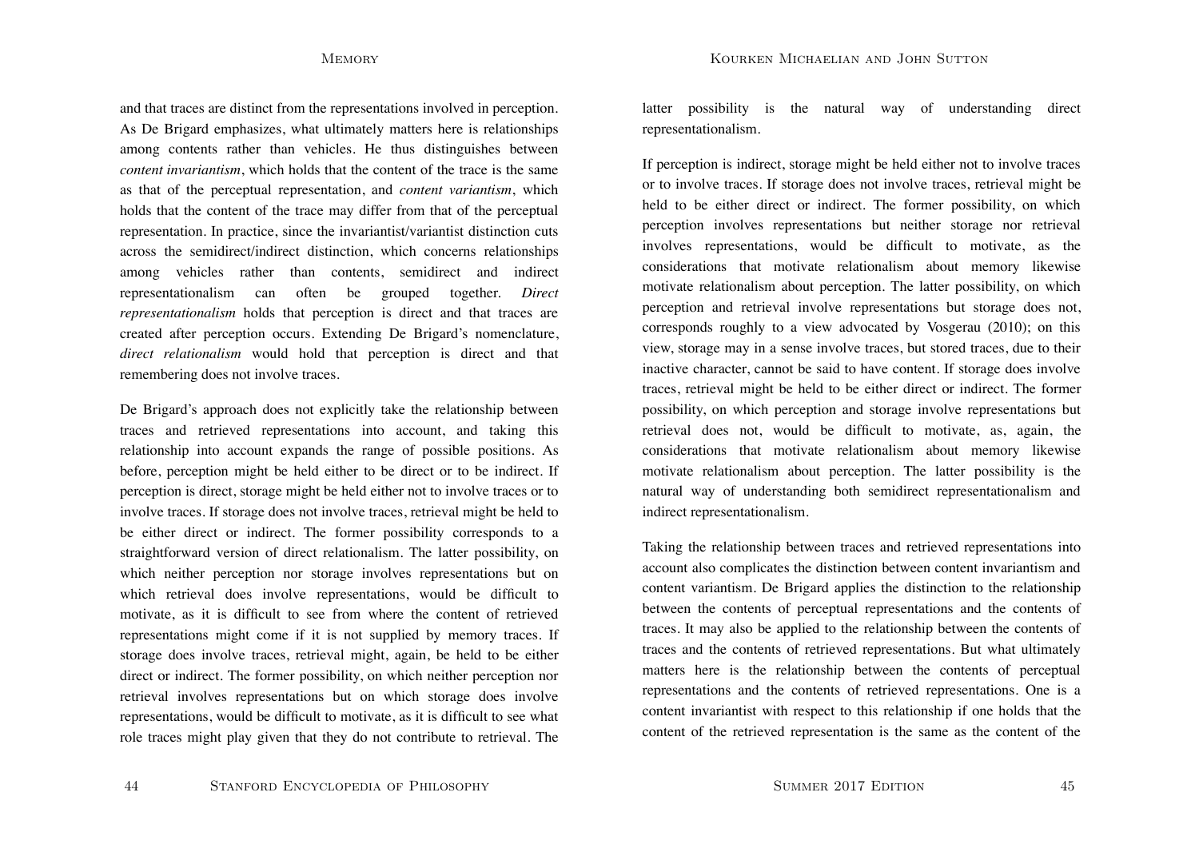and that traces are distinct from the representations involved in perception. As De Brigard emphasizes, what ultimately matters here is relationships among contents rather than vehicles. He thus distinguishes between *content invariantism*, which holds that the content of the trace is the same as that of the perceptual representation, and *content variantism*, which holds that the content of the trace may differ from that of the perceptual representation. In practice, since the invariantist/variantist distinction cuts across the semidirect/indirect distinction, which concerns relationships among vehicles rather than contents, semidirect and indirect representationalism can often be grouped together. *Direct representationalism* holds that perception is direct and that traces are created after perception occurs. Extending De Brigard's nomenclature, *direct relationalism* would hold that perception is direct and that remembering does not involve traces.

De Brigard's approach does not explicitly take the relationship between traces and retrieved representations into account, and taking this relationship into account expands the range of possible positions. As before, perception might be held either to be direct or to be indirect. If perception is direct, storage might be held either not to involve traces or to involve traces. If storage does not involve traces, retrieval might be held to be either direct or indirect. The former possibility corresponds to a straightforward version of direct relationalism. The latter possibility, on which neither perception nor storage involves representations but on which retrieval does involve representations, would be difficult to motivate, as it is difficult to see from where the content of retrieved representations might come if it is not supplied by memory traces. If storage does involve traces, retrieval might, again, be held to be either direct or indirect. The former possibility, on which neither perception nor retrieval involves representations but on which storage does involve representations, would be difficult to motivate, as it is difficult to see what role traces might play given that they do not contribute to retrieval. The latter possibility is the natural way of understanding direct representationalism.

If perception is indirect, storage might be held either not to involve traces or to involve traces. If storage does not involve traces, retrieval might be held to be either direct or indirect. The former possibility, on which perception involves representations but neither storage nor retrieval involves representations, would be difficult to motivate, as the considerations that motivate relationalism about memory likewise motivate relationalism about perception. The latter possibility, on which perception and retrieval involve representations but storage does not, corresponds roughly to a view advocated by Vosgerau (2010); on this view, storage may in a sense involve traces, but stored traces, due to their inactive character, cannot be said to have content. If storage does involve traces, retrieval might be held to be either direct or indirect. The former possibility, on which perception and storage involve representations but retrieval does not, would be difficult to motivate, as, again, the considerations that motivate relationalism about memory likewise motivate relationalism about perception. The latter possibility is the natural way of understanding both semidirect representationalism and indirect representationalism.

Taking the relationship between traces and retrieved representations into account also complicates the distinction between content invariantism and content variantism. De Brigard applies the distinction to the relationship between the contents of perceptual representations and the contents of traces. It may also be applied to the relationship between the contents of traces and the contents of retrieved representations. But what ultimately matters here is the relationship between the contents of perceptual representations and the contents of retrieved representations. One is a content invariantist with respect to this relationship if one holds that the content of the retrieved representation is the same as the content of the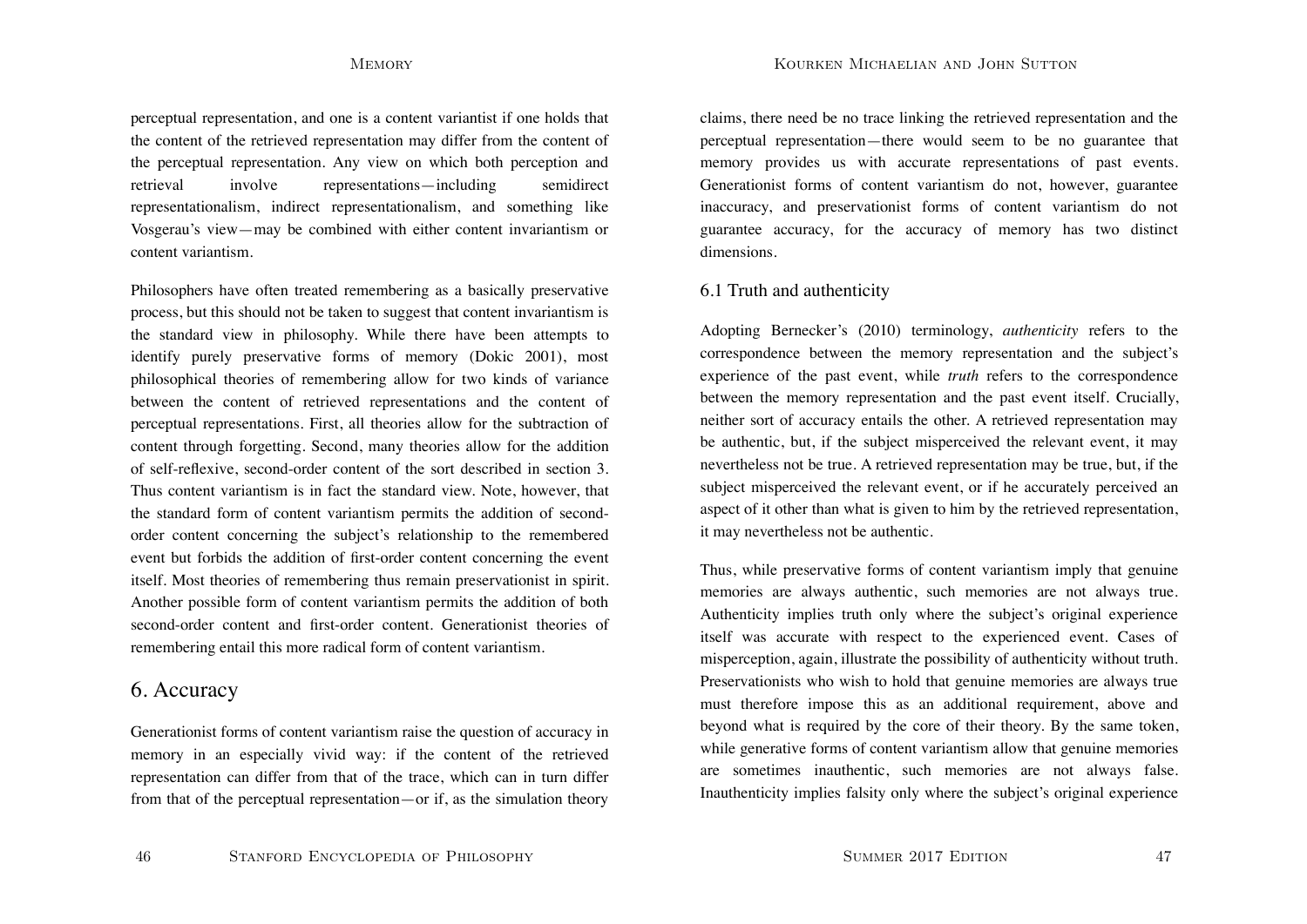perceptual representation, and one is a content variantist if one holds that the content of the retrieved representation may differ from the content of the perceptual representation. Any view on which both perception and retrieval involve representations—including semidirect representationalism, indirect representationalism, and something like Vosgerau's view—may be combined with either content invariantism or content variantism.

Philosophers have often treated remembering as a basically preservative process, but this should not be taken to suggest that content invariantism is the standard view in philosophy. While there have been attempts to identify purely preservative forms of memory (Dokic 2001), most philosophical theories of remembering allow for two kinds of variance between the content of retrieved representations and the content of perceptual representations. First, all theories allow for the subtraction of content through forgetting. Second, many theories allow for the addition of self-reflexive, second-order content of the sort described in section 3. Thus content variantism is in fact the standard view. Note, however, that the standard form of content variantism permits the addition of second-order content concerning the subject's relationship to the remembered event but forbids the addition of first-order content concerning the event itself. Most theories of remembering thus remain preservationist in spirit. Another possible form of content variantism permits the addition of both second-order content and first-order content. Generationist theories of remembering entail this more radical form of content variantism.

## 6. Accuracy

Generationist forms of content variantism raise the question of accuracy in memory in an especially vivid way: if the content of the retrieved representation can differ from that of the trace, which can in turn differ from that of the perceptual representation—or if, as the simulation theory claims, there need be no trace linking the retrieved representation and the perceptual representation—there would seem to be no guarantee that memory provides us with accurate representations of past events. Generationist forms of content variantism do not, however, guarantee inaccuracy, and preservationist forms of content variantism do not guarantee accuracy, for the accuracy of memory has two distinct dimensions.

### 6.1 Truth and authenticity

Adopting Bernecker's (2010) terminology, *authenticity* refers to the correspondence between the memory representation and the subject's experience of the past event, while *truth* refers to the correspondence between the memory representation and the past event itself. Crucially, neither sort of accuracy entails the other. A retrieved representation may be authentic, but, if the subject misperceived the relevant event, it may nevertheless not be true. A retrieved representation may be true, but, if the subject misperceived the relevant event, or if he accurately perceived an aspect of it other than what is given to him by the retrieved representation, it may nevertheless not be authentic.

Thus, while preservative forms of content variantism imply that genuine memories are always authentic, such memories are not always true. Authenticity implies truth only where the subject's original experience itself was accurate with respect to the experienced event. Cases of misperception, again, illustrate the possibility of authenticity without truth. Preservationists who wish to hold that genuine memories are always true must therefore impose this as an additional requirement, above and beyond what is required by the core of their theory. By the same token, while generative forms of content variantism allow that genuine memories are sometimes inauthentic, such memories are not always false. Inauthenticity implies falsity only where the subject's original experience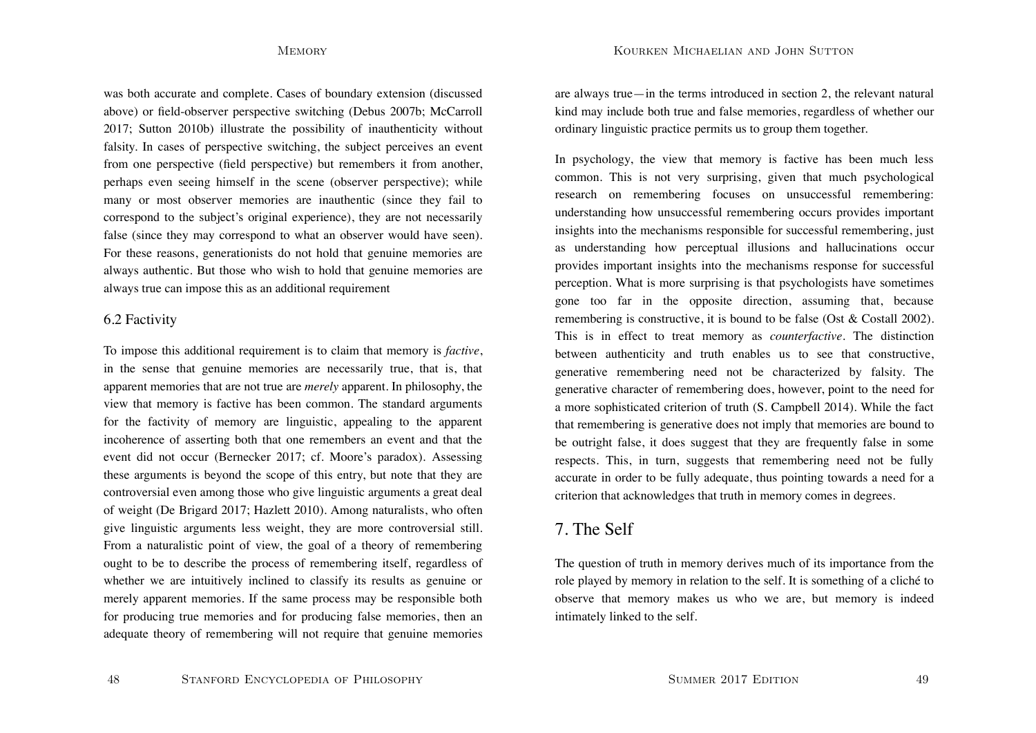was both accurate and complete. Cases of boundary extension (discussed above) or field-observer perspective switching (Debus 2007b; McCarroll 2017; Sutton 2010b) illustrate the possibility of inauthenticity without falsity. In cases of perspective switching, the subject perceives an event from one perspective (field perspective) but remembers it from another, perhaps even seeing himself in the scene (observer perspective); while many or most observer memories are inauthentic (since they fail to correspond to the subject's original experience), they are not necessarily false (since they may correspond to what an observer would have seen). For these reasons, generationists do not hold that genuine memories are always authentic. But those who wish to hold that genuine memories are always true can impose this as an additional requirement

### 6.2 Factivity

To impose this additional requirement is to claim that memory is *factive*, in the sense that genuine memories are necessarily true, that is, that apparent memories that are not true are *merely* apparent. In philosophy, the view that memory is factive has been common. The standard arguments for the factivity of memory are linguistic, appealing to the apparent incoherence of asserting both that one remembers an event and that the event did not occur (Bernecker 2017; cf. Moore's paradox). Assessing these arguments is beyond the scope of this entry, but note that they are controversial even among those who give linguistic arguments a great deal of weight (De Brigard 2017; Hazlett 2010). Among naturalists, who often give linguistic arguments less weight, they are more controversial still. From a naturalistic point of view, the goal of a theory of remembering ought to be to describe the process of remembering itself, regardless of whether we are intuitively inclined to classify its results as genuine or merely apparent memories. If the same process may be responsible both for producing true memories and for producing false memories, then an adequate theory of remembering will not require that genuine memories are always true—in the terms introduced in section 2, the relevant natural kind may include both true and false memories, regardless of whether our ordinary linguistic practice permits us to group them together.

In psychology, the view that memory is factive has been much less common. This is not very surprising, given that much psychological research on remembering focuses on unsuccessful remembering: understanding how unsuccessful remembering occurs provides important insights into the mechanisms responsible for successful remembering, just as understanding how perceptual illusions and hallucinations occur provides important insights into the mechanisms response for successful perception. What is more surprising is that psychologists have sometimes gone too far in the opposite direction, assuming that, because remembering is constructive, it is bound to be false (Ost & Costall 2002). This is in effect to treat memory as *counterfactive*. The distinction between authenticity and truth enables us to see that constructive, generative remembering need not be characterized by falsity. The generative character of remembering does, however, point to the need for a more sophisticated criterion of truth (S. Campbell 2014). While the fact that remembering is generative does not imply that memories are bound to be outright false, it does suggest that they are frequently false in some respects. This, in turn, suggests that remembering need not be fully accurate in order to be fully adequate, thus pointing towards a need for a criterion that acknowledges that truth in memory comes in degrees.

## 7. The Self

The question of truth in memory derives much of its importance from the role played by memory in relation to the self. It is something of a cliché to observe that memory makes us who we are, but memory is indeed intimately linked to the self.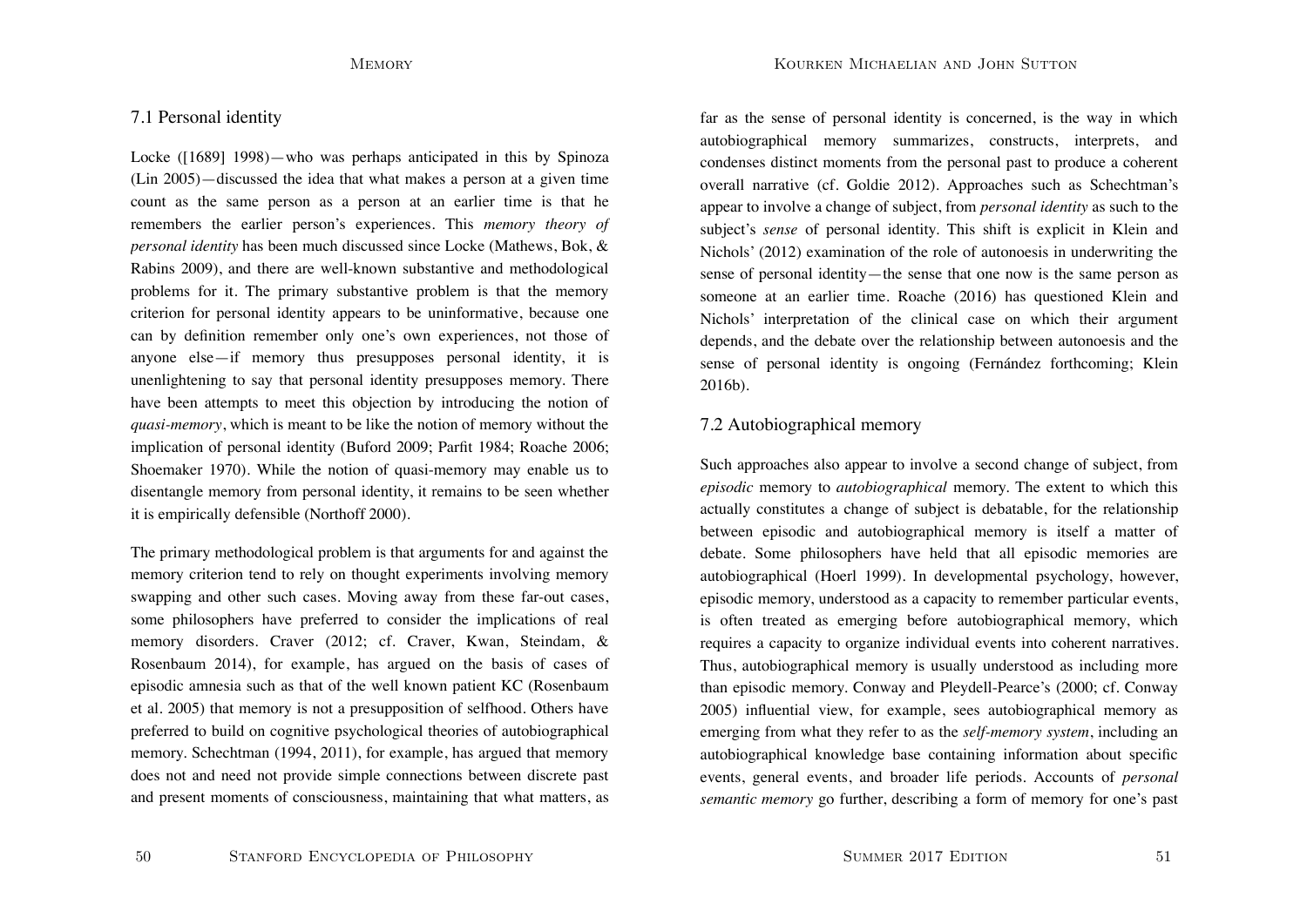### 7.1 Personal identity

Locke ([1689] 1998)—who was perhaps anticipated in this by Spinoza (Lin 2005)—discussed the idea that what makes a person at a given time count as the same person as a person at an earlier time is that he remembers the earlier person's experiences. This *memory theory of personal identity* has been much discussed since Locke (Mathews, Bok, & Rabins 2009), and there are well-known substantive and methodological problems for it. The primary substantive problem is that the memory criterion for personal identity appears to be uninformative, because one can by definition remember only one's own experiences, not those of anyone else—if memory thus presupposes personal identity, it is unenlightening to say that personal identity presupposes memory. There have been attempts to meet this objection by introducing the notion of *quasi-memory*, which is meant to be like the notion of memory without the implication of personal identity (Buford 2009; Parfit 1984; Roache 2006; Shoemaker 1970). While the notion of quasi-memory may enable us to disentangle memory from personal identity, it remains to be seen whether it is empirically defensible (Northoff 2000).

The primary methodological problem is that arguments for and against the memory criterion tend to rely on thought experiments involving memory swapping and other such cases. Moving away from these far-out cases, some philosophers have preferred to consider the implications of real memory disorders. Craver (2012; cf. Craver, Kwan, Steindam, & Rosenbaum 2014), for example, has argued on the basis of cases of episodic amnesia such as that of the well known patient KC (Rosenbaum et al. 2005) that memory is not a presupposition of selfhood. Others have preferred to build on cognitive psychological theories of autobiographical memory. Schechtman (1994, 2011), for example, has argued that memory does not and need not provide simple connections between discrete past and present moments of consciousness, maintaining that what matters, as far as the sense of personal identity is concerned, is the way in which autobiographical memory summarizes, constructs, interprets, and condenses distinct moments from the personal past to produce a coherent overall narrative (cf. Goldie 2012). Approaches such as Schechtman's appear to involve a change of subject, from *personal identity* as such to the subject's *sense* of personal identity. This shift is explicit in Klein and Nichols' (2012) examination of the role of autonoesis in underwriting the sense of personal identity—the sense that one now is the same person as someone at an earlier time. Roache (2016) has questioned Klein and Nichols' interpretation of the clinical case on which their argument depends, and the debate over the relationship between autonoesis and the sense of personal identity is ongoing (Fernández forthcoming; Klein 2016b).

### 7.2 Autobiographical memory

Such approaches also appear to involve a second change of subject, from *episodic* memory to *autobiographical* memory. The extent to which this actually constitutes a change of subject is debatable, for the relationship between episodic and autobiographical memory is itself a matter of debate. Some philosophers have held that all episodic memories are autobiographical (Hoerl 1999). In developmental psychology, however, episodic memory, understood as a capacity to remember particular events, is often treated as emerging before autobiographical memory, which requires a capacity to organize individual events into coherent narratives. Thus, autobiographical memory is usually understood as including more than episodic memory. Conway and Pleydell-Pearce's (2000; cf. Conway 2005) influential view, for example, sees autobiographical memory as emerging from what they refer to as the *self-memory system*, including an autobiographical knowledge base containing information about specific events, general events, and broader life periods. Accounts of *personal semantic memory* go further, describing a form of memory for one's past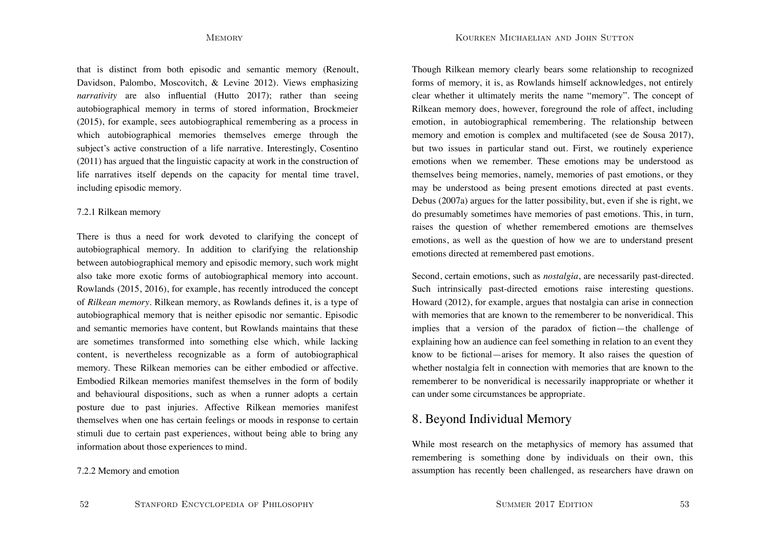that is distinct from both episodic and semantic memory (Renoult, Davidson, Palombo, Moscovitch, & Levine 2012). Views emphasizing *narrativity* are also influential (Hutto 2017); rather than seeing autobiographical memory in terms of stored information, Brockmeier (2015), for example, sees autobiographical remembering as a process in which autobiographical memories themselves emerge through the subject's active construction of a life narrative. Interestingly, Cosentino (2011) has argued that the linguistic capacity at work in the construction of life narratives itself depends on the capacity for mental time travel, including episodic memory.

#### 7.2.1 Rilkean memory

There is thus a need for work devoted to clarifying the concept of autobiographical memory. In addition to clarifying the relationship between autobiographical memory and episodic memory, such work might also take more exotic forms of autobiographical memory into account. Rowlands (2015, 2016), for example, has recently introduced the concept of *Rilkean memory*. Rilkean memory, as Rowlands defines it, is a type of autobiographical memory that is neither episodic nor semantic. Episodic and semantic memories have content, but Rowlands maintains that these are sometimes transformed into something else which, while lacking content, is nevertheless recognizable as a form of autobiographical memory. These Rilkean memories can be either embodied or affective. Embodied Rilkean memories manifest themselves in the form of bodily and behavioural dispositions, such as when a runner adopts a certain posture due to past injuries. Affective Rilkean memories manifest themselves when one has certain feelings or moods in response to certain stimuli due to certain past experiences, without being able to bring any information about those experiences to mind.

#### 7.2.2 Memory and emotion

Though Rilkean memory clearly bears some relationship to recognized forms of memory, it is, as Rowlands himself acknowledges, not entirely clear whether it ultimately merits the name "memory". The concept of Rilkean memory does, however, foreground the role of affect, including emotion, in autobiographical remembering. The relationship between memory and emotion is complex and multifaceted (see de Sousa 2017), but two issues in particular stand out. First, we routinely experience emotions when we remember. These emotions may be understood as themselves being memories, namely, memories of past emotions, or they may be understood as being present emotions directed at past events. Debus (2007a) argues for the latter possibility, but, even if she is right, we do presumably sometimes have memories of past emotions. This, in turn, raises the question of whether remembered emotions are themselves emotions, as well as the question of how we are to understand present emotions directed at remembered past emotions.

Second, certain emotions, such as *nostalgia*, are necessarily past-directed. Such intrinsically past-directed emotions raise interesting questions. Howard (2012), for example, argues that nostalgia can arise in connection with memories that are known to the rememberer to be nonveridical. This implies that a version of the paradox of fiction—the challenge of explaining how an audience can feel something in relation to an event they know to be fictional—arises for memory. It also raises the question of whether nostalgia felt in connection with memories that are known to the rememberer to be nonveridical is necessarily inappropriate or whether it can under some circumstances be appropriate.

## 8. Beyond Individual Memory

While most research on the metaphysics of memory has assumed that remembering is something done by individuals on their own, this assumption has recently been challenged, as researchers have drawn on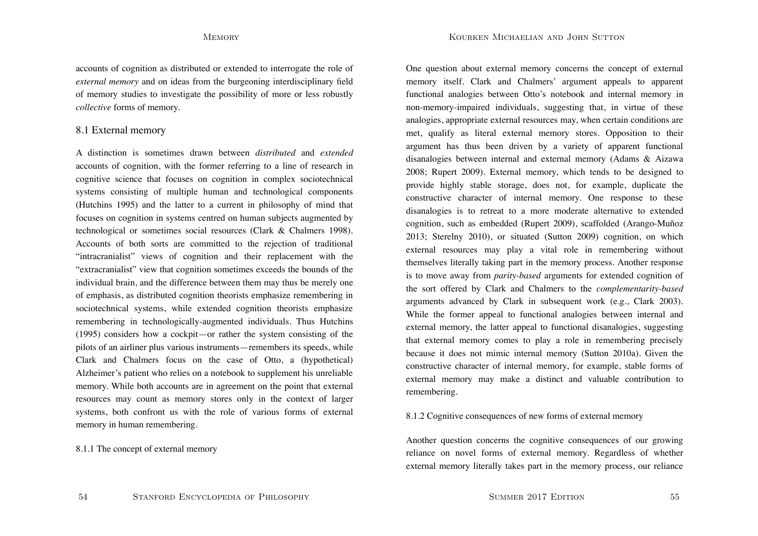accounts of cognition as distributed or extended to interrogate the role of *external memory* and on ideas from the burgeoning interdisciplinary field of memory studies to investigate the possibility of more or less robustly *collective* forms of memory.

## 8.1 External memory

A distinction is sometimes drawn between *distributed* and *extended* accounts of cognition, with the former referring to a line of research in cognitive science that focuses on cognition in complex sociotechnical systems consisting of multiple human and technological components (Hutchins 1995) and the latter to a current in philosophy of mind that focuses on cognition in systems centred on human subjects augmented by technological or sometimes social resources (Clark & Chalmers 1998). Accounts of both sorts are committed to the rejection of traditional "intracranialist" views of cognition and their replacement with the "extracranialist" view that cognition sometimes exceeds the bounds of the individual brain, and the difference between them may thus be merely one of emphasis, as distributed cognition theorists emphasize remembering in sociotechnical systems, while extended cognition theorists emphasize remembering in technologically-augmented individuals. Thus Hutchins (1995) considers how a cockpit—or rather the system consisting of the pilots of an airliner plus various instruments—remembers its speeds, while Clark and Chalmers focus on the case of Otto, a (hypothetical) Alzheimer's patient who relies on a notebook to supplement his unreliable memory. While both accounts are in agreement on the point that external resources may count as memory stores only in the context of larger systems, both confront us with the role of various forms of external memory in human remembering.

### 8.1.1 The concept of external memory

One question about external memory concerns the concept of external memory itself. Clark and Chalmers' argument appeals to apparent functional analogies between Otto's notebook and internal memory in non-memory-impaired individuals, suggesting that, in virtue of these analogies, appropriate external resources may, when certain conditions are met, qualify as literal external memory stores. Opposition to their argument has thus been driven by a variety of apparent functional disanalogies between internal and external memory (Adams & Aizawa 2008; Rupert 2009). External memory, which tends to be designed to provide highly stable storage, does not, for example, duplicate the constructive character of internal memory. One response to these disanalogies is to retreat to a more moderate alternative to extended cognition, such as embedded (Rupert 2009), scaffolded (Arango-Muñoz 2013; Sterelny 2010), or situated (Sutton 2009) cognition, on which external resources may play a vital role in remembering without themselves literally taking part in the memory process. Another response is to move away from *parity-based* arguments for extended cognition of the sort offered by Clark and Chalmers to the *complementarity-based* arguments advanced by Clark in subsequent work (e.g., Clark 2003). While the former appeal to functional analogies between internal and external memory, the latter appeal to functional disanalogies, suggesting that external memory comes to play a role in remembering precisely because it does not mimic internal memory (Sutton 2010a). Given the constructive character of internal memory, for example, stable forms of external memory may make a distinct and valuable contribution to remembering.

### 8.1.2 Cognitive consequences of new forms of external memory

Another question concerns the cognitive consequences of our growing reliance on novel forms of external memory. Regardless of whether external memory literally takes part in the memory process, our reliance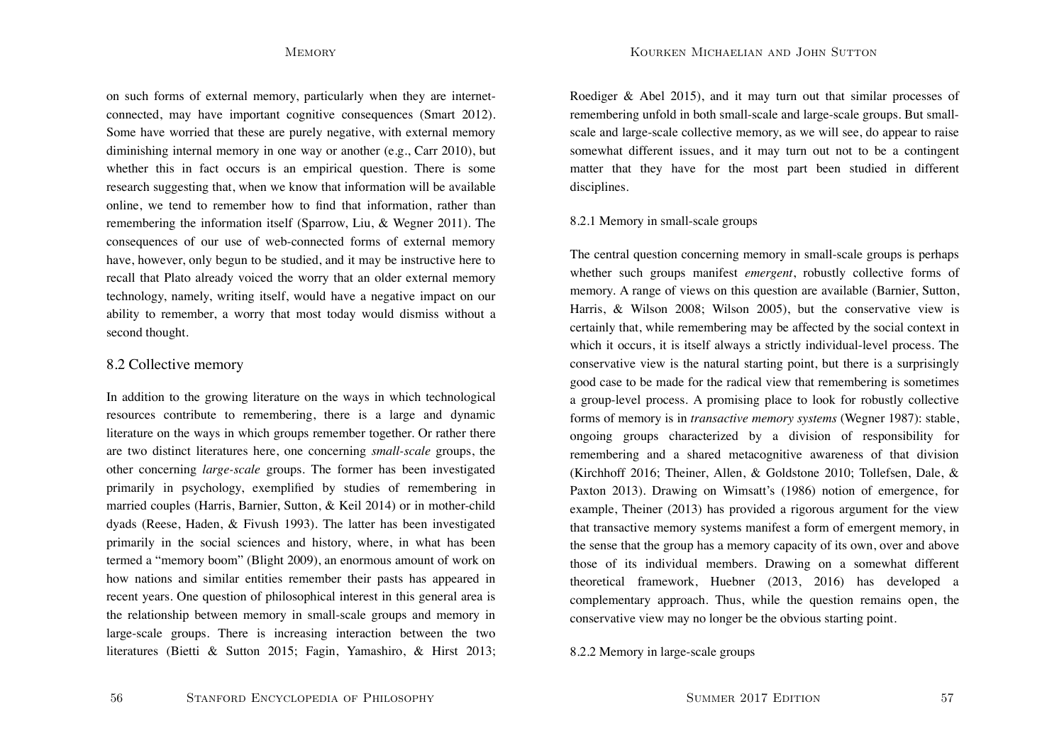on such forms of external memory, particularly when they are internet-connected, may have important cognitive consequences (Smart 2012). Some have worried that these are purely negative, with external memory diminishing internal memory in one way or another (e.g., Carr 2010), but whether this in fact occurs is an empirical question. There is some research suggesting that, when we know that information will be available online, we tend to remember how to find that information, rather than remembering the information itself (Sparrow, Liu, & Wegner 2011). The consequences of our use of web-connected forms of external memory have, however, only begun to be studied, and it may be instructive here to recall that Plato already voiced the worry that an older external memory technology, namely, writing itself, would have a negative impact on our ability to remember, a worry that most today would dismiss without a second thought.

## 8.2 Collective memory

In addition to the growing literature on the ways in which technological resources contribute to remembering, there is a large and dynamic literature on the ways in which groups remember together. Or rather there are two distinct literatures here, one concerning *small-scale* groups, the other concerning *large-scale* groups. The former has been investigated primarily in psychology, exemplified by studies of remembering in married couples (Harris, Barnier, Sutton, & Keil 2014) or in mother-child dyads (Reese, Haden, & Fivush 1993). The latter has been investigated primarily in the social sciences and history, where, in what has been termed a "memory boom" (Blight 2009), an enormous amount of work on how nations and similar entities remember their pasts has appeared in recent years. One question of philosophical interest in this general area is the relationship between memory in small-scale groups and memory in large-scale groups. There is increasing interaction between the two literatures (Bietti & Sutton 2015; Fagin, Yamashiro, & Hirst 2013; Roediger & Abel 2015), and it may turn out that similar processes of remembering unfold in both small-scale and large-scale groups. But small-scale and large-scale collective memory, as we will see, do appear to raise somewhat different issues, and it may turn out not to be a contingent matter that they have for the most part been studied in different disciplines.

### 8.2.1 Memory in small-scale groups

The central question concerning memory in small-scale groups is perhaps whether such groups manifest *emergent*, robustly collective forms of memory. A range of views on this question are available (Barnier, Sutton, Harris, & Wilson 2008; Wilson 2005), but the conservative view is certainly that, while remembering may be affected by the social context in which it occurs, it is itself always a strictly individual-level process. The conservative view is the natural starting point, but there is a surprisingly good case to be made for the radical view that remembering is sometimes a group-level process. A promising place to look for robustly collective forms of memory is in *transactive memory systems* (Wegner 1987): stable, ongoing groups characterized by a division of responsibility for remembering and a shared metacognitive awareness of that division (Kirchhoff 2016; Theiner, Allen, & Goldstone 2010; Tollefsen, Dale, & Paxton 2013). Drawing on Wimsatt's (1986) notion of emergence, for example, Theiner (2013) has provided a rigorous argument for the view that transactive memory systems manifest a form of emergent memory, in the sense that the group has a memory capacity of its own, over and above those of its individual members. Drawing on a somewhat different theoretical framework, Huebner (2013, 2016) has developed a complementary approach. Thus, while the question remains open, the conservative view may no longer be the obvious starting point.

### 8.2.2 Memory in large-scale groups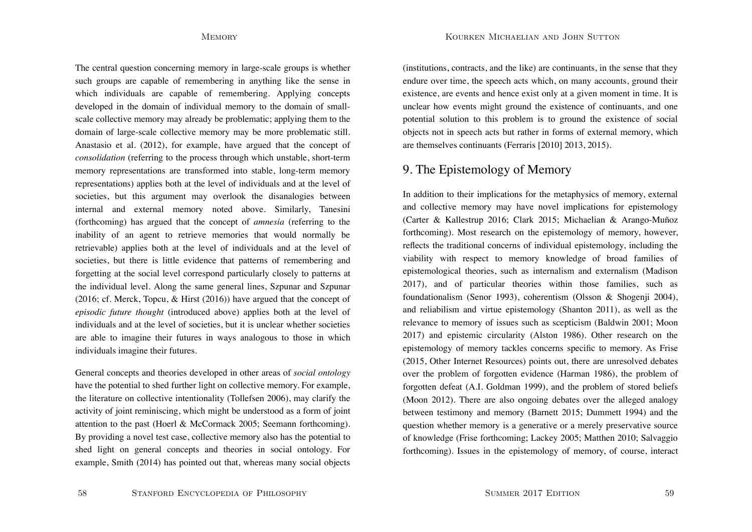The central question concerning memory in large-scale groups is whether such groups are capable of remembering in anything like the sense in which individuals are capable of remembering. Applying concepts developed in the domain of individual memory to the domain of small-scale collective memory may already be problematic; applying them to the domain of large-scale collective memory may be more problematic still. Anastasio et al. (2012), for example, have argued that the concept of *consolidation* (referring to the process through which unstable, short-term memory representations are transformed into stable, long-term memory representations) applies both at the level of individuals and at the level of societies, but this argument may overlook the disanalogies between internal and external memory noted above. Similarly, Tanesini (forthcoming) has argued that the concept of *amnesia* (referring to the inability of an agent to retrieve memories that would normally be retrievable) applies both at the level of individuals and at the level of societies, but there is little evidence that patterns of remembering and forgetting at the social level correspond particularly closely to patterns at the individual level. Along the same general lines, Szpunar and Szpunar (2016; cf. Merck, Topcu, & Hirst (2016)) have argued that the concept of *episodic future thought* (introduced above) applies both at the level of individuals and at the level of societies, but it is unclear whether societies are able to imagine their futures in ways analogous to those in which individuals imagine their futures.

General concepts and theories developed in other areas of *social ontology* have the potential to shed further light on collective memory. For example, the literature on collective intentionality (Tollefsen 2006), may clarify the activity of joint reminiscing, which might be understood as a form of joint attention to the past (Hoerl & McCormack 2005; Seemann forthcoming). By providing a novel test case, collective memory also has the potential to shed light on general concepts and theories in social ontology. For example, Smith (2014) has pointed out that, whereas many social objects (institutions, contracts, and the like) are continuants, in the sense that they endure over time, the speech acts which, on many accounts, ground their existence, are events and hence exist only at a given moment in time. It is unclear how events might ground the existence of continuants, and one potential solution to this problem is to ground the existence of social objects not in speech acts but rather in forms of external memory, which are themselves continuants (Ferraris [2010] 2013, 2015).

## 9. The Epistemology of Memory

In addition to their implications for the metaphysics of memory, external and collective memory may have novel implications for epistemology (Carter & Kallestrup 2016; Clark 2015; Michaelian & Arango-Muñoz forthcoming). Most research on the epistemology of memory, however, reflects the traditional concerns of individual epistemology, including the viability with respect to memory knowledge of broad families of epistemological theories, such as internalism and externalism (Madison 2017), and of particular theories within those families, such as foundationalism (Senor 1993), coherentism (Olsson & Shogenji 2004), and reliabilism and virtue epistemology (Shanton 2011), as well as the relevance to memory of issues such as scepticism (Baldwin 2001; Moon 2017) and epistemic circularity (Alston 1986). Other research on the epistemology of memory tackles concerns specific to memory. As Frise (2015, Other Internet Resources) points out, there are unresolved debates over the problem of forgotten evidence (Harman 1986), the problem of forgotten defeat (A.I. Goldman 1999), and the problem of stored beliefs (Moon 2012). There are also ongoing debates over the alleged analogy between testimony and memory (Barnett 2015; Dummett 1994) and the question whether memory is a generative or a merely preservative source of knowledge (Frise forthcoming; Lackey 2005; Matthen 2010; Salvaggio forthcoming). Issues in the epistemology of memory, of course, interact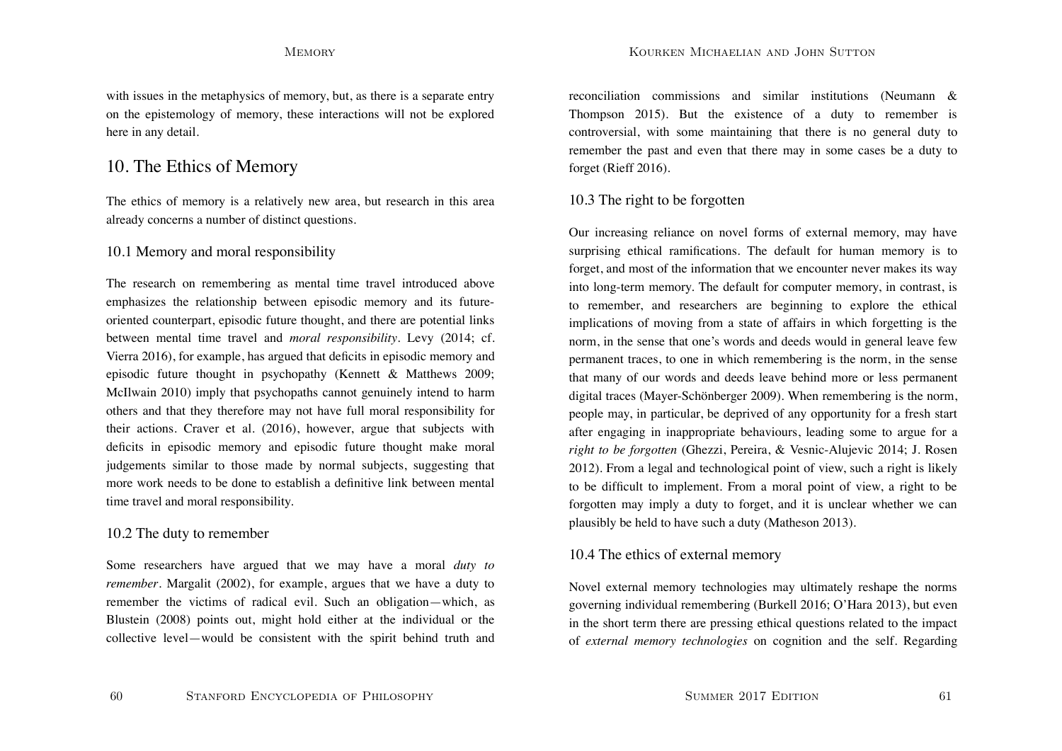with issues in the metaphysics of memory, but, as there is a separate entry on the epistemology of memory, these interactions will not be explored here in any detail.

## 10. The Ethics of Memory

The ethics of memory is a relatively new area, but research in this area already concerns a number of distinct questions.

### 10.1 Memory and moral responsibility

The research on remembering as mental time travel introduced above emphasizes the relationship between episodic memory and its future-oriented counterpart, episodic future thought, and there are potential links between mental time travel and *moral responsibility*. Levy (2014; cf. Vierra 2016), for example, has argued that deficits in episodic memory and episodic future thought in psychopathy (Kennett & Matthews 2009; McIlwain 2010) imply that psychopaths cannot genuinely intend to harm others and that they therefore may not have full moral responsibility for their actions. Craver et al. (2016), however, argue that subjects with deficits in episodic memory and episodic future thought make moral judgements similar to those made by normal subjects, suggesting that more work needs to be done to establish a definitive link between mental time travel and moral responsibility.

### 10.2 The duty to remember

Some researchers have argued that we may have a moral *duty to remember*. Margalit (2002), for example, argues that we have a duty to remember the victims of radical evil. Such an obligation—which, as Blustein (2008) points out, might hold either at the individual or the collective level—would be consistent with the spirit behind truth and reconciliation commissions and similar institutions (Neumann & Thompson 2015). But the existence of a duty to remember is controversial, with some maintaining that there is no general duty to remember the past and even that there may in some cases be a duty to forget (Rieff 2016).

### 10.3 The right to be forgotten

Our increasing reliance on novel forms of external memory, may have surprising ethical ramifications. The default for human memory is to forget, and most of the information that we encounter never makes its way into long-term memory. The default for computer memory, in contrast, is to remember, and researchers are beginning to explore the ethical implications of moving from a state of affairs in which forgetting is the norm, in the sense that one's words and deeds would in general leave few permanent traces, to one in which remembering is the norm, in the sense that many of our words and deeds leave behind more or less permanent digital traces (Mayer-Schönberger 2009). When remembering is the norm, people may, in particular, be deprived of any opportunity for a fresh start after engaging in inappropriate behaviours, leading some to argue for a *right to be forgotten* (Ghezzi, Pereira, & Vesnic-Alujevic 2014; J. Rosen 2012). From a legal and technological point of view, such a right is likely to be difficult to implement. From a moral point of view, a right to be forgotten may imply a duty to forget, and it is unclear whether we can plausibly be held to have such a duty (Matheson 2013).

### 10.4 The ethics of external memory

Novel external memory technologies may ultimately reshape the norms governing individual remembering (Burkell 2016; O'Hara 2013), but even in the short term there are pressing ethical questions related to the impact of *external memory technologies* on cognition and the self. Regarding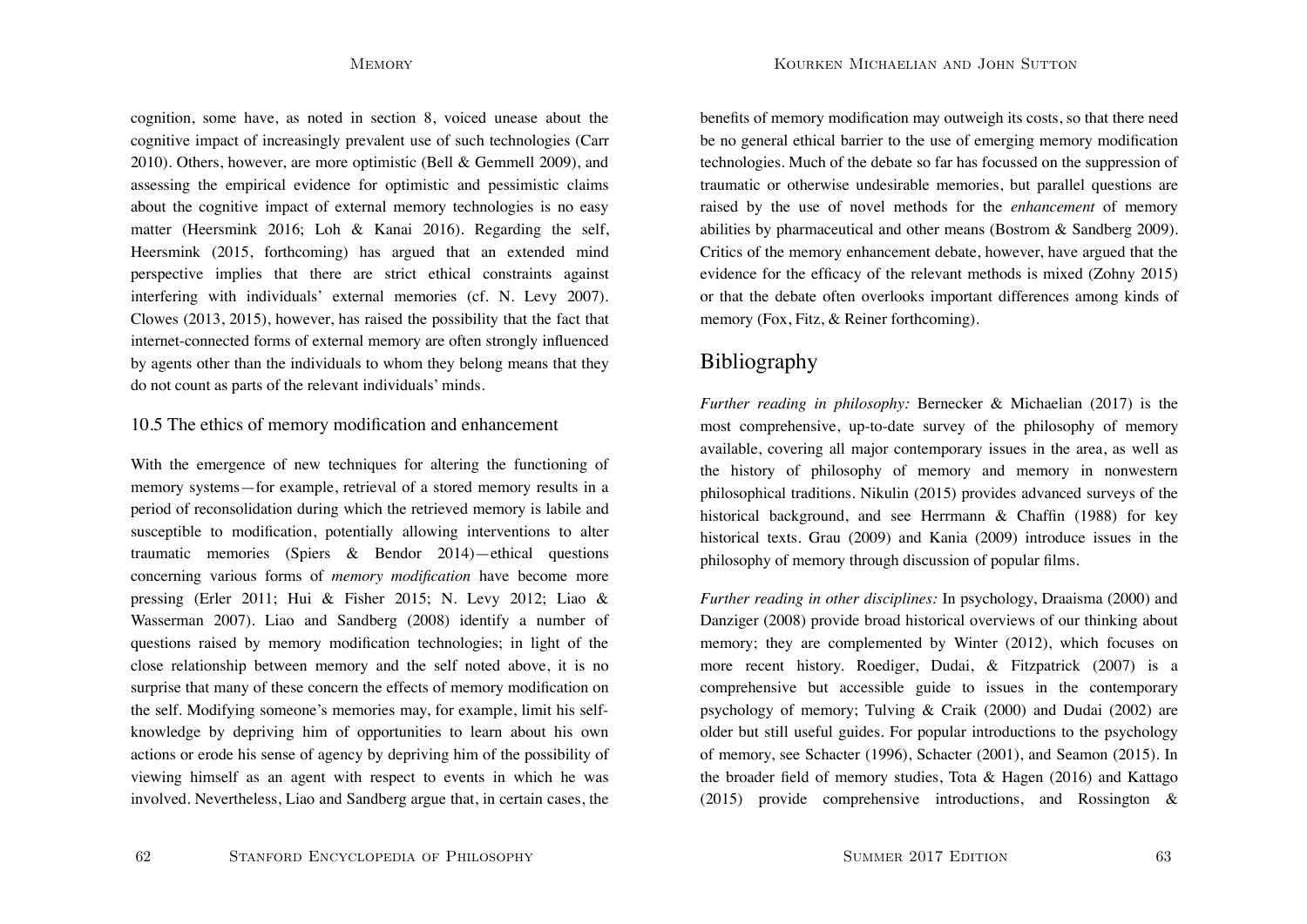cognition, some have, as noted in section 8, voiced unease about the cognitive impact of increasingly prevalent use of such technologies (Carr 2010). Others, however, are more optimistic (Bell & Gemmell 2009), and assessing the empirical evidence for optimistic and pessimistic claims about the cognitive impact of external memory technologies is no easy matter (Heersmink 2016; Loh & Kanai 2016). Regarding the self, Heersmink (2015, forthcoming) has argued that an extended mind perspective implies that there are strict ethical constraints against interfering with individuals' external memories (cf. N. Levy 2007). Clowes (2013, 2015), however, has raised the possibility that the fact that internet-connected forms of external memory are often strongly influenced by agents other than the individuals to whom they belong means that they do not count as parts of the relevant individuals' minds.

### 10.5 The ethics of memory modification and enhancement

With the emergence of new techniques for altering the functioning of memory systems—for example, retrieval of a stored memory results in a period of reconsolidation during which the retrieved memory is labile and susceptible to modification, potentially allowing interventions to alter traumatic memories (Spiers & Bendor 2014)—ethical questions concerning various forms of *memory modification* have become more pressing (Erler 2011; Hui & Fisher 2015; N. Levy 2012; Liao & Wasserman 2007). Liao and Sandberg (2008) identify a number of questions raised by memory modification technologies; in light of the close relationship between memory and the self noted above, it is no surprise that many of these concern the effects of memory modification on the self. Modifying someone's memories may, for example, limit his self-knowledge by depriving him of opportunities to learn about his own actions or erode his sense of agency by depriving him of the possibility of viewing himself as an agent with respect to events in which he was involved. Nevertheless, Liao and Sandberg argue that, in certain cases, the benefits of memory modification may outweigh its costs, so that there need be no general ethical barrier to the use of emerging memory modification technologies. Much of the debate so far has focussed on the suppression of traumatic or otherwise undesirable memories, but parallel questions are raised by the use of novel methods for the *enhancement* of memory abilities by pharmaceutical and other means (Bostrom & Sandberg 2009). Critics of the memory enhancement debate, however, have argued that the evidence for the efficacy of the relevant methods is mixed (Zohny 2015) or that the debate often overlooks important differences among kinds of memory (Fox, Fitz, & Reiner forthcoming).

## Bibliography

*Further reading in philosophy:* Bernecker & Michaelian (2017) is the most comprehensive, up-to-date survey of the philosophy of memory available, covering all major contemporary issues in the area, as well as the history of philosophy of memory and memory in nonwestern philosophical traditions. Nikulin (2015) provides advanced surveys of the historical background, and see Herrmann & Chaffin (1988) for key historical texts. Grau (2009) and Kania (2009) introduce issues in the philosophy of memory through discussion of popular films.

*Further reading in other disciplines:* In psychology, Draaisma (2000) and Danziger (2008) provide broad historical overviews of our thinking about memory; they are complemented by Winter (2012), which focuses on more recent history. Roediger, Dudai, & Fitzpatrick (2007) is a comprehensive but accessible guide to issues in the contemporary psychology of memory; Tulving & Craik (2000) and Dudai (2002) are older but still useful guides. For popular introductions to the psychology of memory, see Schacter (1996), Schacter (2001), and Seamon (2015). In the broader field of memory studies, Tota & Hagen (2016) and Kattago (2015) provide comprehensive introductions, and Rossington &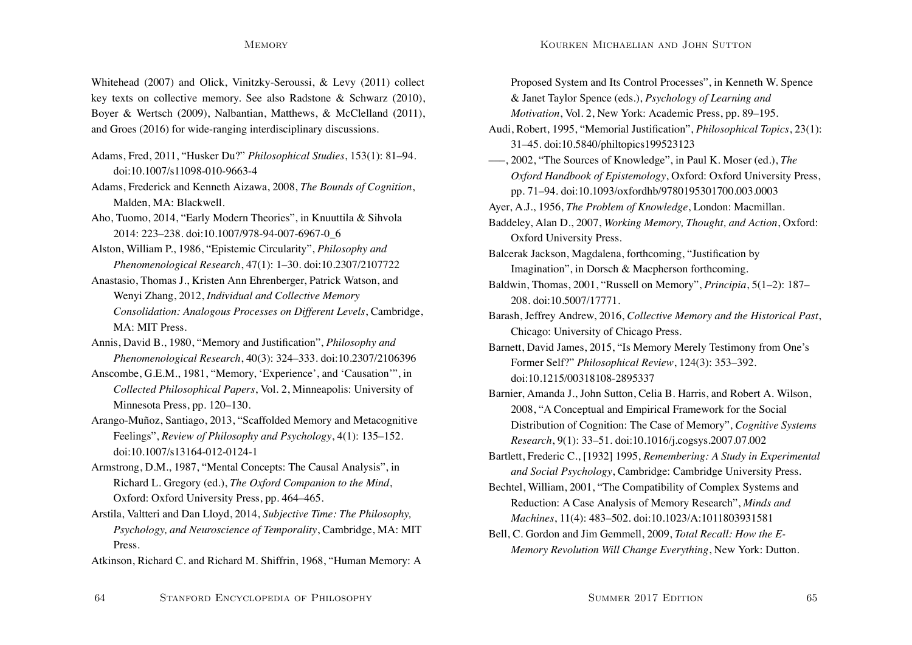Whitehead (2007) and Olick, Vinitzky-Seroussi, & Levy (2011) collect key texts on collective memory. See also Radstone & Schwarz (2010), Boyer & Wertsch (2009), Nalbantian, Matthews, & McClelland (2011), and Groes (2016) for wide-ranging interdisciplinary discussions.

Adams, Fred, 2011, "Husker Du?" *Philosophical Studies*, 153(1): 81–94. doi:10.1007/s11098-010-9663-4

Adams, Frederick and Kenneth Aizawa, 2008, *The Bounds of Cognition*, Malden, MA: Blackwell.

Aho, Tuomo, 2014, "Early Modern Theories", in Knuuttila & Sihvola 2014: 223–238. doi:10.1007/978-94-007-6967-0_6

Alston, William P., 1986, "Epistemic Circularity", *Philosophy and Phenomenological Research*, 47(1): 1–30. doi:10.2307/2107722

Anastasio, Thomas J., Kristen Ann Ehrenberger, Patrick Watson, and Wenyi Zhang, 2012, *Individual and Collective Memory Consolidation: Analogous Processes on Different Levels*, Cambridge, MA: MIT Press.

Annis, David B., 1980, "Memory and Justification", *Philosophy and Phenomenological Research*, 40(3): 324–333. doi:10.2307/2106396

Anscombe, G.E.M., 1981, "Memory, 'Experience', and 'Causation'", in *Collected Philosophical Papers*, Vol. 2, Minneapolis: University of Minnesota Press, pp. 120–130.

Arango-Muñoz, Santiago, 2013, "Scaffolded Memory and Metacognitive Feelings", *Review of Philosophy and Psychology*, 4(1): 135–152. doi:10.1007/s13164-012-0124-1

Armstrong, D.M., 1987, "Mental Concepts: The Causal Analysis", in Richard L. Gregory (ed.), *The Oxford Companion to the Mind*, Oxford: Oxford University Press, pp. 464–465.

Arstila, Valtteri and Dan Lloyd, 2014, *Subjective Time: The Philosophy, Psychology, and Neuroscience of Temporality*, Cambridge, MA: MIT Press.

Atkinson, Richard C. and Richard M. Shiffrin, 1968, "Human Memory: A Proposed System and Its Control Processes", in Kenneth W. Spence & Janet Taylor Spence (eds.), *Psychology of Learning and Motivation*, Vol. 2, New York: Academic Press, pp. 89–195.

Audi, Robert, 1995, "Memorial Justification", *Philosophical Topics*, 23(1): 31–45. doi:10.5840/philtopics199523123

–––, 2002, "The Sources of Knowledge", in Paul K. Moser (ed.), *The Oxford Handbook of Epistemology*, Oxford: Oxford University Press, pp. 71–94. doi:10.1093/oxfordhb/9780195301700.003.0003

Ayer, A.J., 1956, *The Problem of Knowledge*, London: Macmillan.

Baddeley, Alan D., 2007, *Working Memory, Thought, and Action*, Oxford: Oxford University Press.

Balcerak Jackson, Magdalena, forthcoming, "Justification by Imagination", in Dorsch & Macpherson forthcoming.

Baldwin, Thomas, 2001, "Russell on Memory", *Principia*, 5(1–2): 187–208. doi:10.5007/17771.

Barash, Jeffrey Andrew, 2016, *Collective Memory and the Historical Past*, Chicago: University of Chicago Press.

Barnett, David James, 2015, "Is Memory Merely Testimony from One's Former Self?" *Philosophical Review*, 124(3): 353–392. doi:10.1215/00318108-2895337

Barnier, Amanda J., John Sutton, Celia B. Harris, and Robert A. Wilson, 2008, "A Conceptual and Empirical Framework for the Social Distribution of Cognition: The Case of Memory", *Cognitive Systems Research*, 9(1): 33–51. doi:10.1016/j.cogsys.2007.07.002

Bartlett, Frederic C., [1932] 1995, *Remembering: A Study in Experimental and Social Psychology*, Cambridge: Cambridge University Press.

Bechtel, William, 2001, "The Compatibility of Complex Systems and Reduction: A Case Analysis of Memory Research", *Minds and Machines*, 11(4): 483–502. doi:10.1023/A:1011803931581

Bell, C. Gordon and Jim Gemmell, 2009, *Total Recall: How the E-Memory Revolution Will Change Everything*, New York: Dutton.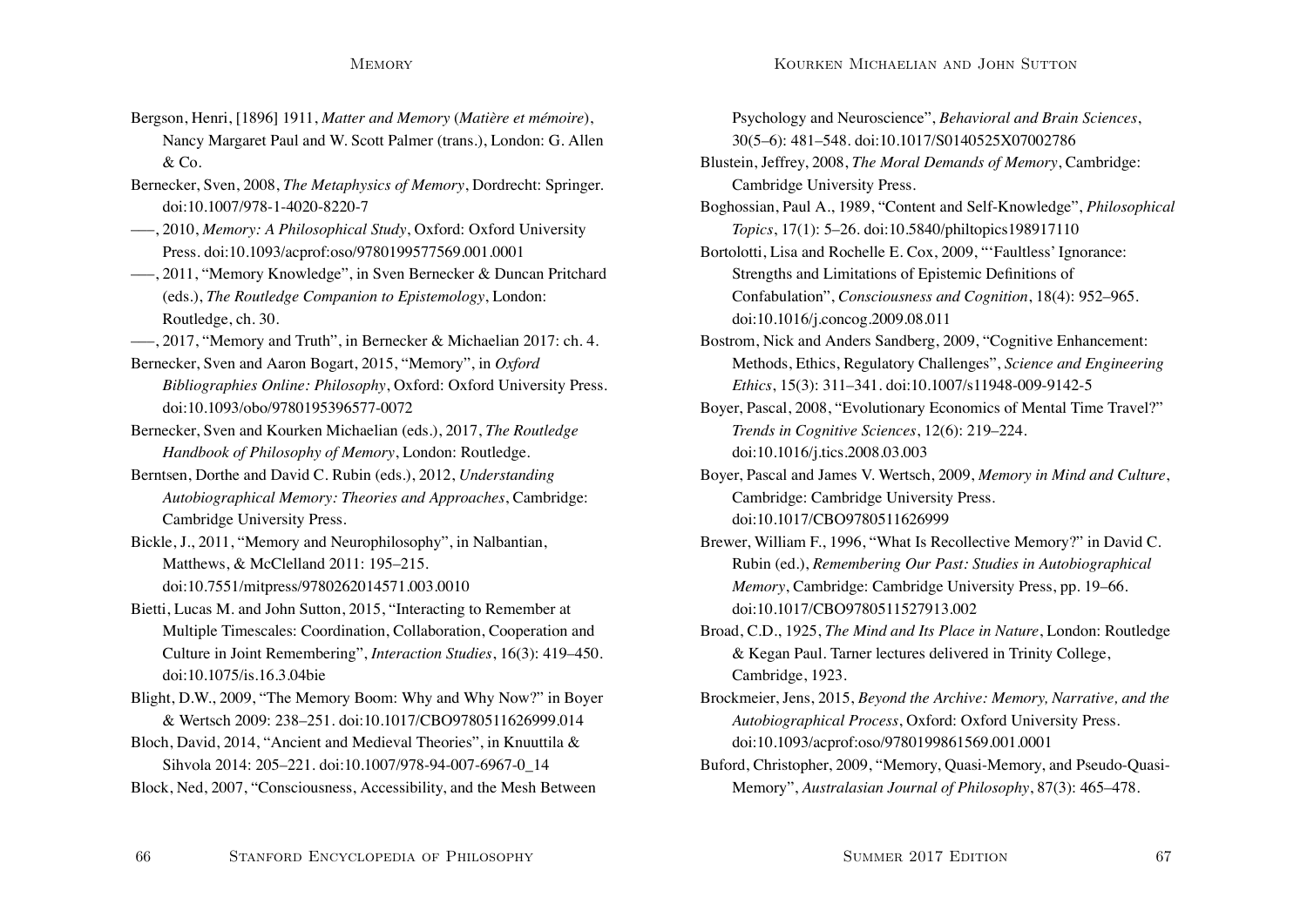Bergson, Henri, [1896] 1911, *Matter and Memory* (*Matière et mémoire*), Nancy Margaret Paul and W. Scott Palmer (trans.), London: G. Allen & Co.

Bernecker, Sven, 2008, *The Metaphysics of Memory*, Dordrecht: Springer. doi:10.1007/978-1-4020-8220-7

–––, 2010, *Memory: A Philosophical Study*, Oxford: Oxford University Press. doi:10.1093/acprof:oso/9780199577569.001.0001

–––, 2011, "Memory Knowledge", in Sven Bernecker & Duncan Pritchard (eds.), *The Routledge Companion to Epistemology*, London: Routledge, ch. 30.

–––, 2017, "Memory and Truth", in Bernecker & Michaelian 2017: ch. 4.

Bernecker, Sven and Aaron Bogart, 2015, "Memory", in *Oxford Bibliographies Online: Philosophy*, Oxford: Oxford University Press. doi:10.1093/obo/9780195396577-0072

Bernecker, Sven and Kourken Michaelian (eds.), 2017, *The Routledge Handbook of Philosophy of Memory*, London: Routledge.

Berntsen, Dorthe and David C. Rubin (eds.), 2012, *Understanding Autobiographical Memory: Theories and Approaches*, Cambridge: Cambridge University Press.

Bickle, J., 2011, "Memory and Neurophilosophy", in Nalbantian, Matthews, & McClelland 2011: 195–215. doi:10.7551/mitpress/9780262014571.003.0010

Bietti, Lucas M. and John Sutton, 2015, "Interacting to Remember at Multiple Timescales: Coordination, Collaboration, Cooperation and Culture in Joint Remembering", *Interaction Studies*, 16(3): 419–450. doi:10.1075/is.16.3.04bie

Blight, D.W., 2009, "The Memory Boom: Why and Why Now?" in Boyer & Wertsch 2009: 238–251. doi:10.1017/CBO9780511626999.014

Bloch, David, 2014, "Ancient and Medieval Theories", in Knuuttila & Sihvola 2014: 205–221. doi:10.1007/978-94-007-6967-0_14

Block, Ned, 2007, "Consciousness, Accessibility, and the Mesh Between Psychology and Neuroscience", *Behavioral and Brain Sciences*, 30(5–6): 481–548. doi:10.1017/S0140525X07002786

Blustein, Jeffrey, 2008, *The Moral Demands of Memory*, Cambridge: Cambridge University Press.

Boghossian, Paul A., 1989, "Content and Self-Knowledge", *Philosophical Topics*, 17(1): 5–26. doi:10.5840/philtopics198917110

Bortolotti, Lisa and Rochelle E. Cox, 2009, "'Faultless' Ignorance: Strengths and Limitations of Epistemic Definitions of Confabulation", *Consciousness and Cognition*, 18(4): 952–965. doi:10.1016/j.concog.2009.08.011

Bostrom, Nick and Anders Sandberg, 2009, "Cognitive Enhancement: Methods, Ethics, Regulatory Challenges", *Science and Engineering Ethics*, 15(3): 311–341. doi:10.1007/s11948-009-9142-5

Boyer, Pascal, 2008, "Evolutionary Economics of Mental Time Travel?" *Trends in Cognitive Sciences*, 12(6): 219–224. doi:10.1016/j.tics.2008.03.003

Boyer, Pascal and James V. Wertsch, 2009, *Memory in Mind and Culture*, Cambridge: Cambridge University Press. doi:10.1017/CBO9780511626999

Brewer, William F., 1996, "What Is Recollective Memory?" in David C. Rubin (ed.), *Remembering Our Past: Studies in Autobiographical Memory*, Cambridge: Cambridge University Press, pp. 19–66. doi:10.1017/CBO9780511527913.002

Broad, C.D., 1925, *The Mind and Its Place in Nature*, London: Routledge & Kegan Paul. Tarner lectures delivered in Trinity College, Cambridge, 1923.

Brockmeier, Jens, 2015, *Beyond the Archive: Memory, Narrative, and the Autobiographical Process*, Oxford: Oxford University Press. doi:10.1093/acprof:oso/9780199861569.001.0001

Buford, Christopher, 2009, "Memory, Quasi-Memory, and Pseudo-Quasi-Memory", *Australasian Journal of Philosophy*, 87(3): 465–478.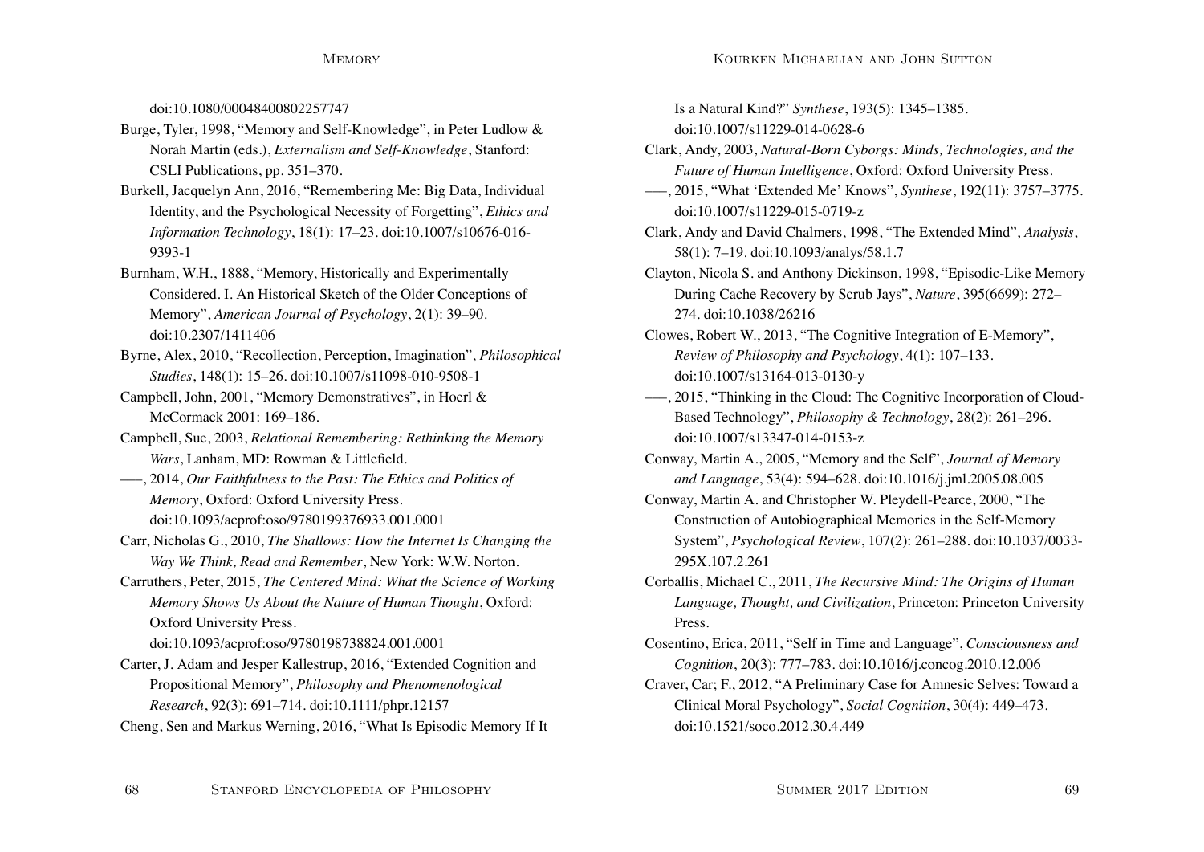doi:10.1080/00048400802257747

Burge, Tyler, 1998, “Memory and Self-Knowledge”, in Peter Ludlow & Norah Martin (eds.), *Externalism and Self-Knowledge*, Stanford: CSLI Publications, pp. 351–370.

Burkell, Jacquelyn Ann, 2016, “Remembering Me: Big Data, Individual Identity, and the Psychological Necessity of Forgetting”, *Ethics and Information Technology*, 18(1): 17–23. doi:10.1007/s10676-016-9393-1

Burnham, W.H., 1888, “Memory, Historically and Experimentally Considered. I. An Historical Sketch of the Older Conceptions of Memory”, *American Journal of Psychology*, 2(1): 39–90. doi:10.2307/1411406

Byrne, Alex, 2010, “Recollection, Perception, Imagination”, *Philosophical Studies*, 148(1): 15–26. doi:10.1007/s11098-010-9508-1

Campbell, John, 2001, “Memory Demonstratives”, in Hoerl & McCormack 2001: 169–186.

Campbell, Sue, 2003, *Relational Remembering: Rethinking the Memory Wars*, Lanham, MD: Rowman & Littlefield.

–––, 2014, *Our Faithfulness to the Past: The Ethics and Politics of Memory*, Oxford: Oxford University Press. doi:10.1093/acprof:oso/9780199376933.001.0001

Carr, Nicholas G., 2010, *The Shallows: How the Internet Is Changing the Way We Think, Read and Remember*, New York: W.W. Norton.

Carruthers, Peter, 2015, *The Centered Mind: What the Science of Working Memory Shows Us About the Nature of Human Thought*, Oxford: Oxford University Press. doi:10.1093/acprof:oso/9780198738824.001.0001

Carter, J. Adam and Jesper Kallestrup, 2016, “Extended Cognition and Propositional Memory”, *Philosophy and Phenomenological Research*, 92(3): 691–714. doi:10.1111/phpr.12157

Cheng, Sen and Markus Werning, 2016, “What Is Episodic Memory If It Is a Natural Kind?” *Synthese*, 193(5): 1345–1385. doi:10.1007/s11229-014-0628-6

Clark, Andy, 2003, *Natural-Born Cyborgs: Minds, Technologies, and the Future of Human Intelligence*, Oxford: Oxford University Press.

–––, 2015, “What ‘Extended Me’ Knows”, *Synthese*, 192(11): 3757–3775. doi:10.1007/s11229-015-0719-z

Clark, Andy and David Chalmers, 1998, “The Extended Mind”, *Analysis*, 58(1): 7–19. doi:10.1093/analys/58.1.7

Clayton, Nicola S. and Anthony Dickinson, 1998, “Episodic-Like Memory During Cache Recovery by Scrub Jays”, *Nature*, 395(6699): 272–274. doi:10.1038/26216

Clowes, Robert W., 2013, “The Cognitive Integration of E-Memory”, *Review of Philosophy and Psychology*, 4(1): 107–133. doi:10.1007/s13164-013-0130-y

–––, 2015, “Thinking in the Cloud: The Cognitive Incorporation of Cloud-Based Technology”, *Philosophy & Technology*, 28(2): 261–296. doi:10.1007/s13347-014-0153-z

Conway, Martin A., 2005, “Memory and the Self”, *Journal of Memory and Language*, 53(4): 594–628. doi:10.1016/j.jml.2005.08.005

Conway, Martin A. and Christopher W. Pleydell-Pearce, 2000, “The Construction of Autobiographical Memories in the Self-Memory System”, *Psychological Review*, 107(2): 261–288. doi:10.1037/0033-295X.107.2.261

Corballis, Michael C., 2011, *The Recursive Mind: The Origins of Human Language, Thought, and Civilization*, Princeton: Princeton University Press.

Cosentino, Erica, 2011, “Self in Time and Language”, *Consciousness and Cognition*, 20(3): 777–783. doi:10.1016/j.concog.2010.12.006

Craver, Car; F., 2012, “A Preliminary Case for Amnesic Selves: Toward a Clinical Moral Psychology”, *Social Cognition*, 30(4): 449–473. doi:10.1521/soco.2012.30.4.449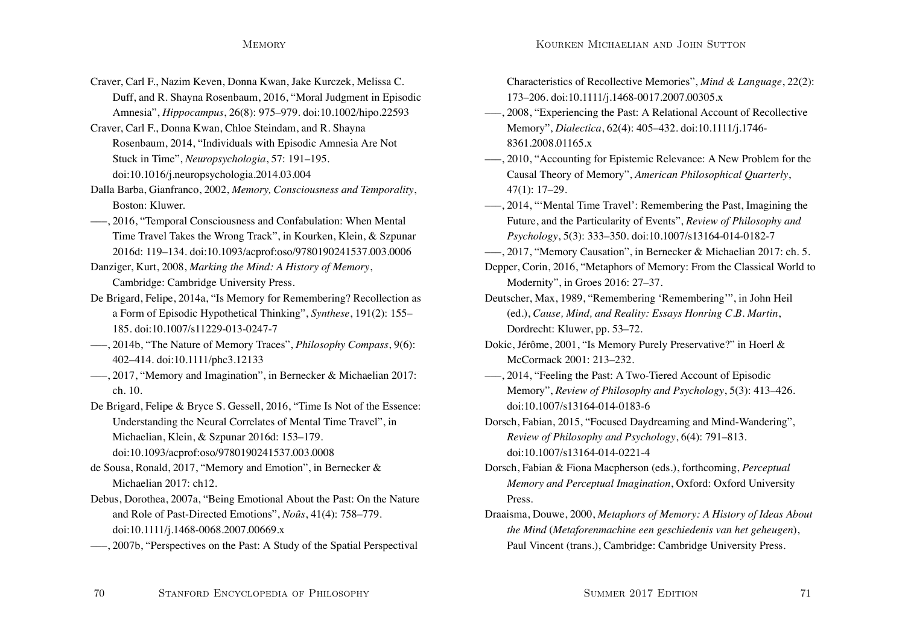Craver, Carl F., Nazim Keven, Donna Kwan, Jake Kurczek, Melissa C. Duff, and R. Shayna Rosenbaum, 2016, “Moral Judgment in Episodic Amnesia”, *Hippocampus*, 26(8): 975–979. doi:10.1002/hipo.22593

Craver, Carl F., Donna Kwan, Chloe Steindam, and R. Shayna Rosenbaum, 2014, “Individuals with Episodic Amnesia Are Not Stuck in Time”, *Neuropsychologia*, 57: 191–195. doi:10.1016/j.neuropsychologia.2014.03.004

Dalla Barba, Gianfranco, 2002, *Memory, Consciousness and Temporality*, Boston: Kluwer.

–––, 2016, “Temporal Consciousness and Confabulation: When Mental Time Travel Takes the Wrong Track”, in Kourken, Klein, & Szpunar 2016d: 119–134. doi:10.1093/acprof:oso/9780190241537.003.0006

Danziger, Kurt, 2008, *Marking the Mind: A History of Memory*, Cambridge: Cambridge University Press.

De Brigard, Felipe, 2014a, “Is Memory for Remembering? Recollection as a Form of Episodic Hypothetical Thinking”, *Synthese*, 191(2): 155–185. doi:10.1007/s11229-013-0247-7

–––, 2014b, “The Nature of Memory Traces”, *Philosophy Compass*, 9(6): 402–414. doi:10.1111/phc3.12133

–––, 2017, “Memory and Imagination”, in Bernecker & Michaelian 2017: ch. 10.

De Brigard, Felipe & Bryce S. Gessell, 2016, “Time Is Not of the Essence: Understanding the Neural Correlates of Mental Time Travel”, in Michaelian, Klein, & Szpunar 2016d: 153–179. doi:10.1093/acprof:oso/9780190241537.003.0008

de Sousa, Ronald, 2017, “Memory and Emotion”, in Bernecker & Michaelian 2017: ch12.

Debus, Dorothea, 2007a, “Being Emotional About the Past: On the Nature and Role of Past-Directed Emotions”, *Noûs*, 41(4): 758–779. doi:10.1111/j.1468-0068.2007.00669.x

–––, 2007b, “Perspectives on the Past: A Study of the Spatial Perspectival Characteristics of Recollective Memories”, *Mind & Language*, 22(2): 173–206. doi:10.1111/j.1468-0017.2007.00305.x

–––, 2008, “Experiencing the Past: A Relational Account of Recollective Memory”, *Dialectica*, 62(4): 405–432. doi:10.1111/j.1746-8361.2008.01165.x

–––, 2010, “Accounting for Epistemic Relevance: A New Problem for the Causal Theory of Memory”, *American Philosophical Quarterly*, 47(1): 17–29.

–––, 2014, “‘Mental Time Travel’: Remembering the Past, Imagining the Future, and the Particularity of Events”, *Review of Philosophy and Psychology*, 5(3): 333–350. doi:10.1007/s13164-014-0182-7

–––, 2017, “Memory Causation”, in Bernecker & Michaelian 2017: ch. 5.

Depper, Corin, 2016, “Metaphors of Memory: From the Classical World to Modernity”, in Groes 2016: 27–37.

Deutscher, Max, 1989, “Remembering ‘Remembering’”, in John Heil (ed.), *Cause, Mind, and Reality: Essays Honring C.B. Martin*, Dordrecht: Kluwer, pp. 53–72.

Dokic, Jérôme, 2001, “Is Memory Purely Preservative?” in Hoerl & McCormack 2001: 213–232.

–––, 2014, “Feeling the Past: A Two-Tiered Account of Episodic Memory”, *Review of Philosophy and Psychology*, 5(3): 413–426. doi:10.1007/s13164-014-0183-6

Dorsch, Fabian, 2015, “Focused Daydreaming and Mind-Wandering”, *Review of Philosophy and Psychology*, 6(4): 791–813. doi:10.1007/s13164-014-0221-4

Dorsch, Fabian & Fiona Macpherson (eds.), forthcoming, *Perceptual Memory and Perceptual Imagination*, Oxford: Oxford University Press.

Draaisma, Douwe, 2000, *Metaphors of Memory: A History of Ideas About the Mind* (*Metaforenmachine een geschiedenis van het geheugen*), Paul Vincent (trans.), Cambridge: Cambridge University Press.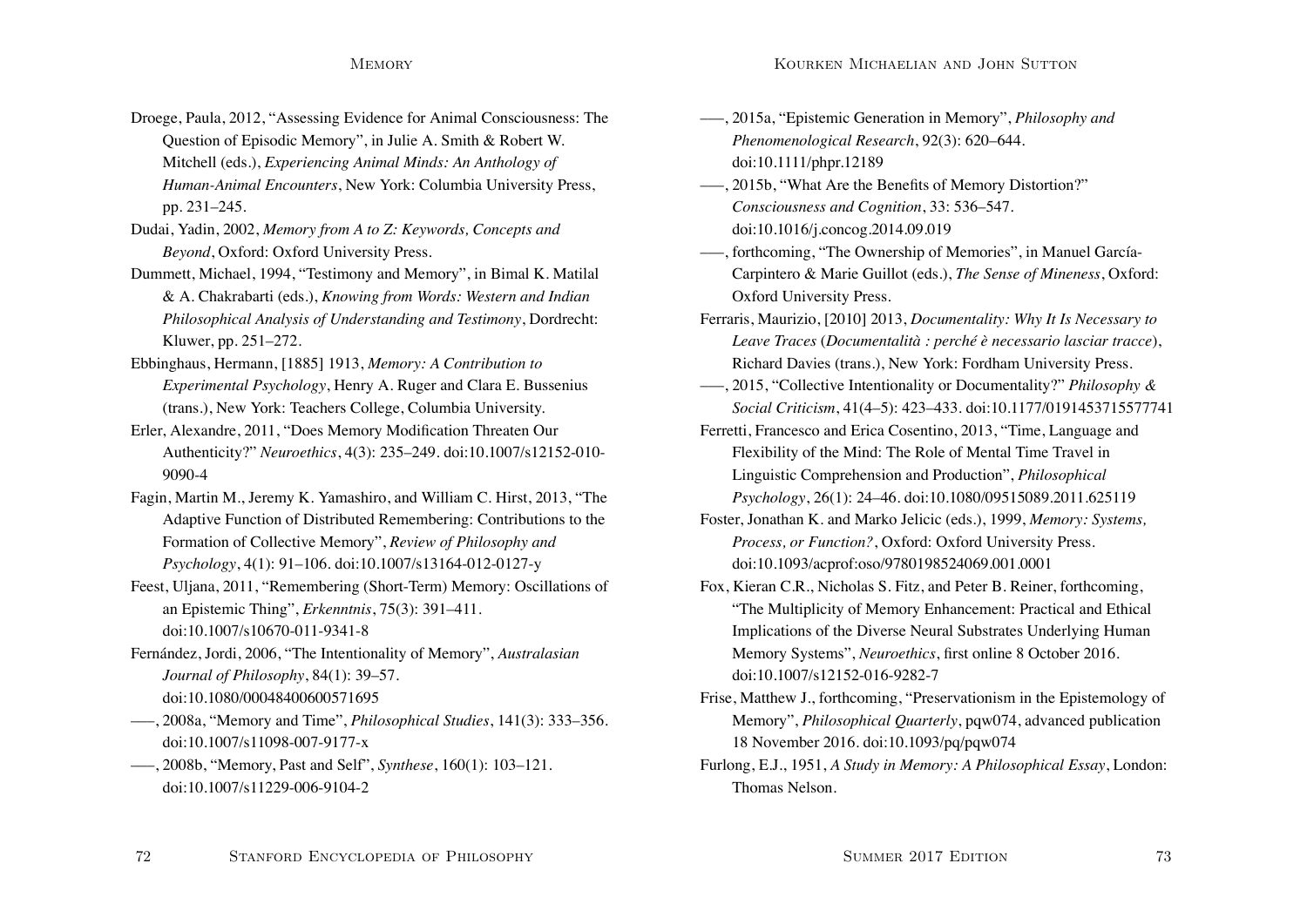Droege, Paula, 2012, "Assessing Evidence for Animal Consciousness: The Question of Episodic Memory", in Julie A. Smith & Robert W. Mitchell (eds.), *Experiencing Animal Minds: An Anthology of Human-Animal Encounters*, New York: Columbia University Press, pp. 231–245.

Dudai, Yadin, 2002, *Memory from A to Z: Keywords, Concepts and Beyond*, Oxford: Oxford University Press.

Dummett, Michael, 1994, "Testimony and Memory", in Bimal K. Matilal & A. Chakrabarti (eds.), *Knowing from Words: Western and Indian Philosophical Analysis of Understanding and Testimony*, Dordrecht: Kluwer, pp. 251–272.

Ebbinghaus, Hermann, [1885] 1913, *Memory: A Contribution to Experimental Psychology*, Henry A. Ruger and Clara E. Bussenius (trans.), New York: Teachers College, Columbia University.

Erler, Alexandre, 2011, "Does Memory Modification Threaten Our Authenticity?" *Neuroethics*, 4(3): 235–249. doi:10.1007/s12152-010-9090-4

Fagin, Martin M., Jeremy K. Yamashiro, and William C. Hirst, 2013, "The Adaptive Function of Distributed Remembering: Contributions to the Formation of Collective Memory", *Review of Philosophy and Psychology*, 4(1): 91–106. doi:10.1007/s13164-012-0127-y

Feest, Uljana, 2011, "Remembering (Short-Term) Memory: Oscillations of an Epistemic Thing", *Erkenntnis*, 75(3): 391–411. doi:10.1007/s10670-011-9341-8

Fernández, Jordi, 2006, "The Intentionality of Memory", *Australasian Journal of Philosophy*, 84(1): 39–57. doi:10.1080/00048400600571695

–––, 2008a, "Memory and Time", *Philosophical Studies*, 141(3): 333–356. doi:10.1007/s11098-007-9177-x

–––, 2008b, "Memory, Past and Self", *Synthese*, 160(1): 103–121. doi:10.1007/s11229-006-9104-2

–––, 2015a, "Epistemic Generation in Memory", *Philosophy and Phenomenological Research*, 92(3): 620–644. doi:10.1111/phpr.12189

–––, 2015b, "What Are the Benefits of Memory Distortion?" *Consciousness and Cognition*, 33: 536–547. doi:10.1016/j.concog.2014.09.019

–––, forthcoming, "The Ownership of Memories", in Manuel García-Carpintero & Marie Guillot (eds.), *The Sense of Mineness*, Oxford: Oxford University Press.

Ferraris, Maurizio, [2010] 2013, *Documentality: Why It Is Necessary to Leave Traces* (*Documentalità : perché è necessario lasciar tracce*), Richard Davies (trans.), New York: Fordham University Press.

–––, 2015, "Collective Intentionality or Documentality?" *Philosophy & Social Criticism*, 41(4–5): 423–433. doi:10.1177/0191453715577741

Ferretti, Francesco and Erica Cosentino, 2013, "Time, Language and Flexibility of the Mind: The Role of Mental Time Travel in Linguistic Comprehension and Production", *Philosophical Psychology*, 26(1): 24–46. doi:10.1080/09515089.2011.625119

Foster, Jonathan K. and Marko Jelicic (eds.), 1999, *Memory: Systems, Process, or Function?*, Oxford: Oxford University Press. doi:10.1093/acprof:oso/9780198524069.001.0001

Fox, Kieran C.R., Nicholas S. Fitz, and Peter B. Reiner, forthcoming, "The Multiplicity of Memory Enhancement: Practical and Ethical Implications of the Diverse Neural Substrates Underlying Human Memory Systems", *Neuroethics*, first online 8 October 2016. doi:10.1007/s12152-016-9282-7

Frise, Matthew J., forthcoming, "Preservationism in the Epistemology of Memory", *Philosophical Quarterly*, pqw074, advanced publication 18 November 2016. doi:10.1093/pq/pqw074

Furlong, E.J., 1951, *A Study in Memory: A Philosophical Essay*, London: Thomas Nelson.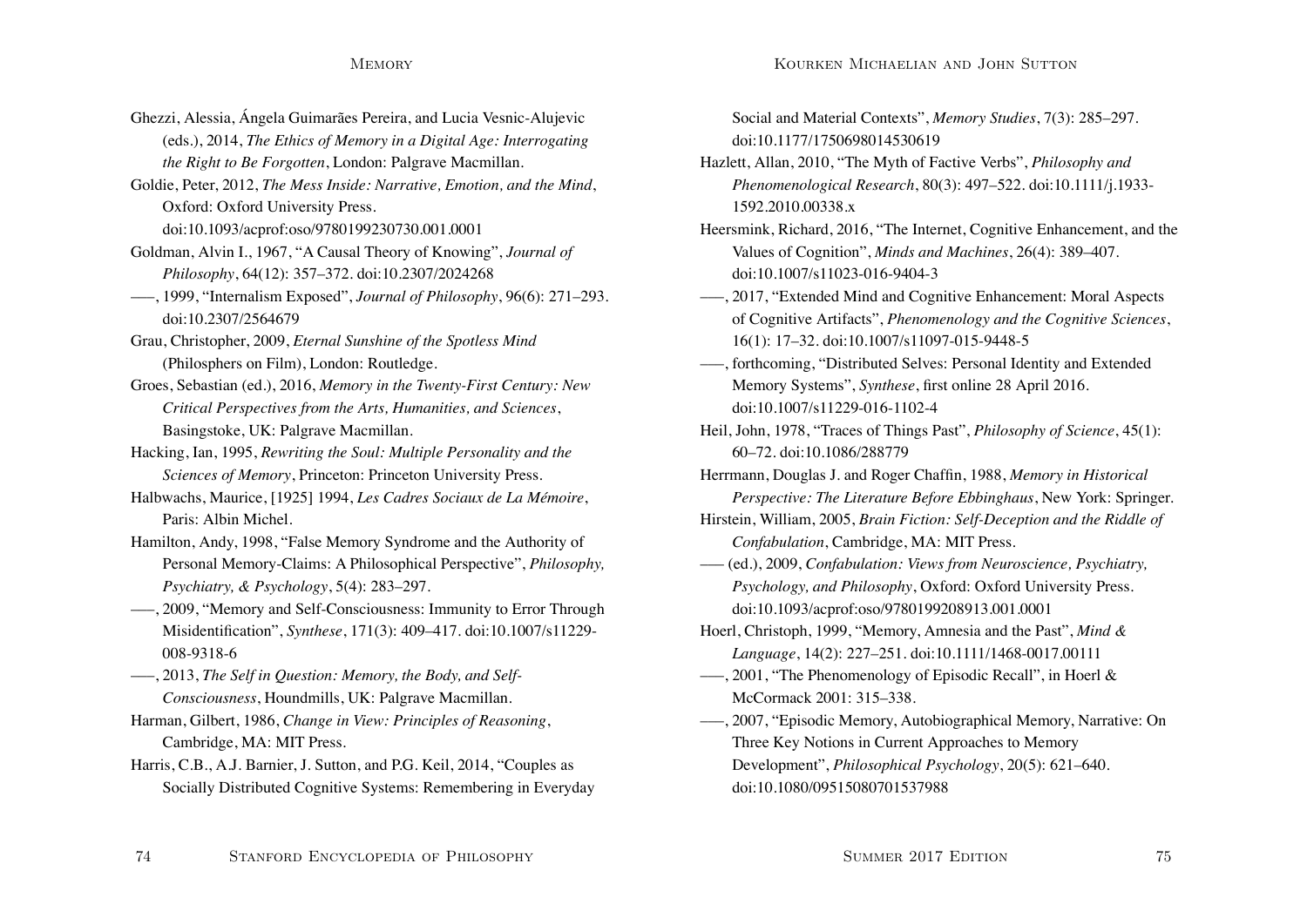Ghezzi, Alessia, Ángela Guimarães Pereira, and Lucia Vesnic-Alujevic (eds.), 2014, *The Ethics of Memory in a Digital Age: Interrogating the Right to Be Forgotten*, London: Palgrave Macmillan.

Goldie, Peter, 2012, *The Mess Inside: Narrative, Emotion, and the Mind*, Oxford: Oxford University Press. doi:10.1093/acprof:oso/9780199230730.001.0001

Goldman, Alvin I., 1967, "A Causal Theory of Knowing", *Journal of Philosophy*, 64(12): 357–372. doi:10.2307/2024268

–––, 1999, "Internalism Exposed", *Journal of Philosophy*, 96(6): 271–293. doi:10.2307/2564679

Grau, Christopher, 2009, *Eternal Sunshine of the Spotless Mind* (Philosphers on Film), London: Routledge.

Groes, Sebastian (ed.), 2016, *Memory in the Twenty-First Century: New Critical Perspectives from the Arts, Humanities, and Sciences*, Basingstoke, UK: Palgrave Macmillan.

Hacking, Ian, 1995, *Rewriting the Soul: Multiple Personality and the Sciences of Memory*, Princeton: Princeton University Press.

Halbwachs, Maurice, [1925] 1994, *Les Cadres Sociaux de La Mémoire*, Paris: Albin Michel.

Hamilton, Andy, 1998, "False Memory Syndrome and the Authority of Personal Memory-Claims: A Philosophical Perspective", *Philosophy, Psychiatry, & Psychology*, 5(4): 283–297.

–––, 2009, "Memory and Self-Consciousness: Immunity to Error Through Misidentification", *Synthese*, 171(3): 409–417. doi:10.1007/s11229-008-9318-6

–––, 2013, *The Self in Question: Memory, the Body, and Self-Consciousness*, Houndmills, UK: Palgrave Macmillan.

Harman, Gilbert, 1986, *Change in View: Principles of Reasoning*, Cambridge, MA: MIT Press.

Harris, C.B., A.J. Barnier, J. Sutton, and P.G. Keil, 2014, "Couples as Socially Distributed Cognitive Systems: Remembering in Everyday Social and Material Contexts", *Memory Studies*, 7(3): 285–297. doi:10.1177/1750698014530619

Hazlett, Allan, 2010, "The Myth of Factive Verbs", *Philosophy and Phenomenological Research*, 80(3): 497–522. doi:10.1111/j.1933-1592.2010.00338.x

Heersmink, Richard, 2016, "The Internet, Cognitive Enhancement, and the Values of Cognition", *Minds and Machines*, 26(4): 389–407. doi:10.1007/s11023-016-9404-3

–––, 2017, "Extended Mind and Cognitive Enhancement: Moral Aspects of Cognitive Artifacts", *Phenomenology and the Cognitive Sciences*, 16(1): 17–32. doi:10.1007/s11097-015-9448-5

–––, forthcoming, "Distributed Selves: Personal Identity and Extended Memory Systems", *Synthese*, first online 28 April 2016. doi:10.1007/s11229-016-1102-4

Heil, John, 1978, "Traces of Things Past", *Philosophy of Science*, 45(1): 60–72. doi:10.1086/288779

Herrmann, Douglas J. and Roger Chaffin, 1988, *Memory in Historical Perspective: The Literature Before Ebbinghaus*, New York: Springer.

Hirstein, William, 2005, *Brain Fiction: Self-Deception and the Riddle of Confabulation*, Cambridge, MA: MIT Press.

––– (ed.), 2009, *Confabulation: Views from Neuroscience, Psychiatry, Psychology, and Philosophy*, Oxford: Oxford University Press. doi:10.1093/acprof:oso/9780199208913.001.0001

Hoerl, Christoph, 1999, "Memory, Amnesia and the Past", *Mind & Language*, 14(2): 227–251. doi:10.1111/1468-0017.00111

–––, 2001, "The Phenomenology of Episodic Recall", in Hoerl & McCormack 2001: 315–338.

–––, 2007, "Episodic Memory, Autobiographical Memory, Narrative: On Three Key Notions in Current Approaches to Memory Development", *Philosophical Psychology*, 20(5): 621–640. doi:10.1080/09515080701537988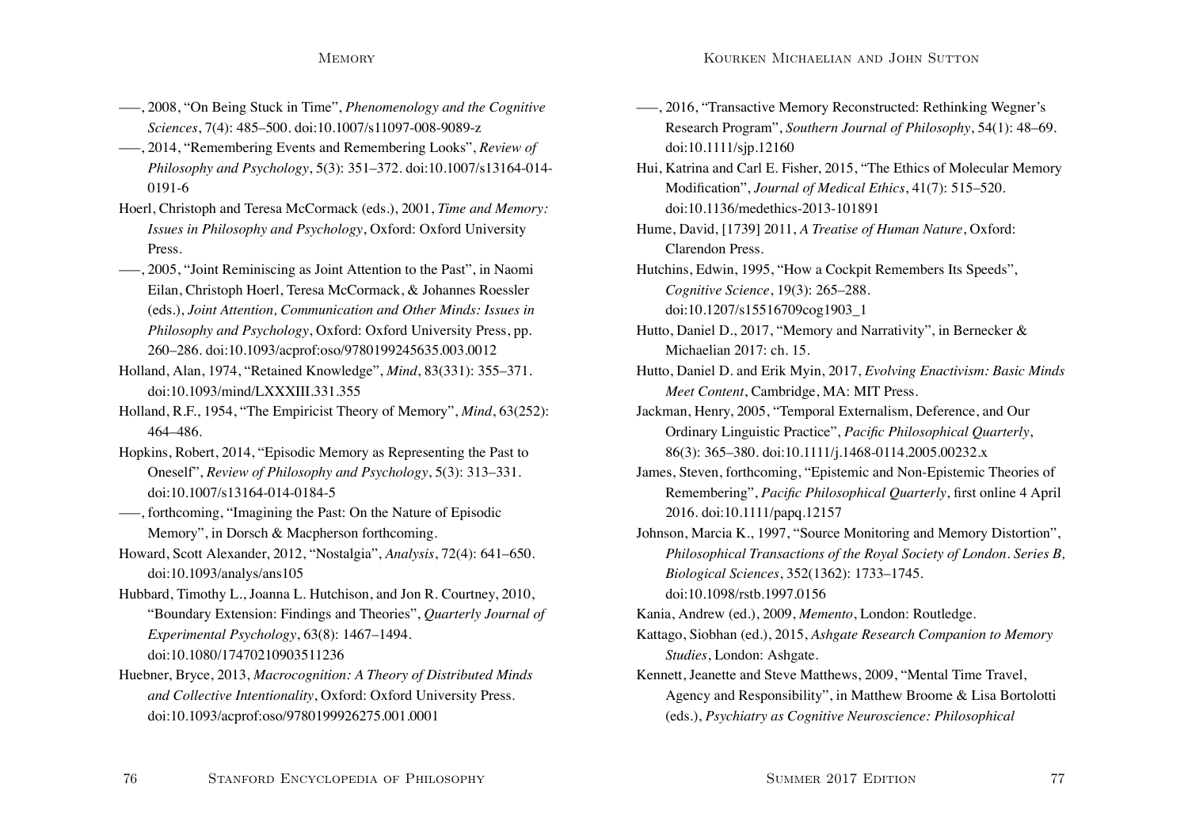–––, 2008, “On Being Stuck in Time”, *Phenomenology and the Cognitive Sciences*, 7(4): 485–500. doi:10.1007/s11097-008-9089-z

–––, 2014, “Remembering Events and Remembering Looks”, *Review of Philosophy and Psychology*, 5(3): 351–372. doi:10.1007/s13164-014-0191-6

Hoerl, Christoph and Teresa McCormack (eds.), 2001, *Time and Memory: Issues in Philosophy and Psychology*, Oxford: Oxford University Press.

–––, 2005, “Joint Reminiscing as Joint Attention to the Past”, in Naomi Eilan, Christoph Hoerl, Teresa McCormack, & Johannes Roessler (eds.), *Joint Attention, Communication and Other Minds: Issues in Philosophy and Psychology*, Oxford: Oxford University Press, pp. 260–286. doi:10.1093/acprof:oso/9780199245635.003.0012

Holland, Alan, 1974, “Retained Knowledge”, *Mind*, 83(331): 355–371. doi:10.1093/mind/LXXXIII.331.355

Holland, R.F., 1954, “The Empiricist Theory of Memory”, *Mind*, 63(252): 464–486.

Hopkins, Robert, 2014, “Episodic Memory as Representing the Past to Oneself”, *Review of Philosophy and Psychology*, 5(3): 313–331. doi:10.1007/s13164-014-0184-5

–––, forthcoming, “Imagining the Past: On the Nature of Episodic Memory”, in Dorsch & Macpherson forthcoming.

Howard, Scott Alexander, 2012, “Nostalgia”, *Analysis*, 72(4): 641–650. doi:10.1093/analys/ans105

Hubbard, Timothy L., Joanna L. Hutchison, and Jon R. Courtney, 2010, “Boundary Extension: Findings and Theories”, *Quarterly Journal of Experimental Psychology*, 63(8): 1467–1494. doi:10.1080/17470210903511236

Huebner, Bryce, 2013, *Macrocognition: A Theory of Distributed Minds and Collective Intentionality*, Oxford: Oxford University Press. doi:10.1093/acprof:oso/9780199926275.001.0001

–––, 2016, “Transactive Memory Reconstructed: Rethinking Wegner’s Research Program”, *Southern Journal of Philosophy*, 54(1): 48–69. doi:10.1111/sjp.12160

Hui, Katrina and Carl E. Fisher, 2015, “The Ethics of Molecular Memory Modification”, *Journal of Medical Ethics*, 41(7): 515–520. doi:10.1136/medethics-2013-101891

Hume, David, [1739] 2011, *A Treatise of Human Nature*, Oxford: Clarendon Press.

Hutchins, Edwin, 1995, “How a Cockpit Remembers Its Speeds”, *Cognitive Science*, 19(3): 265–288. doi:10.1207/s15516709cog1903_1

Hutto, Daniel D., 2017, “Memory and Narrativity”, in Bernecker & Michaelian 2017: ch. 15.

Hutto, Daniel D. and Erik Myin, 2017, *Evolving Enactivism: Basic Minds Meet Content*, Cambridge, MA: MIT Press.

Jackman, Henry, 2005, “Temporal Externalism, Deference, and Our Ordinary Linguistic Practice”, *Pacific Philosophical Quarterly*, 86(3): 365–380. doi:10.1111/j.1468-0114.2005.00232.x

James, Steven, forthcoming, “Epistemic and Non-Epistemic Theories of Remembering”, *Pacific Philosophical Quarterly*, first online 4 April 2016. doi:10.1111/papq.12157

Johnson, Marcia K., 1997, “Source Monitoring and Memory Distortion”, *Philosophical Transactions of the Royal Society of London. Series B, Biological Sciences*, 352(1362): 1733–1745. doi:10.1098/rstb.1997.0156

Kania, Andrew (ed.), 2009, *Memento*, London: Routledge.

Kattago, Siobhan (ed.), 2015, *Ashgate Research Companion to Memory Studies*, London: Ashgate.

Kennett, Jeanette and Steve Matthews, 2009, “Mental Time Travel, Agency and Responsibility”, in Matthew Broome & Lisa Bortolotti (eds.), *Psychiatry as Cognitive Neuroscience: Philosophical*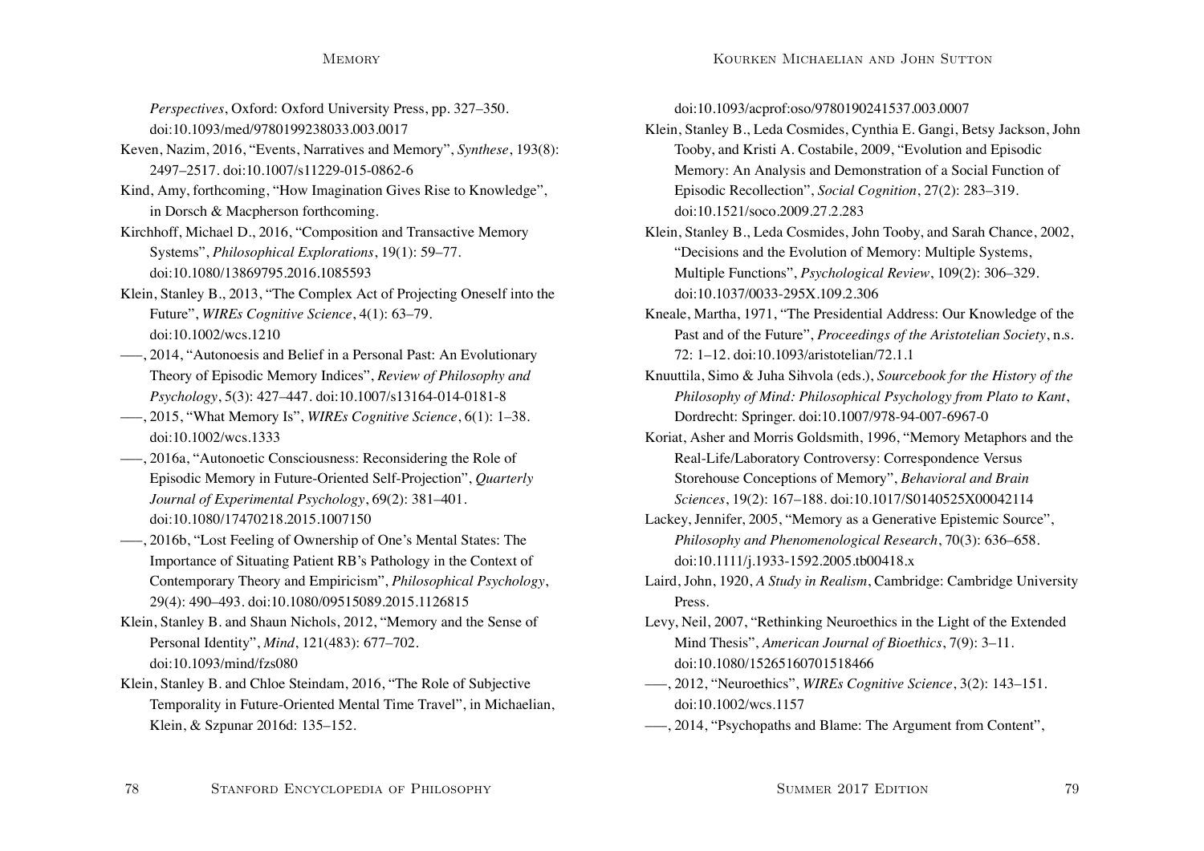*Perspectives*, Oxford: Oxford University Press, pp. 327–350. doi:10.1093/med/9780199238033.003.0017

Keven, Nazim, 2016, "Events, Narratives and Memory", *Synthese*, 193(8): 2497–2517. doi:10.1007/s11229-015-0862-6

Kind, Amy, forthcoming, "How Imagination Gives Rise to Knowledge", in Dorsch & Macpherson forthcoming.

Kirchhoff, Michael D., 2016, "Composition and Transactive Memory Systems", *Philosophical Explorations*, 19(1): 59–77. doi:10.1080/13869795.2016.1085593

Klein, Stanley B., 2013, "The Complex Act of Projecting Oneself into the Future", *WIREs Cognitive Science*, 4(1): 63–79. doi:10.1002/wcs.1210

–––, 2014, "Autonoesis and Belief in a Personal Past: An Evolutionary Theory of Episodic Memory Indices", *Review of Philosophy and Psychology*, 5(3): 427–447. doi:10.1007/s13164-014-0181-8

–––, 2015, "What Memory Is", *WIREs Cognitive Science*, 6(1): 1–38. doi:10.1002/wcs.1333

–––, 2016a, "Autonoetic Consciousness: Reconsidering the Role of Episodic Memory in Future-Oriented Self-Projection", *Quarterly Journal of Experimental Psychology*, 69(2): 381–401. doi:10.1080/17470218.2015.1007150

–––, 2016b, "Lost Feeling of Ownership of One's Mental States: The Importance of Situating Patient RB's Pathology in the Context of Contemporary Theory and Empiricism", *Philosophical Psychology*, 29(4): 490–493. doi:10.1080/09515089.2015.1126815

Klein, Stanley B. and Shaun Nichols, 2012, "Memory and the Sense of Personal Identity", *Mind*, 121(483): 677–702. doi:10.1093/mind/fzs080

Klein, Stanley B. and Chloe Steindam, 2016, "The Role of Subjective Temporality in Future-Oriented Mental Time Travel", in Michaelian, Klein, & Szpunar 2016d: 135–152. doi:10.1093/acprof:oso/9780190241537.003.0007

Klein, Stanley B., Leda Cosmides, Cynthia E. Gangi, Betsy Jackson, John Tooby, and Kristi A. Costabile, 2009, "Evolution and Episodic Memory: An Analysis and Demonstration of a Social Function of Episodic Recollection", *Social Cognition*, 27(2): 283–319. doi:10.1521/soco.2009.27.2.283

Klein, Stanley B., Leda Cosmides, John Tooby, and Sarah Chance, 2002, "Decisions and the Evolution of Memory: Multiple Systems, Multiple Functions", *Psychological Review*, 109(2): 306–329. doi:10.1037/0033-295X.109.2.306

Kneale, Martha, 1971, "The Presidential Address: Our Knowledge of the Past and of the Future", *Proceedings of the Aristotelian Society*, n.s. 72: 1–12. doi:10.1093/aristotelian/72.1.1

Knuuttila, Simo & Juha Sihvola (eds.), *Sourcebook for the History of the Philosophy of Mind: Philosophical Psychology from Plato to Kant*, Dordrecht: Springer. doi:10.1007/978-94-007-6967-0

Koriat, Asher and Morris Goldsmith, 1996, "Memory Metaphors and the Real-Life/Laboratory Controversy: Correspondence Versus Storehouse Conceptions of Memory", *Behavioral and Brain Sciences*, 19(2): 167–188. doi:10.1017/S0140525X00042114

Lackey, Jennifer, 2005, "Memory as a Generative Epistemic Source", *Philosophy and Phenomenological Research*, 70(3): 636–658. doi:10.1111/j.1933-1592.2005.tb00418.x

Laird, John, 1920, *A Study in Realism*, Cambridge: Cambridge University Press.

Levy, Neil, 2007, "Rethinking Neuroethics in the Light of the Extended Mind Thesis", *American Journal of Bioethics*, 7(9): 3–11. doi:10.1080/15265160701518466

–––, 2012, "Neuroethics", *WIREs Cognitive Science*, 3(2): 143–151. doi:10.1002/wcs.1157

–––, 2014, "Psychopaths and Blame: The Argument from Content",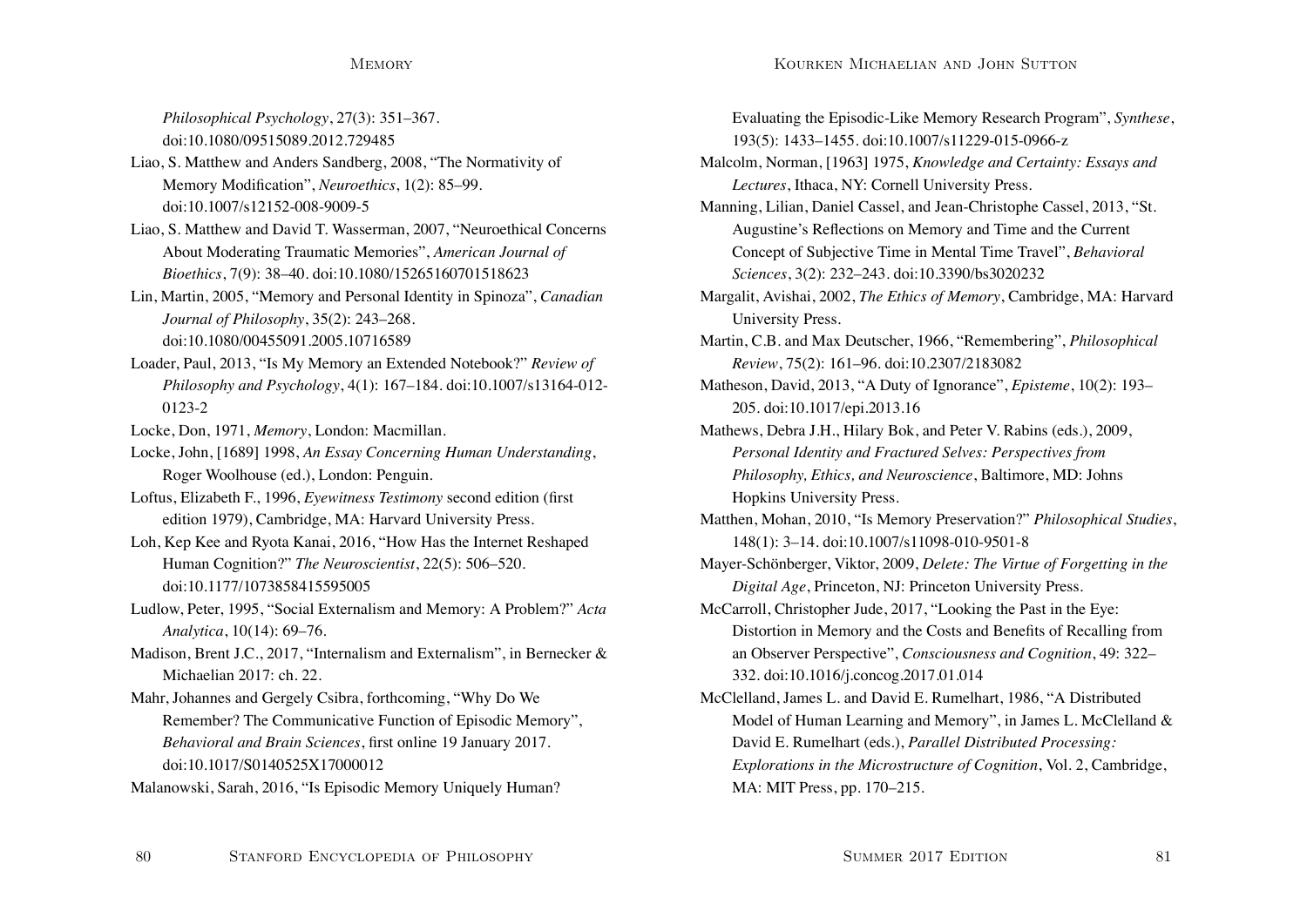*Philosophical Psychology*, 27(3): 351–367. doi:10.1080/09515089.2012.729485

Liao, S. Matthew and Anders Sandberg, 2008, "The Normativity of Memory Modification", *Neuroethics*, 1(2): 85–99. doi:10.1007/s12152-008-9009-5

Liao, S. Matthew and David T. Wasserman, 2007, "Neuroethical Concerns About Moderating Traumatic Memories", *American Journal of Bioethics*, 7(9): 38–40. doi:10.1080/15265160701518623

Lin, Martin, 2005, "Memory and Personal Identity in Spinoza", *Canadian Journal of Philosophy*, 35(2): 243–268. doi:10.1080/00455091.2005.10716589

Loader, Paul, 2013, "Is My Memory an Extended Notebook?" *Review of Philosophy and Psychology*, 4(1): 167–184. doi:10.1007/s13164-012-0123-2

Locke, Don, 1971, *Memory*, London: Macmillan.

Locke, John, [1689] 1998, *An Essay Concerning Human Understanding*, Roger Woolhouse (ed.), London: Penguin.

Loftus, Elizabeth F., 1996, *Eyewitness Testimony* second edition (first edition 1979), Cambridge, MA: Harvard University Press.

Loh, Kep Kee and Ryota Kanai, 2016, "How Has the Internet Reshaped Human Cognition?" *The Neuroscientist*, 22(5): 506–520. doi:10.1177/1073858415595005

Ludlow, Peter, 1995, "Social Externalism and Memory: A Problem?" *Acta Analytica*, 10(14): 69–76.

Madison, Brent J.C., 2017, "Internalism and Externalism", in Bernecker & Michaelian 2017: ch. 22.

Mahr, Johannes and Gergely Csibra, forthcoming, "Why Do We Remember? The Communicative Function of Episodic Memory", *Behavioral and Brain Sciences*, first online 19 January 2017. doi:10.1017/S0140525X17000012

Malanowski, Sarah, 2016, "Is Episodic Memory Uniquely Human? Evaluating the Episodic-Like Memory Research Program", *Synthese*, 193(5): 1433–1455. doi:10.1007/s11229-015-0966-z

Malcolm, Norman, [1963] 1975, *Knowledge and Certainty: Essays and Lectures*, Ithaca, NY: Cornell University Press.

Manning, Lilian, Daniel Cassel, and Jean-Christophe Cassel, 2013, "St. Augustine's Reflections on Memory and Time and the Current Concept of Subjective Time in Mental Time Travel", *Behavioral Sciences*, 3(2): 232–243. doi:10.3390/bs3020232

Margalit, Avishai, 2002, *The Ethics of Memory*, Cambridge, MA: Harvard University Press.

Martin, C.B. and Max Deutscher, 1966, "Remembering", *Philosophical Review*, 75(2): 161–96. doi:10.2307/2183082

Matheson, David, 2013, "A Duty of Ignorance", *Episteme*, 10(2): 193–205. doi:10.1017/epi.2013.16

Mathews, Debra J.H., Hilary Bok, and Peter V. Rabins (eds.), 2009, *Personal Identity and Fractured Selves: Perspectives from Philosophy, Ethics, and Neuroscience*, Baltimore, MD: Johns Hopkins University Press.

Matthen, Mohan, 2010, "Is Memory Preservation?" *Philosophical Studies*, 148(1): 3–14. doi:10.1007/s11098-010-9501-8

Mayer-Schönberger, Viktor, 2009, *Delete: The Virtue of Forgetting in the Digital Age*, Princeton, NJ: Princeton University Press.

McCarroll, Christopher Jude, 2017, "Looking the Past in the Eye: Distortion in Memory and the Costs and Benefits of Recalling from an Observer Perspective", *Consciousness and Cognition*, 49: 322–332. doi:10.1016/j.concog.2017.01.014

McClelland, James L. and David E. Rumelhart, 1986, "A Distributed Model of Human Learning and Memory", in James L. McClelland & David E. Rumelhart (eds.), *Parallel Distributed Processing: Explorations in the Microstructure of Cognition*, Vol. 2, Cambridge, MA: MIT Press, pp. 170–215.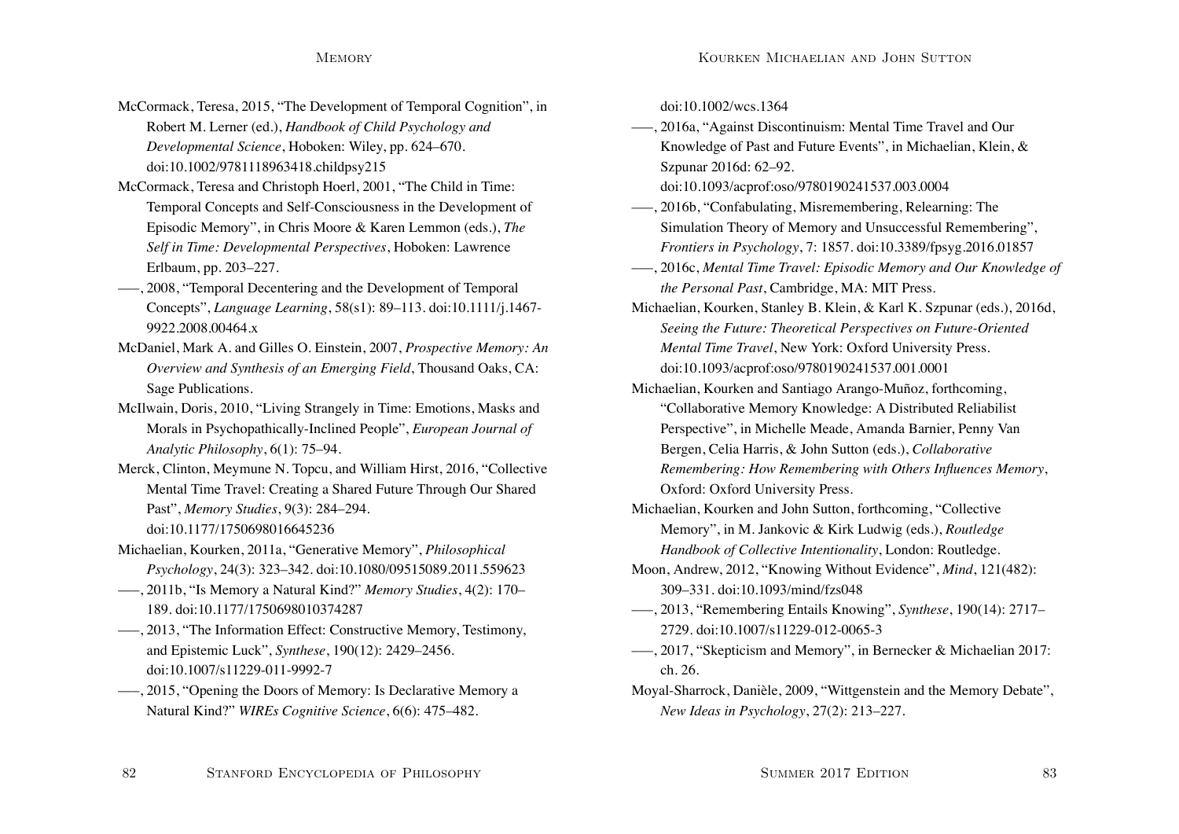McCormack, Teresa, 2015, “The Development of Temporal Cognition”, in Robert M. Lerner (ed.), *Handbook of Child Psychology and Developmental Science*, Hoboken: Wiley, pp. 624–670. doi:10.1002/9781118963418.childpsy215

McCormack, Teresa and Christoph Hoerl, 2001, “The Child in Time: Temporal Concepts and Self-Consciousness in the Development of Episodic Memory”, in Chris Moore & Karen Lemmon (eds.), *The Self in Time: Developmental Perspectives*, Hoboken: Lawrence Erlbaum, pp. 203–227.

–––, 2008, “Temporal Decentering and the Development of Temporal Concepts”, *Language Learning*, 58(s1): 89–113. doi:10.1111/j.1467-9922.2008.00464.x

McDaniel, Mark A. and Gilles O. Einstein, 2007, *Prospective Memory: An Overview and Synthesis of an Emerging Field*, Thousand Oaks, CA: Sage Publications.

McIlwain, Doris, 2010, “Living Strangely in Time: Emotions, Masks and Morals in Psychopathically-Inclined People”, *European Journal of Analytic Philosophy*, 6(1): 75–94.

Merck, Clinton, Meymune N. Topcu, and William Hirst, 2016, “Collective Mental Time Travel: Creating a Shared Future Through Our Shared Past”, *Memory Studies*, 9(3): 284–294. doi:10.1177/1750698016645236

Michaelian, Kourken, 2011a, “Generative Memory”, *Philosophical Psychology*, 24(3): 323–342. doi:10.1080/09515089.2011.559623

–––, 2011b, “Is Memory a Natural Kind?” *Memory Studies*, 4(2): 170–189. doi:10.1177/1750698010374287

–––, 2013, “The Information Effect: Constructive Memory, Testimony, and Epistemic Luck”, *Synthese*, 190(12): 2429–2456. doi:10.1007/s11229-011-9992-7

–––, 2015, “Opening the Doors of Memory: Is Declarative Memory a Natural Kind?” *WIREs Cognitive Science*, 6(6): 475–482. doi:10.1002/wcs.1364

–––, 2016a, “Against Discontinuism: Mental Time Travel and Our Knowledge of Past and Future Events”, in Michaelian, Klein, & Szpunar 2016d: 62–92. doi:10.1093/acprof:oso/9780190241537.003.0004

–––, 2016b, “Confabulating, Misremembering, Relearning: The Simulation Theory of Memory and Unsuccessful Remembering”, *Frontiers in Psychology*, 7: 1857. doi:10.3389/fpsyg.2016.01857

–––, 2016c, *Mental Time Travel: Episodic Memory and Our Knowledge of the Personal Past*, Cambridge, MA: MIT Press.

Michaelian, Kourken, Stanley B. Klein, & Karl K. Szpunar (eds.), 2016d, *Seeing the Future: Theoretical Perspectives on Future-Oriented Mental Time Travel*, New York: Oxford University Press. doi:10.1093/acprof:oso/9780190241537.001.0001

Michaelian, Kourken and Santiago Arango-Muñoz, forthcoming, “Collaborative Memory Knowledge: A Distributed Reliabilist Perspective”, in Michelle Meade, Amanda Barnier, Penny Van Bergen, Celia Harris, & John Sutton (eds.), *Collaborative Remembering: How Remembering with Others Influences Memory*, Oxford: Oxford University Press.

Michaelian, Kourken and John Sutton, forthcoming, “Collective Memory”, in M. Jankovic & Kirk Ludwig (eds.), *Routledge Handbook of Collective Intentionality*, London: Routledge.

Moon, Andrew, 2012, “Knowing Without Evidence”, *Mind*, 121(482): 309–331. doi:10.1093/mind/fzs048

–––, 2013, “Remembering Entails Knowing”, *Synthese*, 190(14): 2717–2729. doi:10.1007/s11229-012-0065-3

–––, 2017, “Skepticism and Memory”, in Bernecker & Michaelian 2017: ch. 26.

Moyal-Sharrock, Danièle, 2009, “Wittgenstein and the Memory Debate”, *New Ideas in Psychology*, 27(2): 213–227.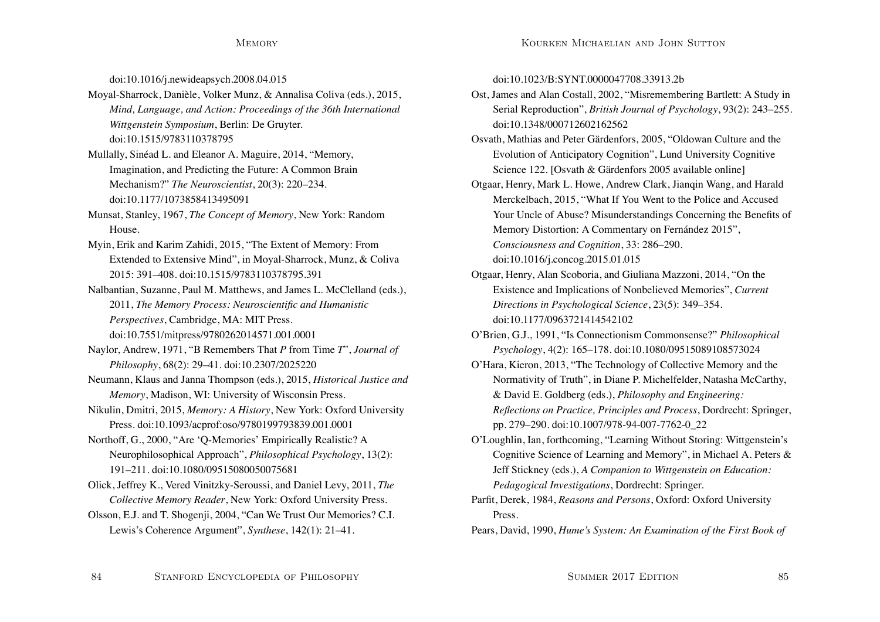doi:10.1016/j.newideapsych.2008.04.015

Moyal-Sharrock, Danièle, Volker Munz, & Annalisa Coliva (eds.), 2015, *Mind, Language, and Action: Proceedings of the 36th International Wittgenstein Symposium*, Berlin: De Gruyter. doi:10.1515/9783110378795

Mullally, Sinéad L. and Eleanor A. Maguire, 2014, "Memory, Imagination, and Predicting the Future: A Common Brain Mechanism?" *The Neuroscientist*, 20(3): 220–234. doi:10.1177/1073858413495091

Munsat, Stanley, 1967, *The Concept of Memory*, New York: Random House.

Myin, Erik and Karim Zahidi, 2015, "The Extent of Memory: From Extended to Extensive Mind", in Moyal-Sharrock, Munz, & Coliva 2015: 391–408. doi:10.1515/9783110378795.391

Nalbantian, Suzanne, Paul M. Matthews, and James L. McClelland (eds.), 2011, *The Memory Process: Neuroscientific and Humanistic Perspectives*, Cambridge, MA: MIT Press. doi:10.7551/mitpress/9780262014571.001.0001

Naylor, Andrew, 1971, "B Remembers That *P* from Time *T*", *Journal of Philosophy*, 68(2): 29–41. doi:10.2307/2025220

Neumann, Klaus and Janna Thompson (eds.), 2015, *Historical Justice and Memory*, Madison, WI: University of Wisconsin Press.

Nikulin, Dmitri, 2015, *Memory: A History*, New York: Oxford University Press. doi:10.1093/acprof:oso/9780199793839.001.0001

Northoff, G., 2000, "Are 'Q-Memories' Empirically Realistic? A Neurophilosophical Approach", *Philosophical Psychology*, 13(2): 191–211. doi:10.1080/09515080050075681

Olick, Jeffrey K., Vered Vinitzky-Seroussi, and Daniel Levy, 2011, *The Collective Memory Reader*, New York: Oxford University Press.

Olsson, E.J. and T. Shogenji, 2004, "Can We Trust Our Memories? C.I. Lewis's Coherence Argument", *Synthese*, 142(1): 21–41. doi:10.1023/B:SYNT.0000047708.33913.2b

Ost, James and Alan Costall, 2002, "Misremembering Bartlett: A Study in Serial Reproduction", *British Journal of Psychology*, 93(2): 243–255. doi:10.1348/000712602162562

Osvath, Mathias and Peter Gärdenfors, 2005, "Oldowan Culture and the Evolution of Anticipatory Cognition", Lund University Cognitive Science 122. [Osvath & Gärdenfors 2005 available online]

Otgaar, Henry, Mark L. Howe, Andrew Clark, Jianqin Wang, and Harald Merckelbach, 2015, "What If You Went to the Police and Accused Your Uncle of Abuse? Misunderstandings Concerning the Benefits of Memory Distortion: A Commentary on Fernández 2015", *Consciousness and Cognition*, 33: 286–290. doi:10.1016/j.concog.2015.01.015

Otgaar, Henry, Alan Scoboria, and Giuliana Mazzoni, 2014, "On the Existence and Implications of Nonbelieved Memories", *Current Directions in Psychological Science*, 23(5): 349–354. doi:10.1177/0963721414542102

O'Brien, G.J., 1991, "Is Connectionism Commonsense?" *Philosophical Psychology*, 4(2): 165–178. doi:10.1080/09515089108573024

O'Hara, Kieron, 2013, "The Technology of Collective Memory and the Normativity of Truth", in Diane P. Michelfelder, Natasha McCarthy, & David E. Goldberg (eds.), *Philosophy and Engineering: Reflections on Practice, Principles and Process*, Dordrecht: Springer, pp. 279–290. doi:10.1007/978-94-007-7762-0_22

O'Loughlin, Ian, forthcoming, "Learning Without Storing: Wittgenstein's Cognitive Science of Learning and Memory", in Michael A. Peters & Jeff Stickney (eds.), *A Companion to Wittgenstein on Education: Pedagogical Investigations*, Dordrecht: Springer.

Parfit, Derek, 1984, *Reasons and Persons*, Oxford: Oxford University Press.

Pears, David, 1990, *Hume's System: An Examination of the First Book of*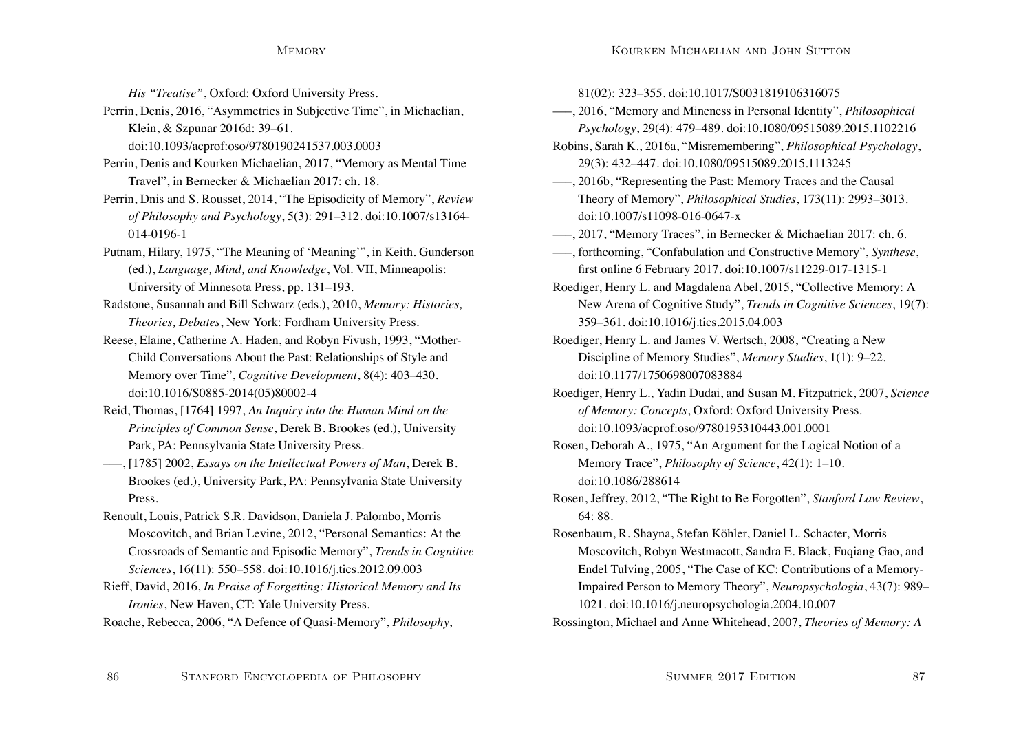*His "Treatise"*, Oxford: Oxford University Press.

Perrin, Denis, 2016, "Asymmetries in Subjective Time", in Michaelian, Klein, & Szpunar 2016d: 39–61. doi:10.1093/acprof:oso/9780190241537.003.0003

Perrin, Denis and Kourken Michaelian, 2017, "Memory as Mental Time Travel", in Bernecker & Michaelian 2017: ch. 18.

Perrin, Dnis and S. Rousset, 2014, "The Episodicity of Memory", *Review of Philosophy and Psychology*, 5(3): 291–312. doi:10.1007/s13164-014-0196-1

Putnam, Hilary, 1975, "The Meaning of 'Meaning'", in Keith. Gunderson (ed.), *Language, Mind, and Knowledge*, Vol. VII, Minneapolis: University of Minnesota Press, pp. 131–193.

Radstone, Susannah and Bill Schwarz (eds.), 2010, *Memory: Histories, Theories, Debates*, New York: Fordham University Press.

Reese, Elaine, Catherine A. Haden, and Robyn Fivush, 1993, "Mother-Child Conversations About the Past: Relationships of Style and Memory over Time", *Cognitive Development*, 8(4): 403–430. doi:10.1016/S0885-2014(05)80002-4

Reid, Thomas, [1764] 1997, *An Inquiry into the Human Mind on the Principles of Common Sense*, Derek B. Brookes (ed.), University Park, PA: Pennsylvania State University Press.

–––, [1785] 2002, *Essays on the Intellectual Powers of Man*, Derek B. Brookes (ed.), University Park, PA: Pennsylvania State University Press.

Renoult, Louis, Patrick S.R. Davidson, Daniela J. Palombo, Morris Moscovitch, and Brian Levine, 2012, "Personal Semantics: At the Crossroads of Semantic and Episodic Memory", *Trends in Cognitive Sciences*, 16(11): 550–558. doi:10.1016/j.tics.2012.09.003

Rieff, David, 2016, *In Praise of Forgetting: Historical Memory and Its Ironies*, New Haven, CT: Yale University Press.

Roache, Rebecca, 2006, "A Defence of Quasi-Memory", *Philosophy*, 81(02): 323–355. doi:10.1017/S0031819106316075

–––, 2016, "Memory and Mineness in Personal Identity", *Philosophical Psychology*, 29(4): 479–489. doi:10.1080/09515089.2015.1102216

Robins, Sarah K., 2016a, "Misremembering", *Philosophical Psychology*, 29(3): 432–447. doi:10.1080/09515089.2015.1113245

–––, 2016b, "Representing the Past: Memory Traces and the Causal Theory of Memory", *Philosophical Studies*, 173(11): 2993–3013. doi:10.1007/s11098-016-0647-x

–––, 2017, "Memory Traces", in Bernecker & Michaelian 2017: ch. 6.

–––, forthcoming, "Confabulation and Constructive Memory", *Synthese*, first online 6 February 2017. doi:10.1007/s11229-017-1315-1

Roediger, Henry L. and Magdalena Abel, 2015, "Collective Memory: A New Arena of Cognitive Study", *Trends in Cognitive Sciences*, 19(7): 359–361. doi:10.1016/j.tics.2015.04.003

Roediger, Henry L. and James V. Wertsch, 2008, "Creating a New Discipline of Memory Studies", *Memory Studies*, 1(1): 9–22. doi:10.1177/1750698007083884

Roediger, Henry L., Yadin Dudai, and Susan M. Fitzpatrick, 2007, *Science of Memory: Concepts*, Oxford: Oxford University Press. doi:10.1093/acprof:oso/9780195310443.001.0001

Rosen, Deborah A., 1975, "An Argument for the Logical Notion of a Memory Trace", *Philosophy of Science*, 42(1): 1–10. doi:10.1086/288614

Rosen, Jeffrey, 2012, "The Right to Be Forgotten", *Stanford Law Review*, 64: 88.

Rosenbaum, R. Shayna, Stefan Köhler, Daniel L. Schacter, Morris Moscovitch, Robyn Westmacott, Sandra E. Black, Fuqiang Gao, and Endel Tulving, 2005, "The Case of KC: Contributions of a Memory-Impaired Person to Memory Theory", *Neuropsychologia*, 43(7): 989–1021. doi:10.1016/j.neuropsychologia.2004.10.007

Rossington, Michael and Anne Whitehead, 2007, *Theories of Memory: A*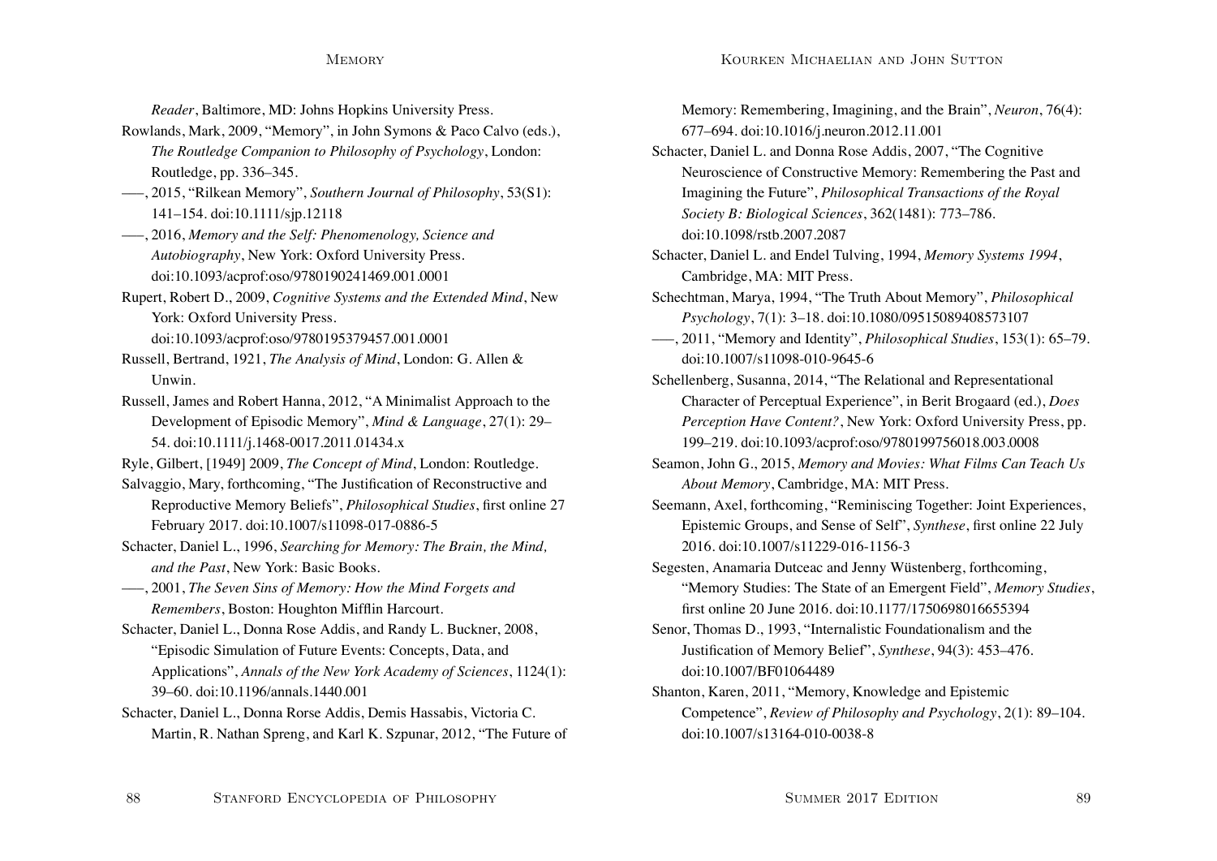*Reader*, Baltimore, MD: Johns Hopkins University Press.

Rowlands, Mark, 2009, "Memory", in John Symons & Paco Calvo (eds.), *The Routledge Companion to Philosophy of Psychology*, London: Routledge, pp. 336–345.

–––, 2015, "Rilkean Memory", *Southern Journal of Philosophy*, 53(S1): 141–154. doi:10.1111/sjp.12118

–––, 2016, *Memory and the Self: Phenomenology, Science and Autobiography*, New York: Oxford University Press. doi:10.1093/acprof:oso/9780190241469.001.0001

Rupert, Robert D., 2009, *Cognitive Systems and the Extended Mind*, New York: Oxford University Press. doi:10.1093/acprof:oso/9780195379457.001.0001

Russell, Bertrand, 1921, *The Analysis of Mind*, London: G. Allen & Unwin.

Russell, James and Robert Hanna, 2012, "A Minimalist Approach to the Development of Episodic Memory", *Mind & Language*, 27(1): 29–54. doi:10.1111/j.1468-0017.2011.01434.x

Ryle, Gilbert, [1949] 2009, *The Concept of Mind*, London: Routledge.

Salvaggio, Mary, forthcoming, "The Justification of Reconstructive and Reproductive Memory Beliefs", *Philosophical Studies*, first online 27 February 2017. doi:10.1007/s11098-017-0886-5

Schacter, Daniel L., 1996, *Searching for Memory: The Brain, the Mind, and the Past*, New York: Basic Books.

–––, 2001, *The Seven Sins of Memory: How the Mind Forgets and Remembers*, Boston: Houghton Mifflin Harcourt.

Schacter, Daniel L., Donna Rose Addis, and Randy L. Buckner, 2008, "Episodic Simulation of Future Events: Concepts, Data, and Applications", *Annals of the New York Academy of Sciences*, 1124(1): 39–60. doi:10.1196/annals.1440.001

Schacter, Daniel L., Donna Rorse Addis, Demis Hassabis, Victoria C. Martin, R. Nathan Spreng, and Karl K. Szpunar, 2012, "The Future of Memory: Remembering, Imagining, and the Brain", *Neuron*, 76(4): 677–694. doi:10.1016/j.neuron.2012.11.001

Schacter, Daniel L. and Donna Rose Addis, 2007, "The Cognitive Neuroscience of Constructive Memory: Remembering the Past and Imagining the Future", *Philosophical Transactions of the Royal Society B: Biological Sciences*, 362(1481): 773–786. doi:10.1098/rstb.2007.2087

Schacter, Daniel L. and Endel Tulving, 1994, *Memory Systems 1994*, Cambridge, MA: MIT Press.

Schechtman, Marya, 1994, "The Truth About Memory", *Philosophical Psychology*, 7(1): 3–18. doi:10.1080/09515089408573107

–––, 2011, "Memory and Identity", *Philosophical Studies*, 153(1): 65–79. doi:10.1007/s11098-010-9645-6

Schellenberg, Susanna, 2014, "The Relational and Representational Character of Perceptual Experience", in Berit Brogaard (ed.), *Does Perception Have Content?*, New York: Oxford University Press, pp. 199–219. doi:10.1093/acprof:oso/9780199756018.003.0008

Seamon, John G., 2015, *Memory and Movies: What Films Can Teach Us About Memory*, Cambridge, MA: MIT Press.

Seemann, Axel, forthcoming, "Reminiscing Together: Joint Experiences, Epistemic Groups, and Sense of Self", *Synthese*, first online 22 July 2016. doi:10.1007/s11229-016-1156-3

Segesten, Anamaria Dutceac and Jenny Wüstenberg, forthcoming, "Memory Studies: The State of an Emergent Field", *Memory Studies*, first online 20 June 2016. doi:10.1177/1750698016655394

Senor, Thomas D., 1993, "Internalistic Foundationalism and the Justification of Memory Belief", *Synthese*, 94(3): 453–476. doi:10.1007/BF01064489

Shanton, Karen, 2011, "Memory, Knowledge and Epistemic Competence", *Review of Philosophy and Psychology*, 2(1): 89–104. doi:10.1007/s13164-010-0038-8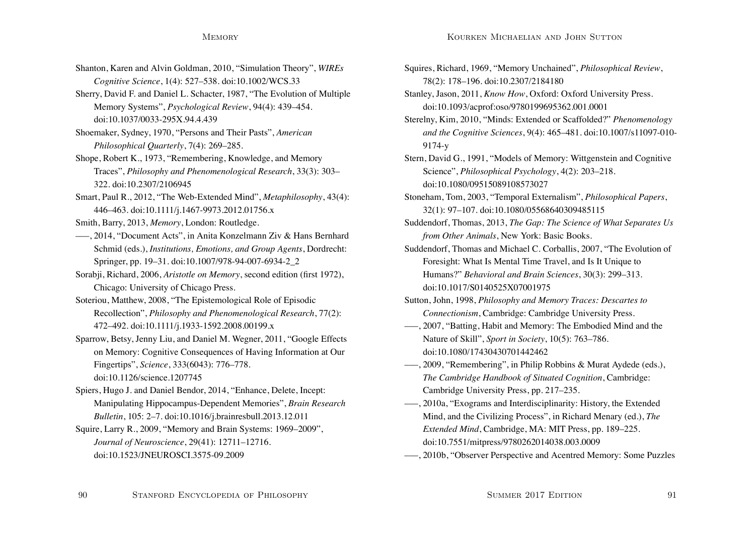Shanton, Karen and Alvin Goldman, 2010, "Simulation Theory", *WIREs Cognitive Science*, 1(4): 527–538. doi:10.1002/WCS.33

Sherry, David F. and Daniel L. Schacter, 1987, "The Evolution of Multiple Memory Systems", *Psychological Review*, 94(4): 439–454. doi:10.1037/0033-295X.94.4.439

Shoemaker, Sydney, 1970, "Persons and Their Pasts", *American Philosophical Quarterly*, 7(4): 269–285.

Shope, Robert K., 1973, "Remembering, Knowledge, and Memory Traces", *Philosophy and Phenomenological Research*, 33(3): 303–322. doi:10.2307/2106945

Smart, Paul R., 2012, "The Web-Extended Mind", *Metaphilosophy*, 43(4): 446–463. doi:10.1111/j.1467-9973.2012.01756.x

Smith, Barry, 2013, *Memory*, London: Routledge.

–––, 2014, "Document Acts", in Anita Konzelmann Ziv & Hans Bernhard Schmid (eds.), *Institutions, Emotions, and Group Agents*, Dordrecht: Springer, pp. 19–31. doi:10.1007/978-94-007-6934-2_2

Sorabji, Richard, 2006, *Aristotle on Memory*, second edition (first 1972), Chicago: University of Chicago Press.

Soteriou, Matthew, 2008, "The Epistemological Role of Episodic Recollection", *Philosophy and Phenomenological Research*, 77(2): 472–492. doi:10.1111/j.1933-1592.2008.00199.x

Sparrow, Betsy, Jenny Liu, and Daniel M. Wegner, 2011, "Google Effects on Memory: Cognitive Consequences of Having Information at Our Fingertips", *Science*, 333(6043): 776–778. doi:10.1126/science.1207745

Spiers, Hugo J. and Daniel Bendor, 2014, "Enhance, Delete, Incept: Manipulating Hippocampus-Dependent Memories", *Brain Research Bulletin*, 105: 2–7. doi:10.1016/j.brainresbull.2013.12.011

Squire, Larry R., 2009, "Memory and Brain Systems: 1969–2009", *Journal of Neuroscience*, 29(41): 12711–12716. doi:10.1523/JNEUROSCI.3575-09.2009

Squires, Richard, 1969, "Memory Unchained", *Philosophical Review*, 78(2): 178–196. doi:10.2307/2184180

Stanley, Jason, 2011, *Know How*, Oxford: Oxford University Press. doi:10.1093/acprof:oso/9780199695362.001.0001

Sterelny, Kim, 2010, "Minds: Extended or Scaffolded?" *Phenomenology and the Cognitive Sciences*, 9(4): 465–481. doi:10.1007/s11097-010-9174-y

Stern, David G., 1991, "Models of Memory: Wittgenstein and Cognitive Science", *Philosophical Psychology*, 4(2): 203–218. doi:10.1080/09515089108573027

Stoneham, Tom, 2003, "Temporal Externalism", *Philosophical Papers*, 32(1): 97–107. doi:10.1080/05568640309485115

Suddendorf, Thomas, 2013, *The Gap: The Science of What Separates Us from Other Animals*, New York: Basic Books.

Suddendorf, Thomas and Michael C. Corballis, 2007, "The Evolution of Foresight: What Is Mental Time Travel, and Is It Unique to Humans?" *Behavioral and Brain Sciences*, 30(3): 299–313. doi:10.1017/S0140525X07001975

Sutton, John, 1998, *Philosophy and Memory Traces: Descartes to Connectionism*, Cambridge: Cambridge University Press.

–––, 2007, "Batting, Habit and Memory: The Embodied Mind and the Nature of Skill", *Sport in Society*, 10(5): 763–786. doi:10.1080/17430430701442462

–––, 2009, "Remembering", in Philip Robbins & Murat Aydede (eds.), *The Cambridge Handbook of Situated Cognition*, Cambridge: Cambridge University Press, pp. 217–235.

–––, 2010a, "Exograms and Interdisciplinarity: History, the Extended Mind, and the Civilizing Process", in Richard Menary (ed.), *The Extended Mind*, Cambridge, MA: MIT Press, pp. 189–225. doi:10.7551/mitpress/9780262014038.003.0009

–––, 2010b, "Observer Perspective and Acentred Memory: Some Puzzles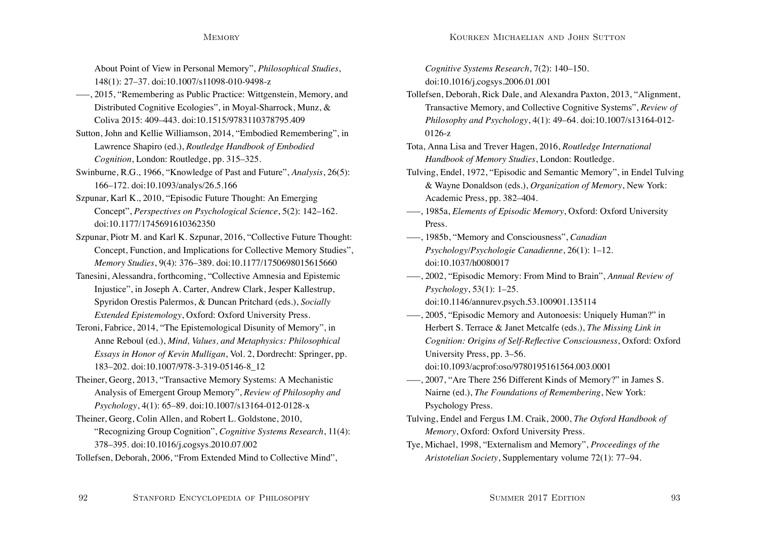About Point of View in Personal Memory", *Philosophical Studies*, 148(1): 27–37. doi:10.1007/s11098-010-9498-z

–––, 2015, "Remembering as Public Practice: Wittgenstein, Memory, and Distributed Cognitive Ecologies", in Moyal-Sharrock, Munz, & Coliva 2015: 409–443. doi:10.1515/9783110378795.409

Sutton, John and Kellie Williamson, 2014, "Embodied Remembering", in Lawrence Shapiro (ed.), *Routledge Handbook of Embodied Cognition*, London: Routledge, pp. 315–325.

Swinburne, R.G., 1966, "Knowledge of Past and Future", *Analysis*, 26(5): 166–172. doi:10.1093/analys/26.5.166

Szpunar, Karl K., 2010, "Episodic Future Thought: An Emerging Concept", *Perspectives on Psychological Science*, 5(2): 142–162. doi:10.1177/1745691610362350

Szpunar, Piotr M. and Karl K. Szpunar, 2016, "Collective Future Thought: Concept, Function, and Implications for Collective Memory Studies", *Memory Studies*, 9(4): 376–389. doi:10.1177/1750698015615660

Tanesini, Alessandra, forthcoming, "Collective Amnesia and Epistemic Injustice", in Joseph A. Carter, Andrew Clark, Jesper Kallestrup, Spyridon Orestis Palermos, & Duncan Pritchard (eds.), *Socially Extended Epistemology*, Oxford: Oxford University Press.

Teroni, Fabrice, 2014, "The Epistemological Disunity of Memory", in Anne Reboul (ed.), *Mind, Values, and Metaphysics: Philosophical Essays in Honor of Kevin Mulligan*, Vol. 2, Dordrecht: Springer, pp. 183–202. doi:10.1007/978-3-319-05146-8_12

Theiner, Georg, 2013, "Transactive Memory Systems: A Mechanistic Analysis of Emergent Group Memory", *Review of Philosophy and Psychology*, 4(1): 65–89. doi:10.1007/s13164-012-0128-x

Theiner, Georg, Colin Allen, and Robert L. Goldstone, 2010, "Recognizing Group Cognition", *Cognitive Systems Research*, 11(4): 378–395. doi:10.1016/j.cogsys.2010.07.002

Tollefsen, Deborah, 2006, "From Extended Mind to Collective Mind", *Cognitive Systems Research*, 7(2): 140–150. doi:10.1016/j.cogsys.2006.01.001

Tollefsen, Deborah, Rick Dale, and Alexandra Paxton, 2013, "Alignment, Transactive Memory, and Collective Cognitive Systems", *Review of Philosophy and Psychology*, 4(1): 49–64. doi:10.1007/s13164-012-0126-z

Tota, Anna Lisa and Trever Hagen, 2016, *Routledge International Handbook of Memory Studies*, London: Routledge.

Tulving, Endel, 1972, "Episodic and Semantic Memory", in Endel Tulving & Wayne Donaldson (eds.), *Organization of Memory*, New York: Academic Press, pp. 382–404.

–––, 1985a, *Elements of Episodic Memory*, Oxford: Oxford University Press.

–––, 1985b, "Memory and Consciousness", *Canadian Psychology/Psychologie Canadienne*, 26(1): 1–12. doi:10.1037/h0080017

–––, 2002, "Episodic Memory: From Mind to Brain", *Annual Review of Psychology*, 53(1): 1–25. doi:10.1146/annurev.psych.53.100901.135114

–––, 2005, "Episodic Memory and Autonoesis: Uniquely Human?" in Herbert S. Terrace & Janet Metcalfe (eds.), *The Missing Link in Cognition: Origins of Self-Reflective Consciousness*, Oxford: Oxford University Press, pp. 3–56. doi:10.1093/acprof:oso/9780195161564.003.0001

–––, 2007, "Are There 256 Different Kinds of Memory?" in James S. Nairne (ed.), *The Foundations of Remembering*, New York: Psychology Press.

Tulving, Endel and Fergus I.M. Craik, 2000, *The Oxford Handbook of Memory*, Oxford: Oxford University Press.

Tye, Michael, 1998, "Externalism and Memory", *Proceedings of the Aristotelian Society*, Supplementary volume 72(1): 77–94.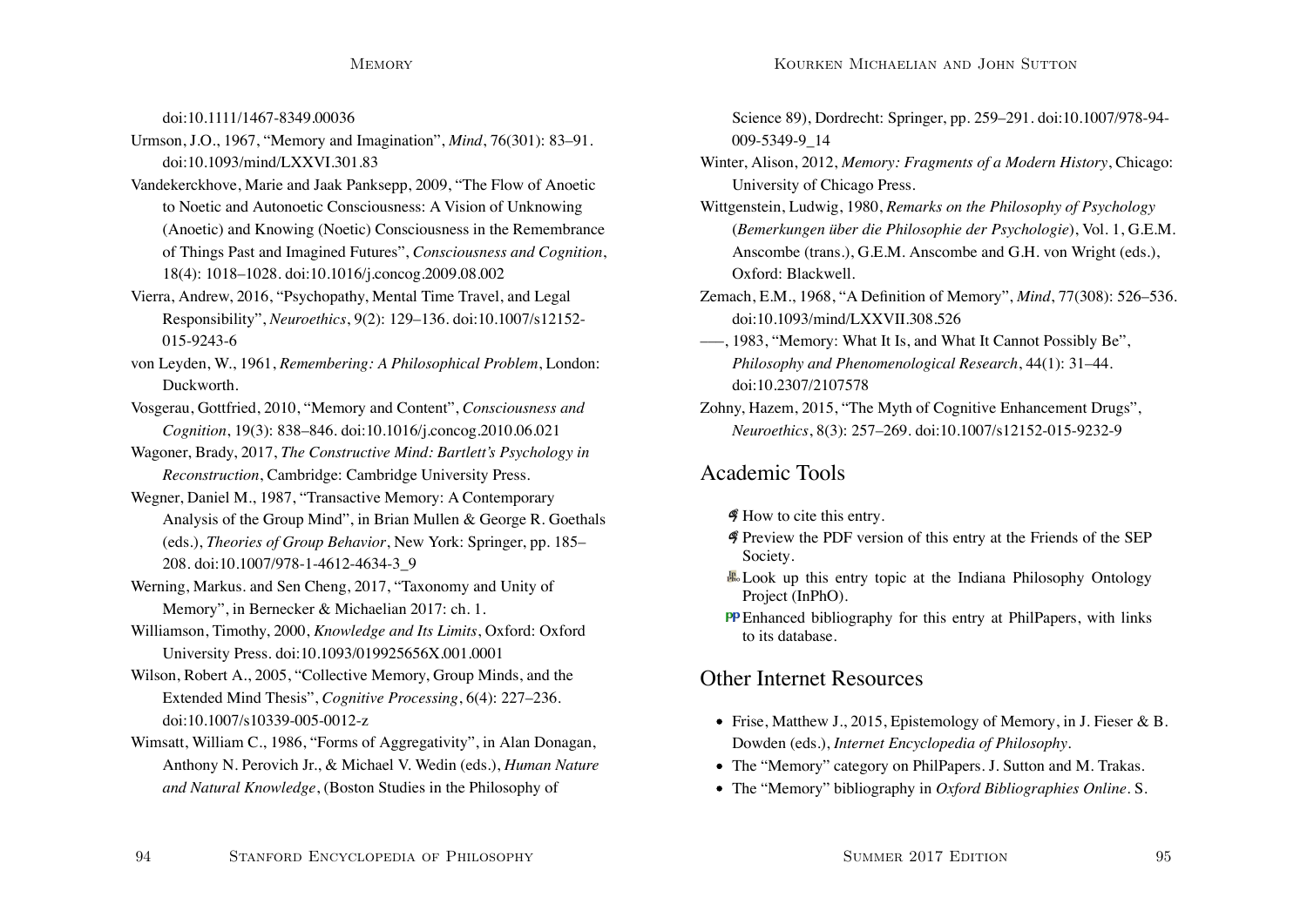doi:10.1111/1467-8349.00036

Urmson, J.O., 1967, "Memory and Imagination", *Mind*, 76(301): 83–91. doi:10.1093/mind/LXXVI.301.83

Vandekerckhove, Marie and Jaak Panksepp, 2009, "The Flow of Anoetic to Noetic and Autonoetic Consciousness: A Vision of Unknowing (Anoetic) and Knowing (Noetic) Consciousness in the Remembrance of Things Past and Imagined Futures", *Consciousness and Cognition*, 18(4): 1018–1028. doi:10.1016/j.concog.2009.08.002

Vierra, Andrew, 2016, "Psychopathy, Mental Time Travel, and Legal Responsibility", *Neuroethics*, 9(2): 129–136. doi:10.1007/s12152-015-9243-6

von Leyden, W., 1961, *Remembering: A Philosophical Problem*, London: Duckworth.

Vosgerau, Gottfried, 2010, "Memory and Content", *Consciousness and Cognition*, 19(3): 838–846. doi:10.1016/j.concog.2010.06.021

Wagoner, Brady, 2017, *The Constructive Mind: Bartlett's Psychology in Reconstruction*, Cambridge: Cambridge University Press.

Wegner, Daniel M., 1987, "Transactive Memory: A Contemporary Analysis of the Group Mind", in Brian Mullen & George R. Goethals (eds.), *Theories of Group Behavior*, New York: Springer, pp. 185–208. doi:10.1007/978-1-4612-4634-3_9

Werning, Markus. and Sen Cheng, 2017, "Taxonomy and Unity of Memory", in Bernecker & Michaelian 2017: ch. 1.

Williamson, Timothy, 2000, *Knowledge and Its Limits*, Oxford: Oxford University Press. doi:10.1093/019925656X.001.0001

Wilson, Robert A., 2005, "Collective Memory, Group Minds, and the Extended Mind Thesis", *Cognitive Processing*, 6(4): 227–236. doi:10.1007/s10339-005-0012-z

Wimsatt, William C., 1986, "Forms of Aggregativity", in Alan Donagan, Anthony N. Perovich Jr., & Michael V. Wedin (eds.), *Human Nature and Natural Knowledge*, (Boston Studies in the Philosophy of Science 89), Dordrecht: Springer, pp. 259–291. doi:10.1007/978-94-009-5349-9_14

Winter, Alison, 2012, *Memory: Fragments of a Modern History*, Chicago: University of Chicago Press.

Wittgenstein, Ludwig, 1980, *Remarks on the Philosophy of Psychology* (*Bemerkungen über die Philosophie der Psychologie*), Vol. 1, G.E.M. Anscombe (trans.), G.E.M. Anscombe and G.H. von Wright (eds.), Oxford: Blackwell.

Zemach, E.M., 1968, "A Definition of Memory", *Mind*, 77(308): 526–536. doi:10.1093/mind/LXXVII.308.526

–––, 1983, "Memory: What It Is, and What It Cannot Possibly Be", *Philosophy and Phenomenological Research*, 44(1): 31–44. doi:10.2307/2107578

Zohny, Hazem, 2015, "The Myth of Cognitive Enhancement Drugs", *Neuroethics*, 8(3): 257–269. doi:10.1007/s12152-015-9232-9

## Academic Tools

- How to cite this entry.
- Preview the PDF version of this entry at the Friends of the SEP Society.
- Look up this entry topic at the Indiana Philosophy Ontology Project (InPhO).
- Enhanced bibliography for this entry at PhilPapers, with links to its database.

## Other Internet Resources

- Frise, Matthew J., 2015, Epistemology of Memory, in J. Fieser & B. Dowden (eds.), *Internet Encyclopedia of Philosophy*.
- The "Memory" category on PhilPapers. J. Sutton and M. Trakas.
- The "Memory" bibliography in *Oxford Bibliographies Online*. S.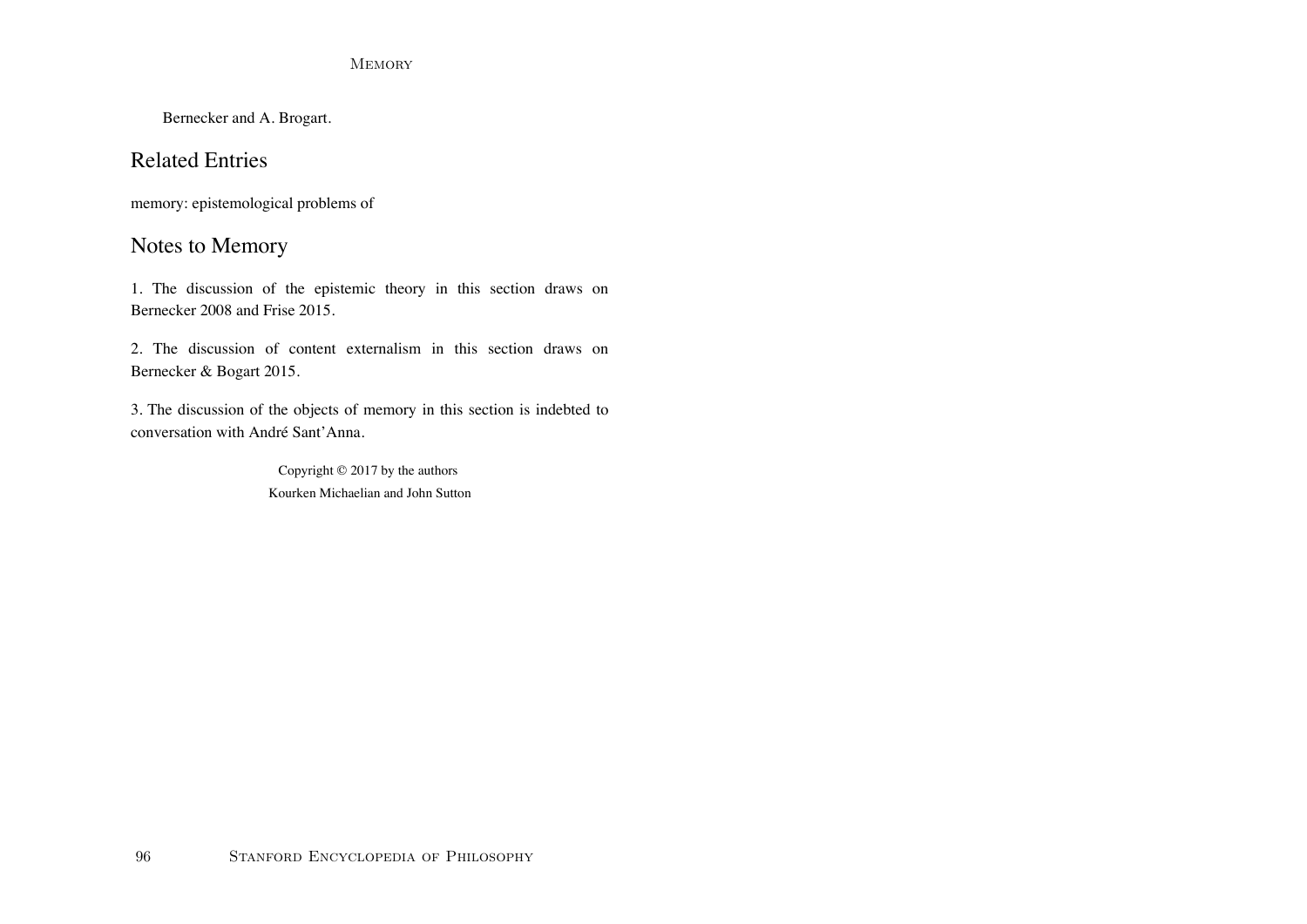Bernecker and A. Brogart.

## Related Entries

memory: epistemological problems of

## Notes to Memory

1. The discussion of the epistemic theory in this section draws on Bernecker 2008 and Frise 2015.

2. The discussion of content externalism in this section draws on Bernecker & Bogart 2015.

3. The discussion of the objects of memory in this section is indebted to conversation with André Sant'Anna.

Copyright © 2017 by the authors
Kourken Michaelian and John Sutton